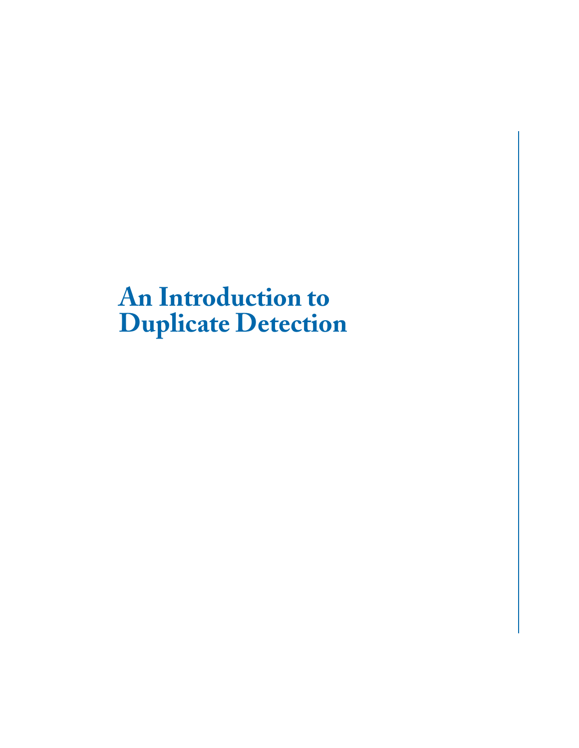# An Introduction to Duplicate Detection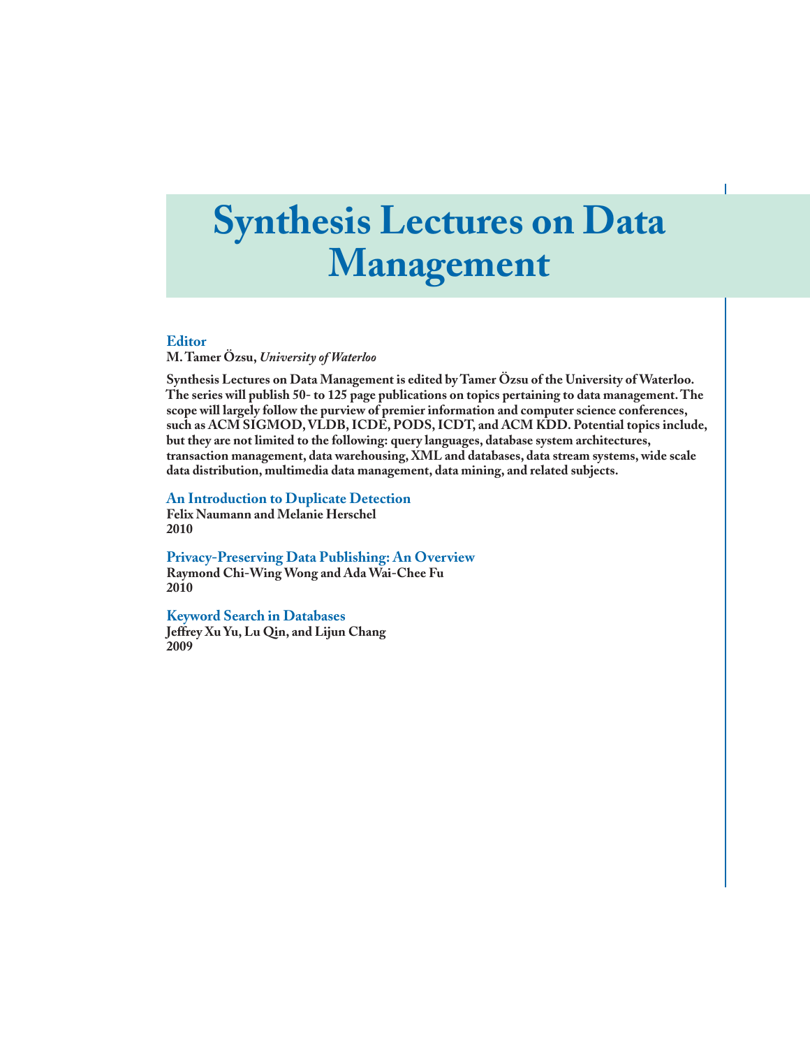# Synthesis Lectures on Data Management

## Editor

**M. Tamer Özsu**, *University of Waterloo*

**Synthesis Lectures on Data Management is edited by Tamer Özsu of the University of Waterloo. The series will publish 50- to 125 page publications on topics pertaining to data management. The scope will largely follow the purview of premier information and computer science conferences, such as ACM SIGMOD, VLDB, ICDE, PODS, ICDT, and ACM KDD. Potential topics include, but they are not limited to the following: query languages, database system architectures, transaction management, data warehousing, XML and databases, data stream systems, wide scale data distribution, multimedia data management, data mining, and related subjects.**

### An Introduction to Duplicate Detection

**Felix Naumann and Melanie Herschel**
**2010**

### Privacy-Preserving Data Publishing: An Overview

**Raymond Chi-Wing Wong and Ada Wai-Chee Fu**
**2010**

### Keyword Search in Databases

**Jeffrey Xu Yu, Lu Qin, and Lijun Chang**
**2009**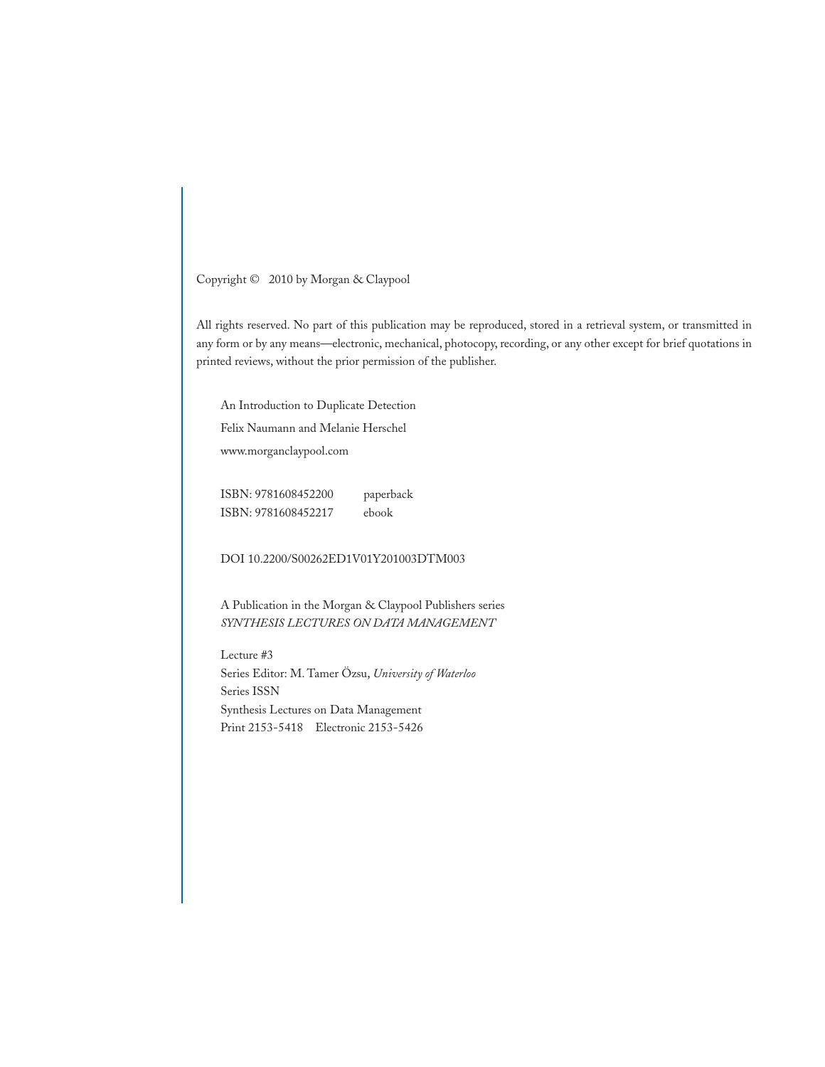Copyright © 2010 by Morgan & Claypool

All rights reserved. No part of this publication may be reproduced, stored in a retrieval system, or transmitted in any form or by any means—electronic, mechanical, photocopy, recording, or any other except for brief quotations in printed reviews, without the prior permission of the publisher.

An Introduction to Duplicate Detection
Felix Naumann and Melanie Herschel
www.morganclaypool.com

ISBN: 9781608452200 paperback
ISBN: 9781608452217 ebook

DOI 10.2200/S00262ED1V01Y201003DTM003

A Publication in the Morgan & Claypool Publishers series
*SYNTHESIS LECTURES ON DATA MANAGEMENT*

Lecture #3
Series Editor: M. Tamer Özsu, *University of Waterloo*
Series ISSN
Synthesis Lectures on Data Management
Print 2153-5418 Electronic 2153-5426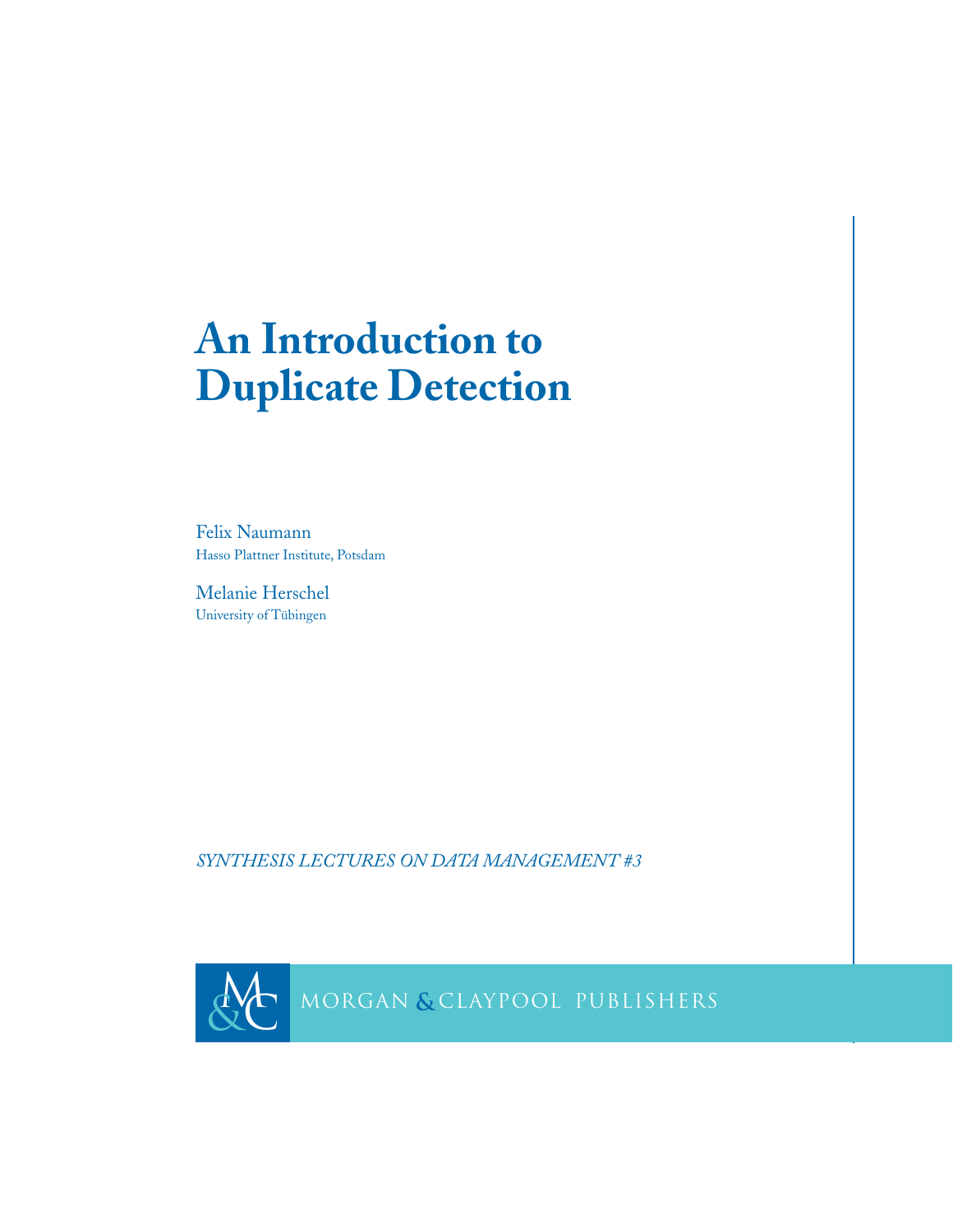# An Introduction to Duplicate Detection

Felix Naumann
Hasso Plattner Institute, Potsdam

Melanie Herschel
University of Tübingen

*SYNTHESIS LECTURES ON DATA MANAGEMENT #3*

MORGAN & CLAYPOOL PUBLISHERS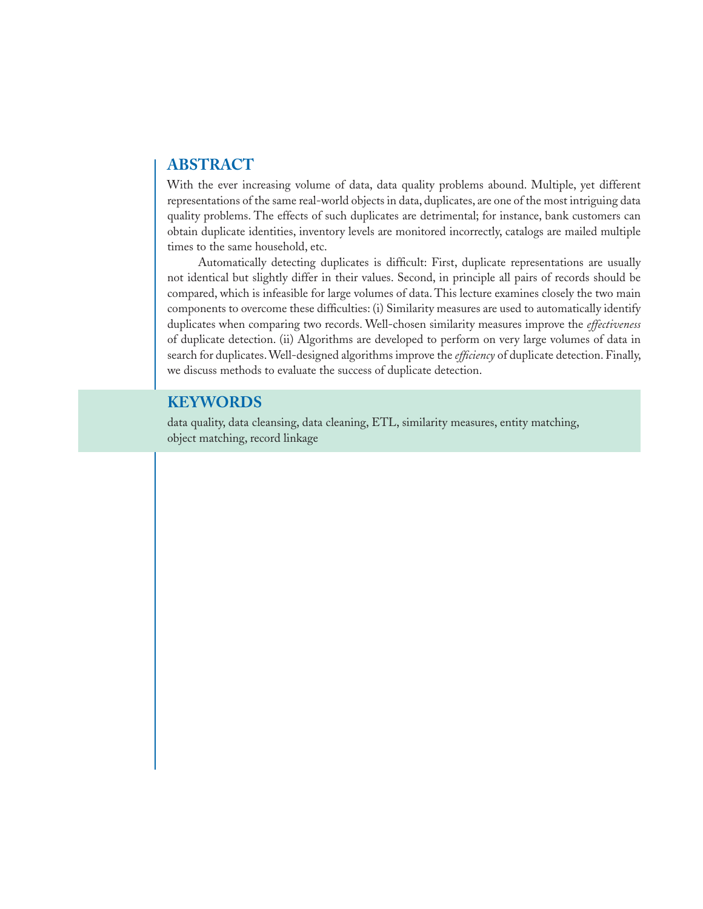## ABSTRACT

With the ever increasing volume of data, data quality problems abound. Multiple, yet different representations of the same real-world objects in data, duplicates, are one of the most intriguing data quality problems. The effects of such duplicates are detrimental; for instance, bank customers can obtain duplicate identities, inventory levels are monitored incorrectly, catalogs are mailed multiple times to the same household, etc.

Automatically detecting duplicates is difficult: First, duplicate representations are usually not identical but slightly differ in their values. Second, in principle all pairs of records should be compared, which is infeasible for large volumes of data. This lecture examines closely the two main components to overcome these difficulties: (i) Similarity measures are used to automatically identify duplicates when comparing two records. Well-chosen similarity measures improve the *effectiveness* of duplicate detection. (ii) Algorithms are developed to perform on very large volumes of data in search for duplicates. Well-designed algorithms improve the *efficiency* of duplicate detection. Finally, we discuss methods to evaluate the success of duplicate detection.

## KEYWORDS

data quality, data cleansing, data cleaning, ETL, similarity measures, entity matching, object matching, record linkage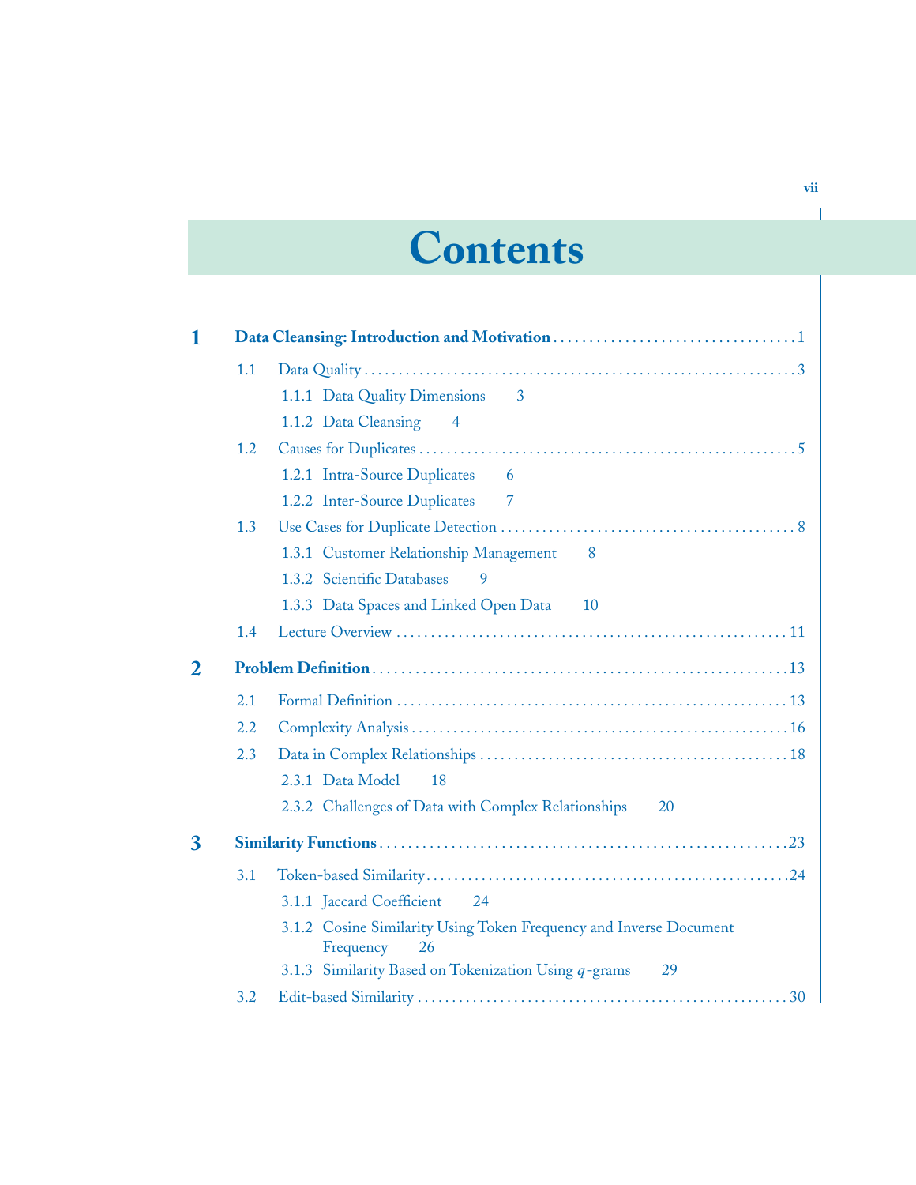# Contents

**1 Data Cleansing: Introduction and Motivation** .......... 1

- 1.1 Data Quality .......... 3
  - 1.1.1 Data Quality Dimensions 3
  - 1.1.2 Data Cleansing 4
- 1.2 Causes for Duplicates .......... 5
  - 1.2.1 Intra-Source Duplicates 6
  - 1.2.2 Inter-Source Duplicates 7
- 1.3 Use Cases for Duplicate Detection .......... 8
  - 1.3.1 Customer Relationship Management 8
  - 1.3.2 Scientific Databases 9
  - 1.3.3 Data Spaces and Linked Open Data 10
- 1.4 Lecture Overview .......... 11

**2 Problem Definition** .......... 13

- 2.1 Formal Definition .......... 13
- 2.2 Complexity Analysis .......... 16
- 2.3 Data in Complex Relationships .......... 18
  - 2.3.1 Data Model 18
  - 2.3.2 Challenges of Data with Complex Relationships 20

**3 Similarity Functions** .......... 23

- 3.1 Token-based Similarity .......... 24
  - 3.1.1 Jaccard Coefficient 24
  - 3.1.2 Cosine Similarity Using Token Frequency and Inverse Document Frequency 26
  - 3.1.3 Similarity Based on Tokenization Using $q$-grams 29
- 3.2 Edit-based Similarity .......... 30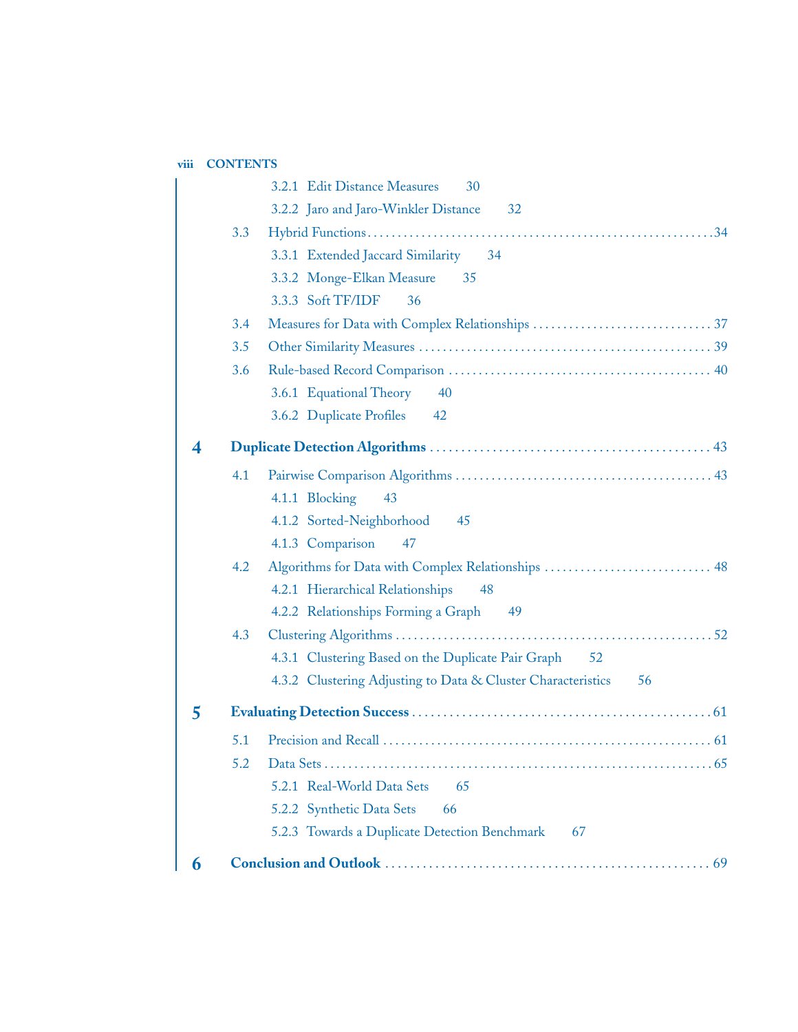3.2.1 Edit Distance Measures 30

3.2.2 Jaro and Jaro-Winkler Distance 32

3.3 Hybrid Functions . . . . . . . . . . . . . . . . . . . . . . . . . . . . . . . . . . . . . . . . . . . . . . . . . 34

3.3.1 Extended Jaccard Similarity 34

3.3.2 Monge-Elkan Measure 35

3.3.3 Soft TF/IDF 36

3.4 Measures for Data with Complex Relationships . . . . . . . . . . . . . . . . . . . . . . . . . . . . . 37

3.5 Other Similarity Measures . . . . . . . . . . . . . . . . . . . . . . . . . . . . . . . . . . . . . . . . . . . . . . 39

3.6 Rule-based Record Comparison . . . . . . . . . . . . . . . . . . . . . . . . . . . . . . . . . . . . . . . . . 40

3.6.1 Equational Theory 40

3.6.2 Duplicate Profiles 42

**4 Duplicate Detection Algorithms . . . . . . . . . . . . . . . . . . . . . . . . . . . . . . . . . . . . . . . . . . 43**

4.1 Pairwise Comparison Algorithms . . . . . . . . . . . . . . . . . . . . . . . . . . . . . . . . . . . . . . . . . 43

4.1.1 Blocking 43

4.1.2 Sorted-Neighborhood 45

4.1.3 Comparison 47

4.2 Algorithms for Data with Complex Relationships . . . . . . . . . . . . . . . . . . . . . . . . . . . 48

4.2.1 Hierarchical Relationships 48

4.2.2 Relationships Forming a Graph 49

4.3 Clustering Algorithms . . . . . . . . . . . . . . . . . . . . . . . . . . . . . . . . . . . . . . . . . . . . . . . . . . 52

4.3.1 Clustering Based on the Duplicate Pair Graph 52

4.3.2 Clustering Adjusting to Data & Cluster Characteristics 56

**5 Evaluating Detection Success . . . . . . . . . . . . . . . . . . . . . . . . . . . . . . . . . . . . . . . . . . . . . . 61**

5.1 Precision and Recall . . . . . . . . . . . . . . . . . . . . . . . . . . . . . . . . . . . . . . . . . . . . . . . . . . . 61

5.2 Data Sets . . . . . . . . . . . . . . . . . . . . . . . . . . . . . . . . . . . . . . . . . . . . . . . . . . . . . . . . . . . . 65

5.2.1 Real-World Data Sets 65

5.2.2 Synthetic Data Sets 66

5.2.3 Towards a Duplicate Detection Benchmark 67

**6 Conclusion and Outlook . . . . . . . . . . . . . . . . . . . . . . . . . . . . . . . . . . . . . . . . . . . . . . . . . . 69**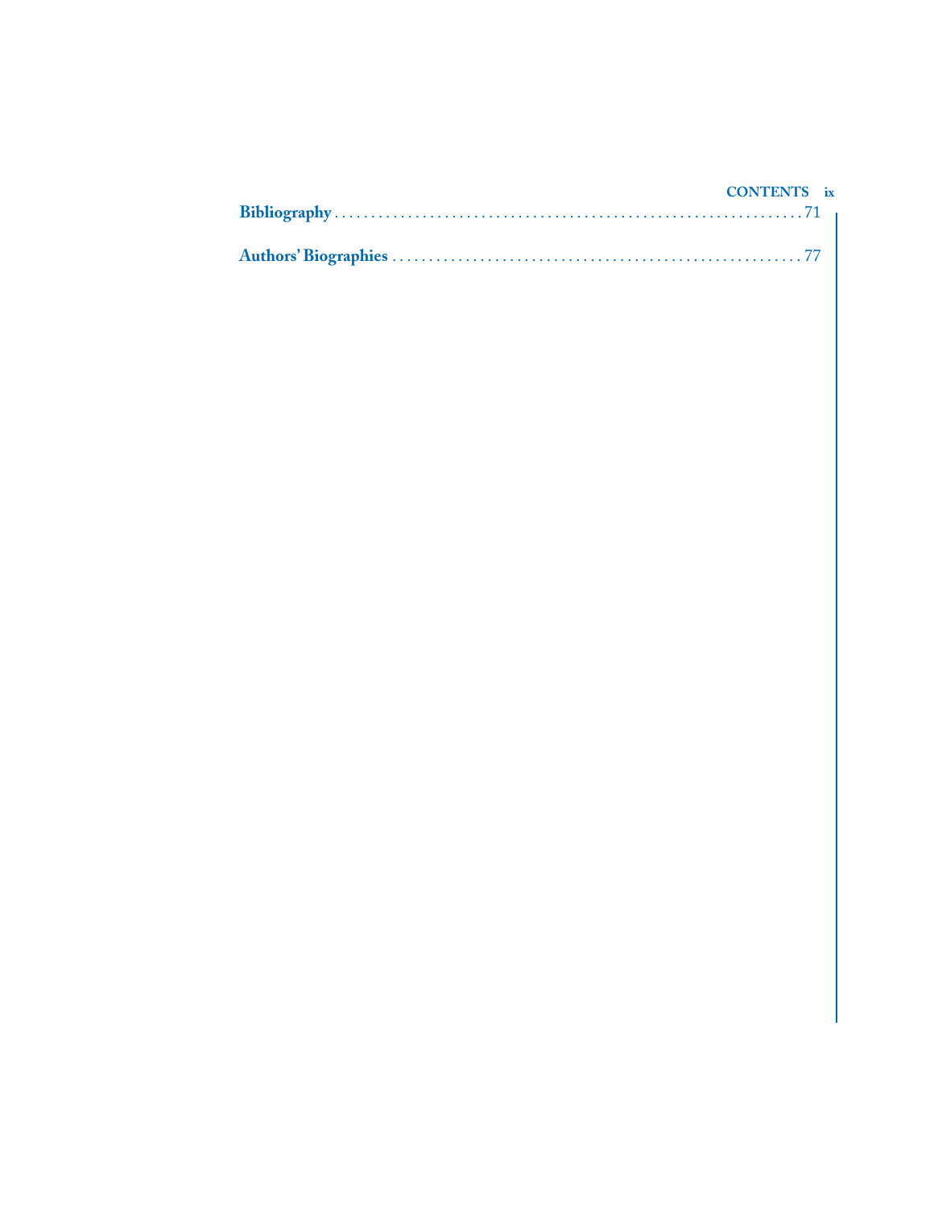**Bibliography** . . . . . . . . . . . . . . . . . . . . . . . . . . . . . . . . . . . . . . . . . . . . . . . . . . . . . . . . . . . . . 71

**Authors' Biographies** . . . . . . . . . . . . . . . . . . . . . . . . . . . . . . . . . . . . . . . . . . . . . . . . . . . . . 77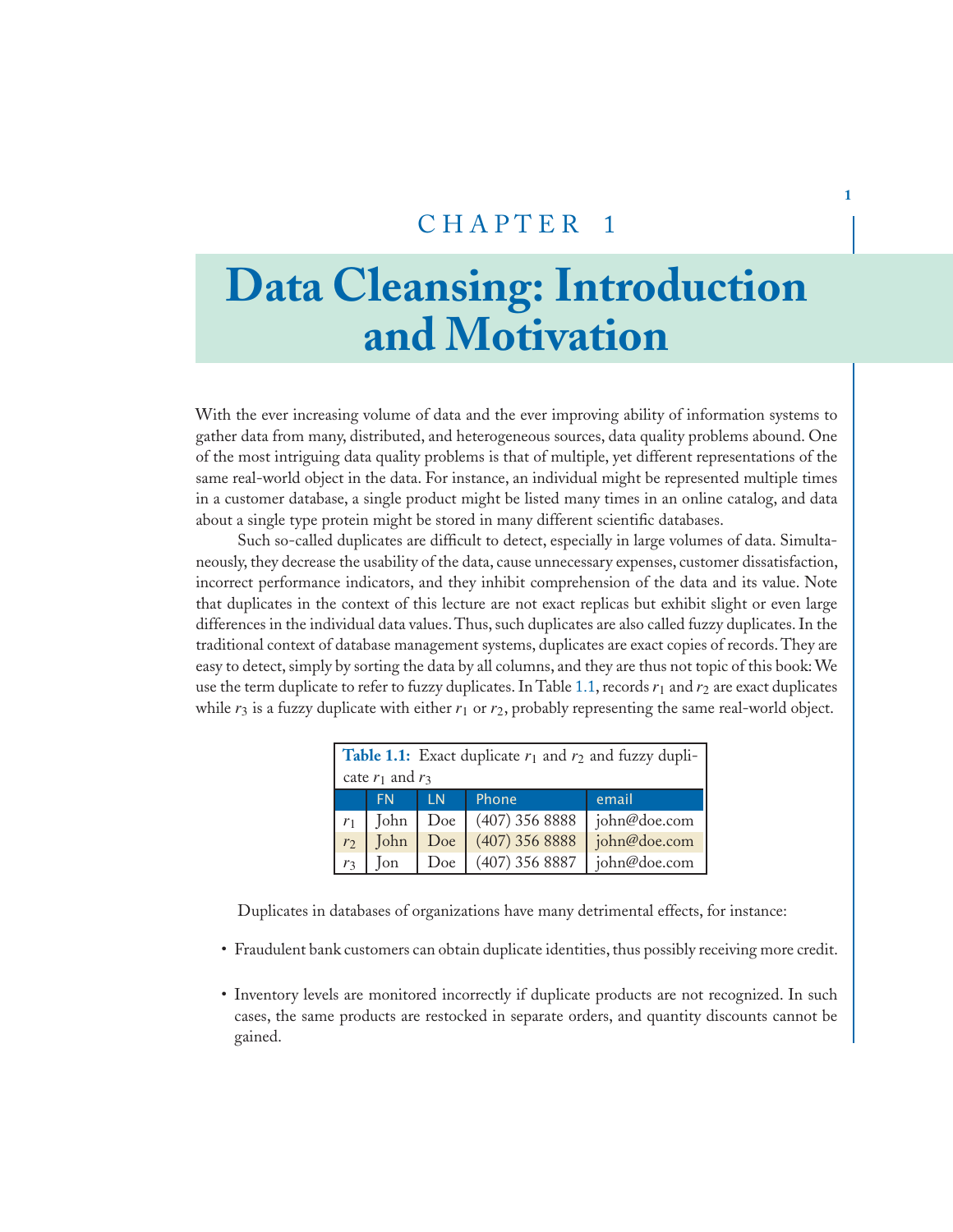# CHAPTER 1

# Data Cleansing: Introduction and Motivation

With the ever increasing volume of data and the ever improving ability of information systems to gather data from many, distributed, and heterogeneous sources, data quality problems abound. One of the most intriguing data quality problems is that of multiple, yet different representations of the same real-world object in the data. For instance, an individual might be represented multiple times in a customer database, a single product might be listed many times in an online catalog, and data about a single type protein might be stored in many different scientific databases.

Such so-called duplicates are difficult to detect, especially in large volumes of data. Simultaneously, they decrease the usability of the data, cause unnecessary expenses, customer dissatisfaction, incorrect performance indicators, and they inhibit comprehension of the data and its value. Note that duplicates in the context of this lecture are not exact replicas but exhibit slight or even large differences in the individual data values. Thus, such duplicates are also called fuzzy duplicates. In the traditional context of database management systems, duplicates are exact copies of records. They are easy to detect, simply by sorting the data by all columns, and they are thus not topic of this book: We use the term duplicate to refer to fuzzy duplicates. In Table 1.1, records $r_1$ and $r_2$ are exact duplicates while $r_3$ is a fuzzy duplicate with either $r_1$ or $r_2$, probably representing the same real-world object.

**Table 1.1:** Exact duplicate $r_1$ and $r_2$ and fuzzy duplicate $r_1$ and $r_3$

| | FN | LN | Phone | email |
|---|---|---|---|---|
| $r_1$ | John | Doe | (407) 356 8888 | john@doe.com |
| $r_2$ | John | Doe | (407) 356 8888 | john@doe.com |
| $r_3$ | Jon | Doe | (407) 356 8887 | john@doe.com |

Duplicates in databases of organizations have many detrimental effects, for instance:

- Fraudulent bank customers can obtain duplicate identities, thus possibly receiving more credit.
- Inventory levels are monitored incorrectly if duplicate products are not recognized. In such cases, the same products are restocked in separate orders, and quantity discounts cannot be gained.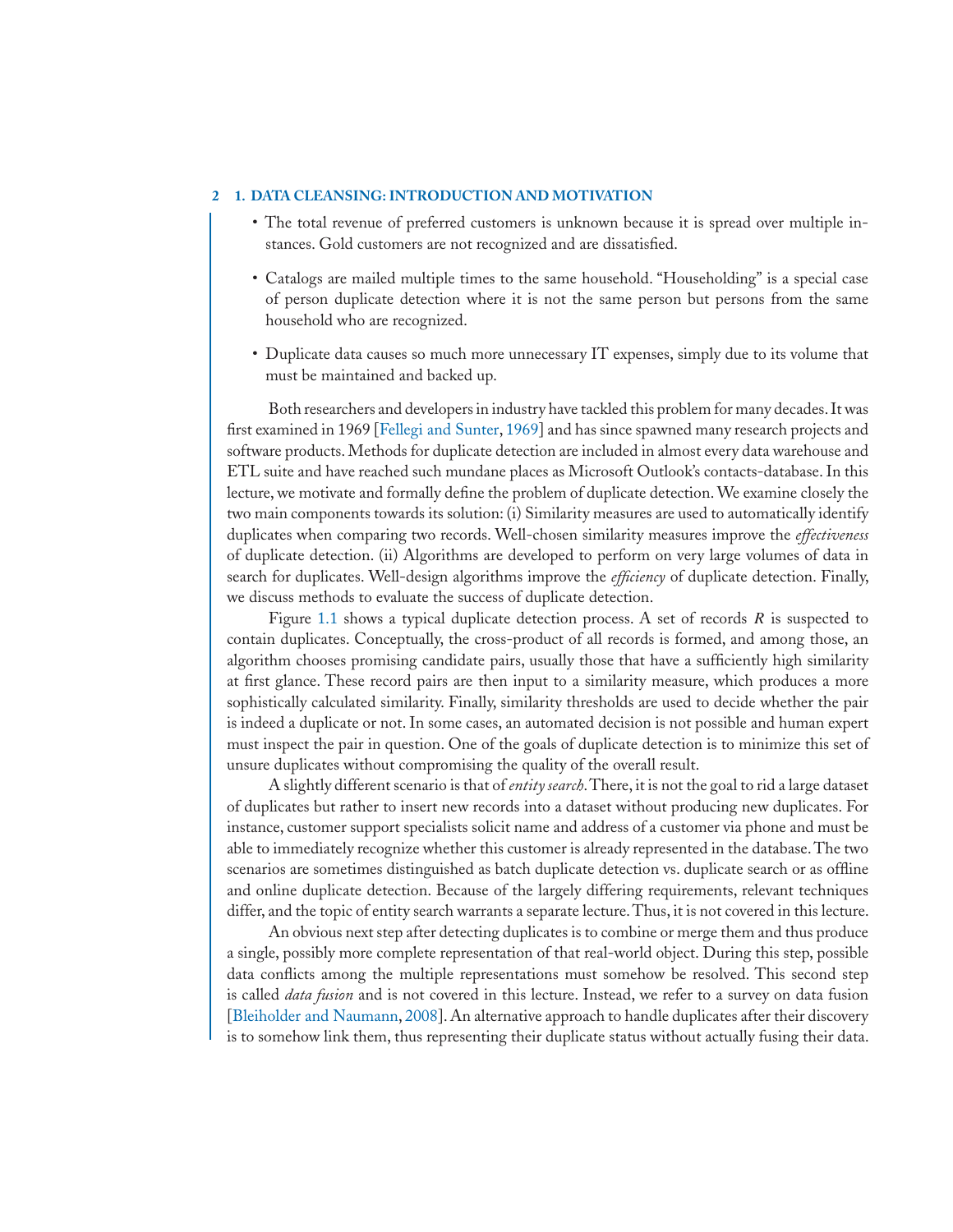- The total revenue of preferred customers is unknown because it is spread over multiple instances. Gold customers are not recognized and are dissatisfied.
- Catalogs are mailed multiple times to the same household. "Householding" is a special case of person duplicate detection where it is not the same person but persons from the same household who are recognized.
- Duplicate data causes so much more unnecessary IT expenses, simply due to its volume that must be maintained and backed up.

Both researchers and developers in industry have tackled this problem for many decades. It was first examined in 1969 [Fellegi and Sunter, 1969] and has since spawned many research projects and software products. Methods for duplicate detection are included in almost every data warehouse and ETL suite and have reached such mundane places as Microsoft Outlook's contacts-database. In this lecture, we motivate and formally define the problem of duplicate detection. We examine closely the two main components towards its solution: (i) Similarity measures are used to automatically identify duplicates when comparing two records. Well-chosen similarity measures improve the *effectiveness* of duplicate detection. (ii) Algorithms are developed to perform on very large volumes of data in search for duplicates. Well-design algorithms improve the *efficiency* of duplicate detection. Finally, we discuss methods to evaluate the success of duplicate detection.

Figure 1.1 shows a typical duplicate detection process. A set of records $R$ is suspected to contain duplicates. Conceptually, the cross-product of all records is formed, and among those, an algorithm chooses promising candidate pairs, usually those that have a sufficiently high similarity at first glance. These record pairs are then input to a similarity measure, which produces a more sophistically calculated similarity. Finally, similarity thresholds are used to decide whether the pair is indeed a duplicate or not. In some cases, an automated decision is not possible and human expert must inspect the pair in question. One of the goals of duplicate detection is to minimize this set of unsure duplicates without compromising the quality of the overall result.

A slightly different scenario is that of *entity search*. There, it is not the goal to rid a large dataset of duplicates but rather to insert new records into a dataset without producing new duplicates. For instance, customer support specialists solicit name and address of a customer via phone and must be able to immediately recognize whether this customer is already represented in the database. The two scenarios are sometimes distinguished as batch duplicate detection vs. duplicate search or as offline and online duplicate detection. Because of the largely differing requirements, relevant techniques differ, and the topic of entity search warrants a separate lecture. Thus, it is not covered in this lecture.

An obvious next step after detecting duplicates is to combine or merge them and thus produce a single, possibly more complete representation of that real-world object. During this step, possible data conflicts among the multiple representations must somehow be resolved. This second step is called *data fusion* and is not covered in this lecture. Instead, we refer to a survey on data fusion [Bleiholder and Naumann, 2008]. An alternative approach to handle duplicates after their discovery is to somehow link them, thus representing their duplicate status without actually fusing their data.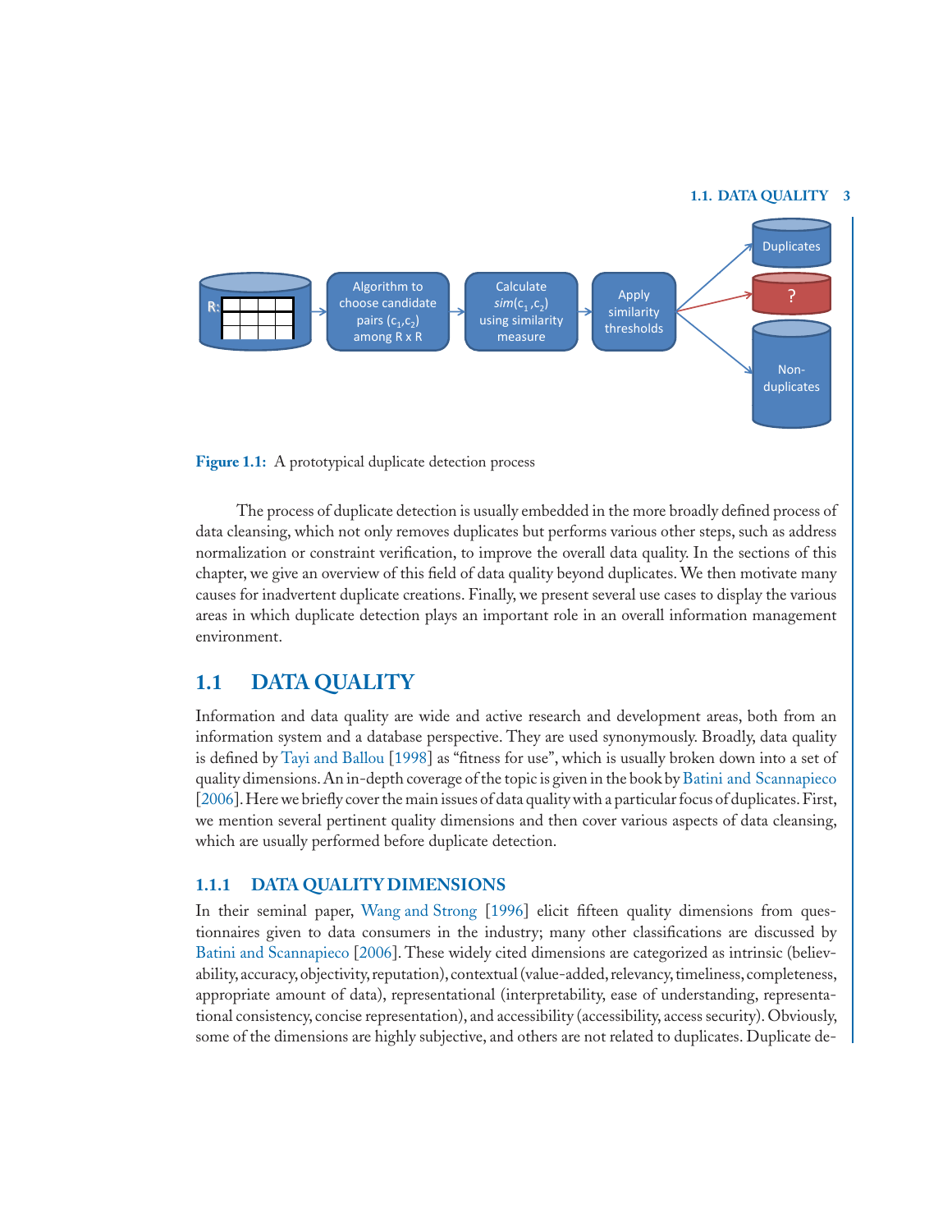Figure 1.1: A prototypical duplicate detection process

The process of duplicate detection is usually embedded in the more broadly defined process of data cleansing, which not only removes duplicates but performs various other steps, such as address normalization or constraint verification, to improve the overall data quality. In the sections of this chapter, we give an overview of this field of data quality beyond duplicates. We then motivate many causes for inadvertent duplicate creations. Finally, we present several use cases to display the various areas in which duplicate detection plays an important role in an overall information management environment.

## 1.1 DATA QUALITY

Information and data quality are wide and active research and development areas, both from an information system and a database perspective. They are used synonymously. Broadly, data quality is defined by Tayi and Ballou [1998] as "fitness for use", which is usually broken down into a set of quality dimensions. An in-depth coverage of the topic is given in the book by Batini and Scannapieco [2006]. Here we briefly cover the main issues of data quality with a particular focus of duplicates. First, we mention several pertinent quality dimensions and then cover various aspects of data cleansing, which are usually performed before duplicate detection.

### 1.1.1 DATA QUALITY DIMENSIONS

In their seminal paper, Wang and Strong [1996] elicit fifteen quality dimensions from questionnaires given to data consumers in the industry; many other classifications are discussed by Batini and Scannapieco [2006]. These widely cited dimensions are categorized as intrinsic (believability, accuracy, objectivity, reputation), contextual (value-added, relevancy, timeliness, completeness, appropriate amount of data), representational (interpretability, ease of understanding, representational consistency, concise representation), and accessibility (accessibility, access security). Obviously, some of the dimensions are highly subjective, and others are not related to duplicates. Duplicate de-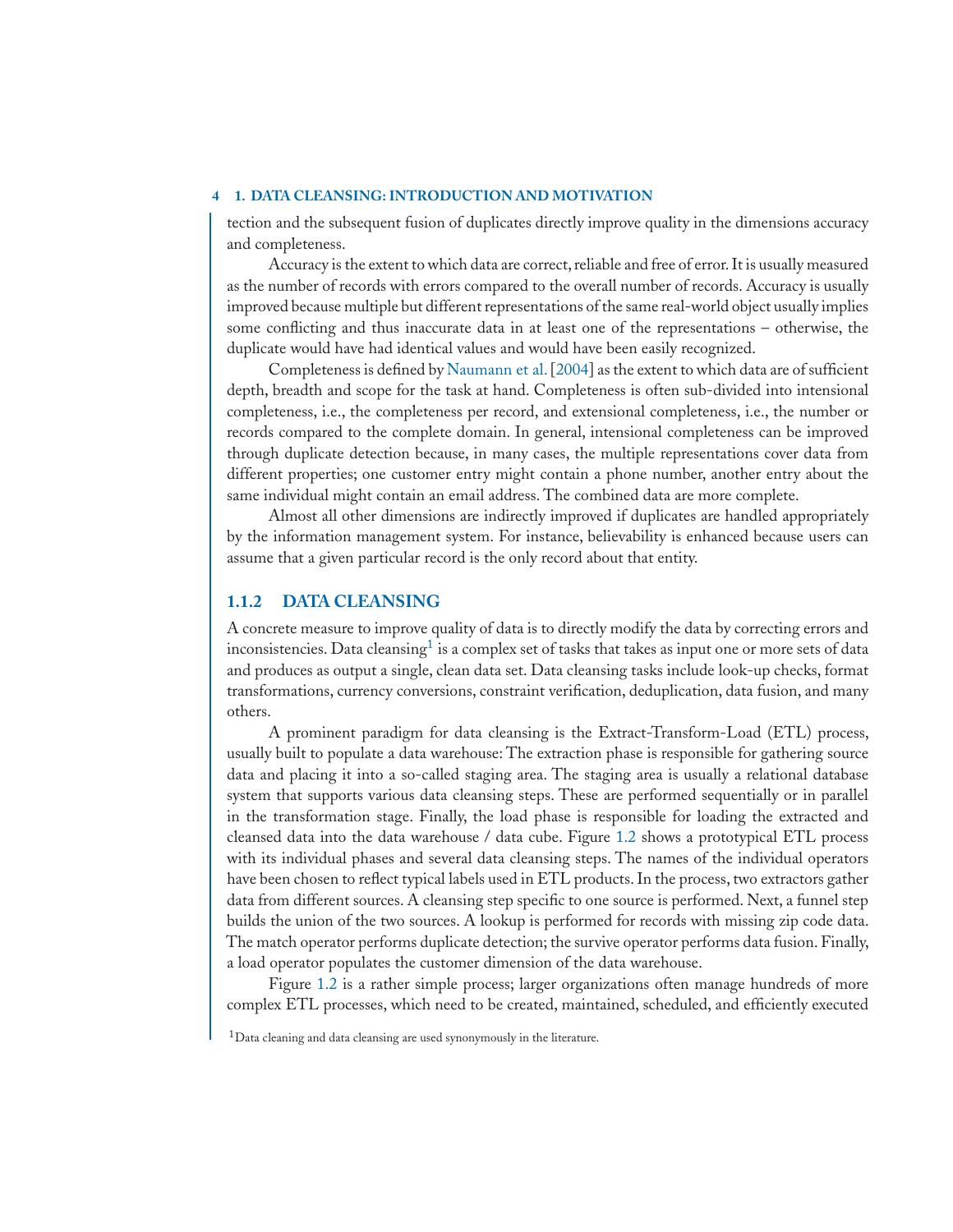tection and the subsequent fusion of duplicates directly improve quality in the dimensions accuracy and completeness.

Accuracy is the extent to which data are correct, reliable and free of error. It is usually measured as the number of records with errors compared to the overall number of records. Accuracy is usually improved because multiple but different representations of the same real-world object usually implies some conflicting and thus inaccurate data in at least one of the representations – otherwise, the duplicate would have had identical values and would have been easily recognized.

Completeness is defined by Naumann et al. [2004] as the extent to which data are of sufficient depth, breadth and scope for the task at hand. Completeness is often sub-divided into intensional completeness, i.e., the completeness per record, and extensional completeness, i.e., the number or records compared to the complete domain. In general, intensional completeness can be improved through duplicate detection because, in many cases, the multiple representations cover data from different properties; one customer entry might contain a phone number, another entry about the same individual might contain an email address. The combined data are more complete.

Almost all other dimensions are indirectly improved if duplicates are handled appropriately by the information management system. For instance, believability is enhanced because users can assume that a given particular record is the only record about that entity.

### 1.1.2 DATA CLEANSING

A concrete measure to improve quality of data is to directly modify the data by correcting errors and inconsistencies. Data cleansing[1] is a complex set of tasks that takes as input one or more sets of data and produces as output a single, clean data set. Data cleansing tasks include look-up checks, format transformations, currency conversions, constraint verification, deduplication, data fusion, and many others.

A prominent paradigm for data cleansing is the Extract-Transform-Load (ETL) process, usually built to populate a data warehouse: The extraction phase is responsible for gathering source data and placing it into a so-called staging area. The staging area is usually a relational database system that supports various data cleansing steps. These are performed sequentially or in parallel in the transformation stage. Finally, the load phase is responsible for loading the extracted and cleansed data into the data warehouse / data cube. Figure 1.2 shows a prototypical ETL process with its individual phases and several data cleansing steps. The names of the individual operators have been chosen to reflect typical labels used in ETL products. In the process, two extractors gather data from different sources. A cleansing step specific to one source is performed. Next, a funnel step builds the union of the two sources. A lookup is performed for records with missing zip code data. The match operator performs duplicate detection; the survive operator performs data fusion. Finally, a load operator populates the customer dimension of the data warehouse.

Figure 1.2 is a rather simple process; larger organizations often manage hundreds of more complex ETL processes, which need to be created, maintained, scheduled, and efficiently executed

[1] Data cleaning and data cleansing are used synonymously in the literature.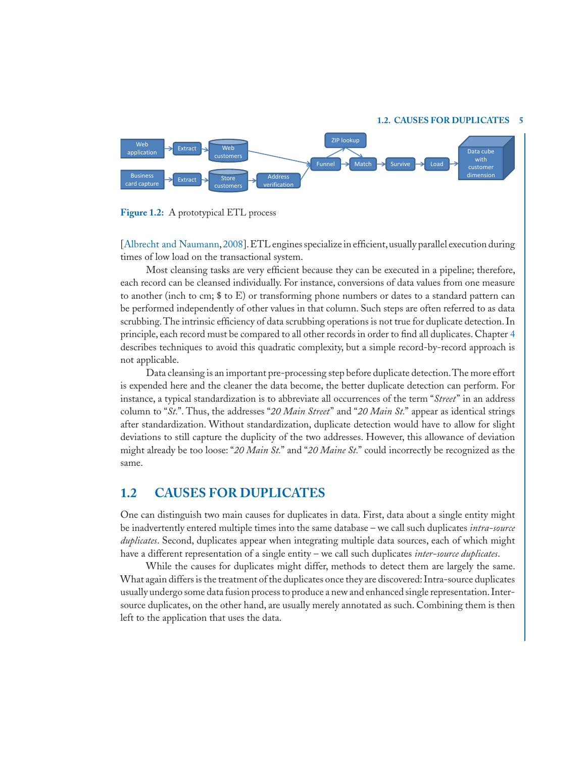Web application

Extract

Web customers

Business card capture

Extract

Store customers

Address verification

ZIP lookup

Funnel

Match

Survive

Load

Data cube with customer dimension

**Figure 1.2:** A prototypical ETL process

[Albrecht and Naumann, 2008]. ETL engines specialize in efficient, usually parallel execution during times of low load on the transactional system.

Most cleansing tasks are very efficient because they can be executed in a pipeline; therefore, each record can be cleansed individually. For instance, conversions of data values from one measure to another (inch to cm; $ to E) or transforming phone numbers or dates to a standard pattern can be performed independently of other values in that column. Such steps are often referred to as data scrubbing. The intrinsic efficiency of data scrubbing operations is not true for duplicate detection. In principle, each record must be compared to all other records in order to find all duplicates. Chapter 4 describes techniques to avoid this quadratic complexity, but a simple record-by-record approach is not applicable.

Data cleansing is an important pre-processing step before duplicate detection. The more effort is expended here and the cleaner the data become, the better duplicate detection can perform. For instance, a typical standardization is to abbreviate all occurrences of the term "*Street*" in an address column to "*St.*". Thus, the addresses "*20 Main Street*" and "*20 Main St.*" appear as identical strings after standardization. Without standardization, duplicate detection would have to allow for slight deviations to still capture the duplicity of the two addresses. However, this allowance of deviation might already be too loose: "*20 Main St.*" and "*20 Maine St.*" could incorrectly be recognized as the same.

## 1.2 CAUSES FOR DUPLICATES

One can distinguish two main causes for duplicates in data. First, data about a single entity might be inadvertently entered multiple times into the same database – we call such duplicates *intra-source duplicates*. Second, duplicates appear when integrating multiple data sources, each of which might have a different representation of a single entity – we call such duplicates *inter-source duplicates*.

While the causes for duplicates might differ, methods to detect them are largely the same. What again differs is the treatment of the duplicates once they are discovered: Intra-source duplicates usually undergo some data fusion process to produce a new and enhanced single representation. Inter-source duplicates, on the other hand, are usually merely annotated as such. Combining them is then left to the application that uses the data.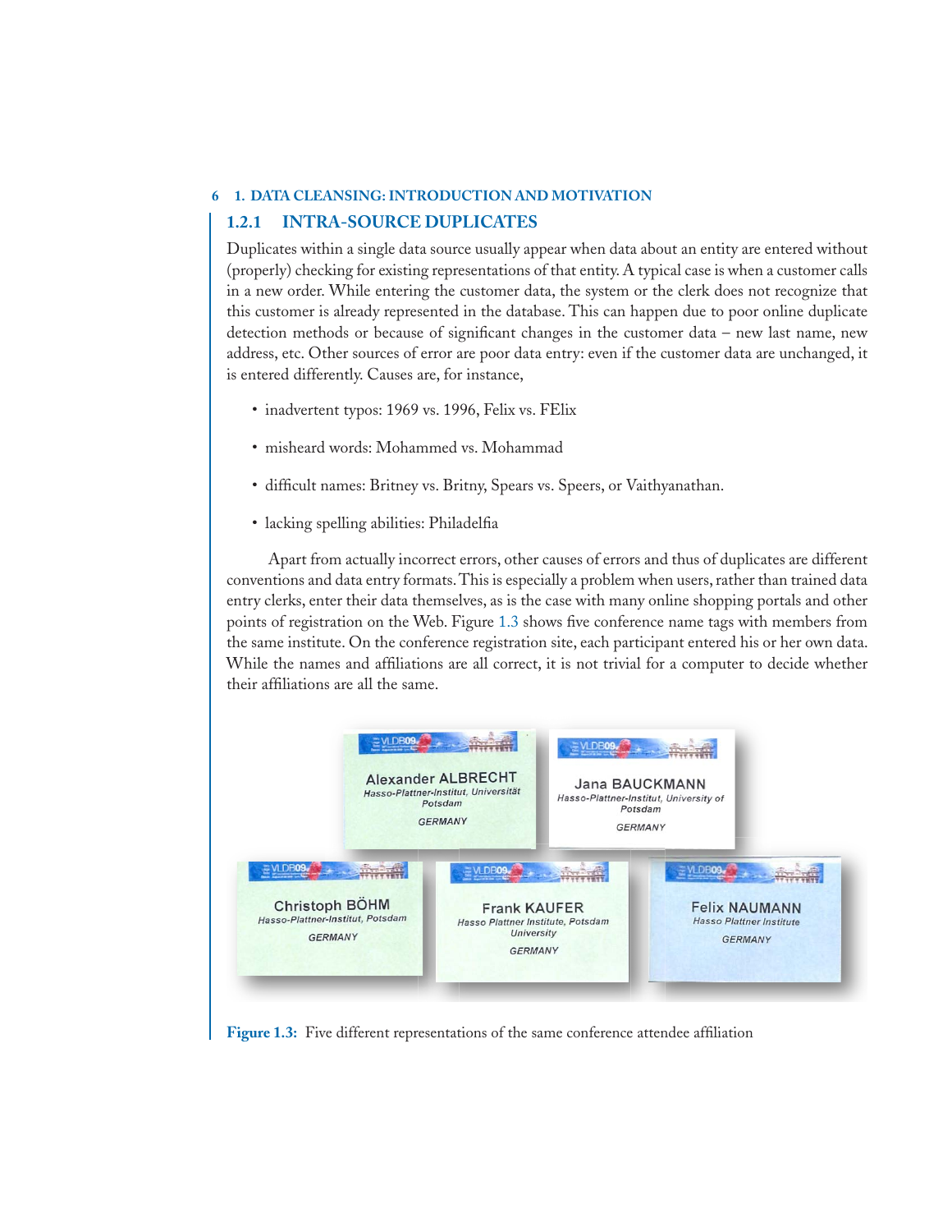### 1.2.1 INTRA-SOURCE DUPLICATES

Duplicates within a single data source usually appear when data about an entity are entered without (properly) checking for existing representations of that entity. A typical case is when a customer calls in a new order. While entering the customer data, the system or the clerk does not recognize that this customer is already represented in the database. This can happen due to poor online duplicate detection methods or because of significant changes in the customer data – new last name, new address, etc. Other sources of error are poor data entry: even if the customer data are unchanged, it is entered differently. Causes are, for instance,

- inadvertent typos: 1969 vs. 1996, Felix vs. FElix
- misheard words: Mohammed vs. Mohammad
- difficult names: Britney vs. Britny, Spears vs. Speers, or Vaithyanathan.
- lacking spelling abilities: Philadelfia

Apart from actually incorrect errors, other causes of errors and thus of duplicates are different conventions and data entry formats. This is especially a problem when users, rather than trained data entry clerks, enter their data themselves, as is the case with many online shopping portals and other points of registration on the Web. Figure 1.3 shows five conference name tags with members from the same institute. On the conference registration site, each participant entered his or her own data. While the names and affiliations are all correct, it is not trivial for a computer to decide whether their affiliations are all the same.

Alexander ALBRECHT
Hasso-Plattner-Institut, Universität Potsdam
GERMANY

Jana BAUCKMANN
Hasso-Plattner-Institut, University of Potsdam
GERMANY

Christoph BÖHM
Hasso-Plattner-Institut, Potsdam
GERMANY

Frank KAUFER
Hasso Plattner Institute, Potsdam University
GERMANY

Felix NAUMANN
Hasso Plattner Institute
GERMANY

**Figure 1.3:** Five different representations of the same conference attendee affiliation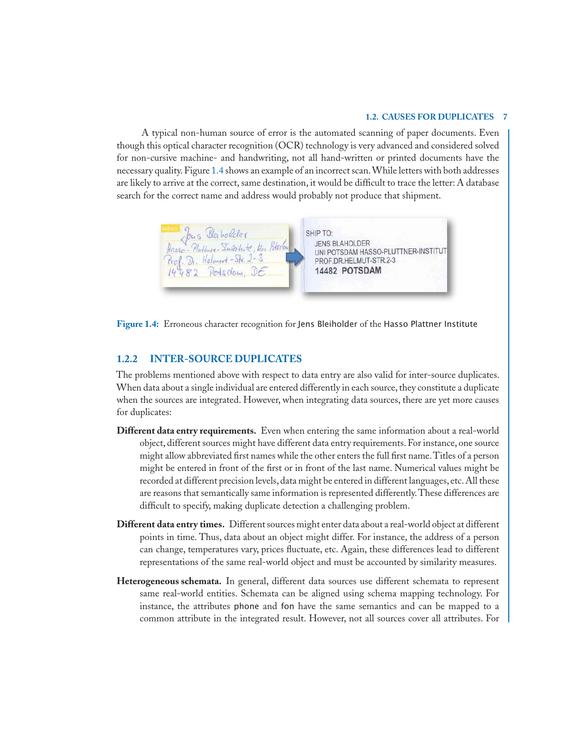A typical non-human source of error is the automated scanning of paper documents. Even though this optical character recognition (OCR) technology is very advanced and considered solved for non-cursive machine- and handwriting, not all hand-written or printed documents have the necessary quality. Figure 1.4 shows an example of an incorrect scan. While letters with both addresses are likely to arrive at the correct, same destination, it would be difficult to trace the letter: A database search for the correct name and address would probably not produce that shipment.

**Figure 1.4:** Erroneous character recognition for `Jens Bleiholder` of the `Hasso Plattner Institute`

### 1.2.2 INTER-SOURCE DUPLICATES

The problems mentioned above with respect to data entry are also valid for inter-source duplicates. When data about a single individual are entered differently in each source, they constitute a duplicate when the sources are integrated. However, when integrating data sources, there are yet more causes for duplicates:

**Different data entry requirements.** Even when entering the same information about a real-world object, different sources might have different data entry requirements. For instance, one source might allow abbreviated first names while the other enters the full first name. Titles of a person might be entered in front of the first or in front of the last name. Numerical values might be recorded at different precision levels, data might be entered in different languages, etc. All these are reasons that semantically same information is represented differently. These differences are difficult to specify, making duplicate detection a challenging problem.

**Different data entry times.** Different sources might enter data about a real-world object at different points in time. Thus, data about an object might differ. For instance, the address of a person can change, temperatures vary, prices fluctuate, etc. Again, these differences lead to different representations of the same real-world object and must be accounted by similarity measures.

**Heterogeneous schemata.** In general, different data sources use different schemata to represent same real-world entities. Schemata can be aligned using schema mapping technology. For instance, the attributes `phone` and `fon` have the same semantics and can be mapped to a common attribute in the integrated result. However, not all sources cover all attributes. For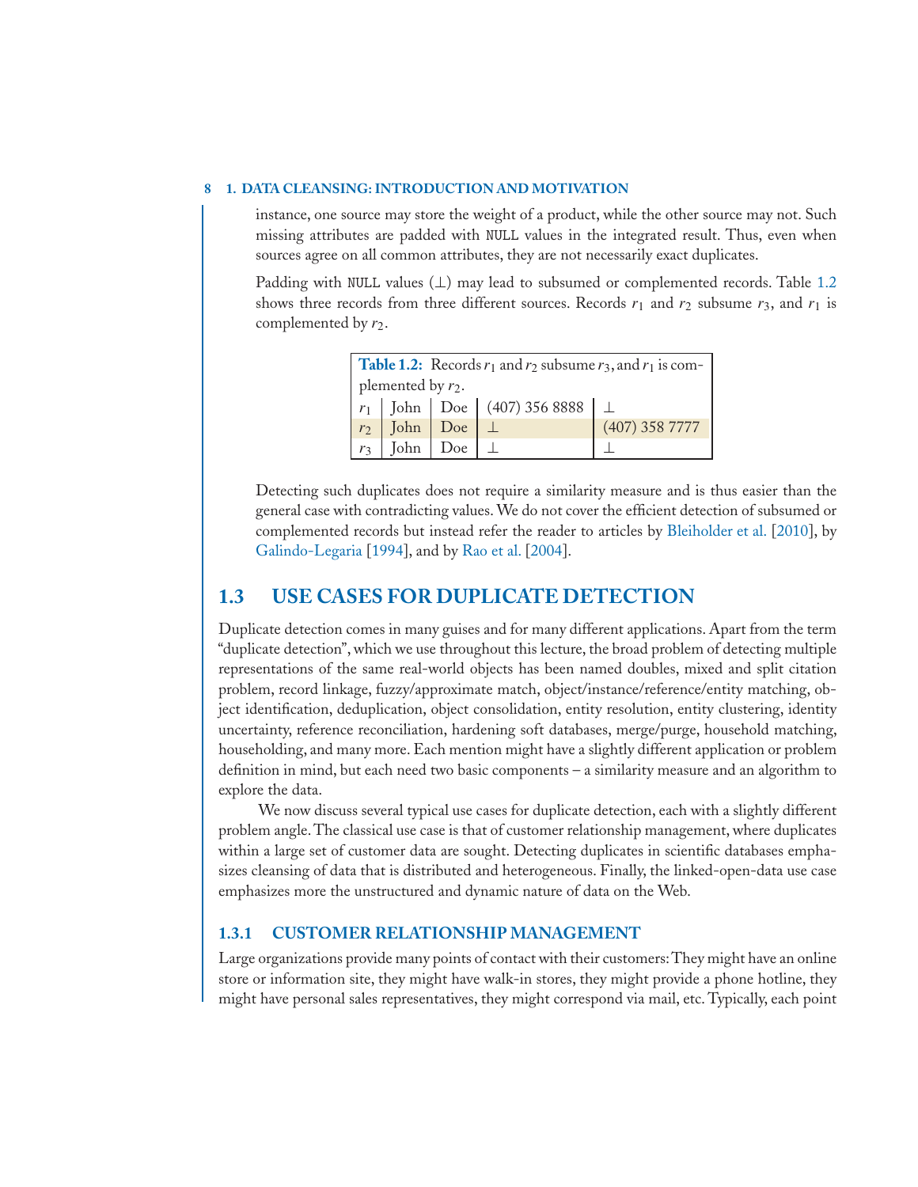instance, one source may store the weight of a product, while the other source may not. Such missing attributes are padded with NULL values in the integrated result. Thus, even when sources agree on all common attributes, they are not necessarily exact duplicates.

Padding with NULL values (⊥) may lead to subsumed or complemented records. Table 1.2 shows three records from three different sources. Records $r_1$ and $r_2$ subsume $r_3$, and $r_1$ is complemented by $r_2$.

**Table 1.2:** Records $r_1$ and $r_2$ subsume $r_3$, and $r_1$ is complemented by $r_2$.

| | | | | |
|---|---|---|---|---|
| $r_1$ | John | Doe | (407) 356 8888 | ⊥ |
| $r_2$ | John | Doe | ⊥ | (407) 358 7777 |
| $r_3$ | John | Doe | ⊥ | ⊥ |

Detecting such duplicates does not require a similarity measure and is thus easier than the general case with contradicting values. We do not cover the efficient detection of subsumed or complemented records but instead refer the reader to articles by Bleiholder et al. [2010], by Galindo-Legaria [1994], and by Rao et al. [2004].

## 1.3 USE CASES FOR DUPLICATE DETECTION

Duplicate detection comes in many guises and for many different applications. Apart from the term "duplicate detection", which we use throughout this lecture, the broad problem of detecting multiple representations of the same real-world objects has been named doubles, mixed and split citation problem, record linkage, fuzzy/approximate match, object/instance/reference/entity matching, object identification, deduplication, object consolidation, entity resolution, entity clustering, identity uncertainty, reference reconciliation, hardening soft databases, merge/purge, household matching, householding, and many more. Each mention might have a slightly different application or problem definition in mind, but each need two basic components – a similarity measure and an algorithm to explore the data.

We now discuss several typical use cases for duplicate detection, each with a slightly different problem angle. The classical use case is that of customer relationship management, where duplicates within a large set of customer data are sought. Detecting duplicates in scientific databases emphasizes cleansing of data that is distributed and heterogeneous. Finally, the linked-open-data use case emphasizes more the unstructured and dynamic nature of data on the Web.

### 1.3.1 CUSTOMER RELATIONSHIP MANAGEMENT

Large organizations provide many points of contact with their customers: They might have an online store or information site, they might have walk-in stores, they might provide a phone hotline, they might have personal sales representatives, they might correspond via mail, etc. Typically, each point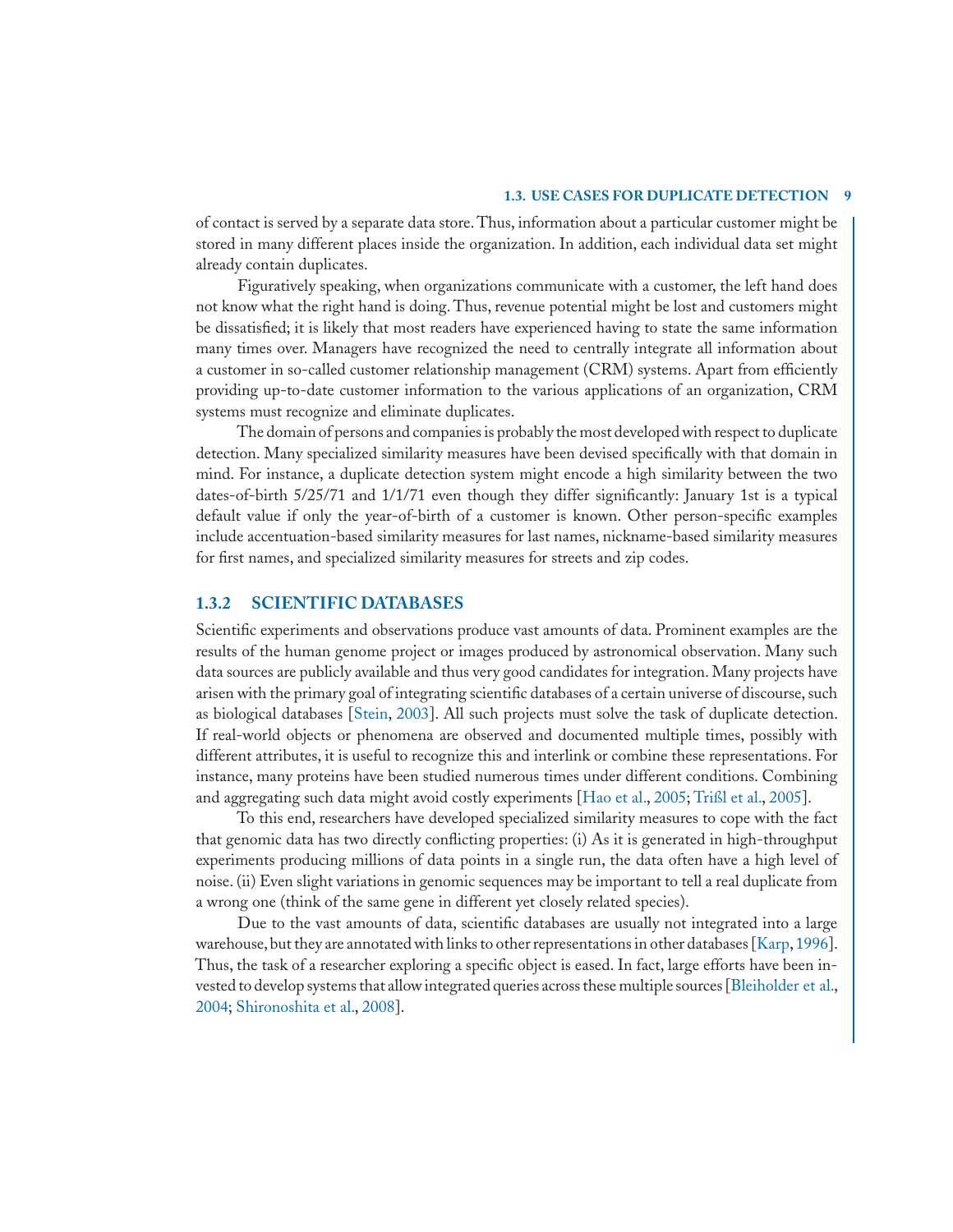of contact is served by a separate data store. Thus, information about a particular customer might be stored in many different places inside the organization. In addition, each individual data set might already contain duplicates.

Figuratively speaking, when organizations communicate with a customer, the left hand does not know what the right hand is doing. Thus, revenue potential might be lost and customers might be dissatisfied; it is likely that most readers have experienced having to state the same information many times over. Managers have recognized the need to centrally integrate all information about a customer in so-called customer relationship management (CRM) systems. Apart from efficiently providing up-to-date customer information to the various applications of an organization, CRM systems must recognize and eliminate duplicates.

The domain of persons and companies is probably the most developed with respect to duplicate detection. Many specialized similarity measures have been devised specifically with that domain in mind. For instance, a duplicate detection system might encode a high similarity between the two dates-of-birth 5/25/71 and 1/1/71 even though they differ significantly: January 1st is a typical default value if only the year-of-birth of a customer is known. Other person-specific examples include accentuation-based similarity measures for last names, nickname-based similarity measures for first names, and specialized similarity measures for streets and zip codes.

### 1.3.2 SCIENTIFIC DATABASES

Scientific experiments and observations produce vast amounts of data. Prominent examples are the results of the human genome project or images produced by astronomical observation. Many such data sources are publicly available and thus very good candidates for integration. Many projects have arisen with the primary goal of integrating scientific databases of a certain universe of discourse, such as biological databases [Stein, 2003]. All such projects must solve the task of duplicate detection. If real-world objects or phenomena are observed and documented multiple times, possibly with different attributes, it is useful to recognize this and interlink or combine these representations. For instance, many proteins have been studied numerous times under different conditions. Combining and aggregating such data might avoid costly experiments [Hao et al., 2005; Trißl et al., 2005].

To this end, researchers have developed specialized similarity measures to cope with the fact that genomic data has two directly conflicting properties: (i) As it is generated in high-throughput experiments producing millions of data points in a single run, the data often have a high level of noise. (ii) Even slight variations in genomic sequences may be important to tell a real duplicate from a wrong one (think of the same gene in different yet closely related species).

Due to the vast amounts of data, scientific databases are usually not integrated into a large warehouse, but they are annotated with links to other representations in other databases [Karp, 1996]. Thus, the task of a researcher exploring a specific object is eased. In fact, large efforts have been invested to develop systems that allow integrated queries across these multiple sources [Bleiholder et al., 2004; Shironoshita et al., 2008].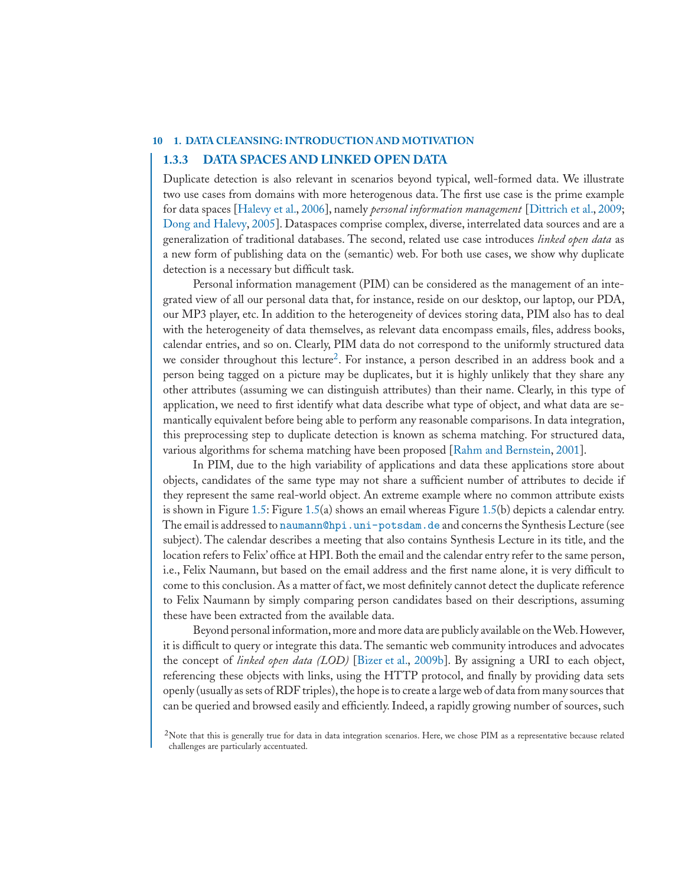### 1.3.3 DATA SPACES AND LINKED OPEN DATA

Duplicate detection is also relevant in scenarios beyond typical, well-formed data. We illustrate two use cases from domains with more heterogenous data. The first use case is the prime example for data spaces [Halevy et al., 2006], namely *personal information management* [Dittrich et al., 2009; Dong and Halevy, 2005]. Dataspaces comprise complex, diverse, interrelated data sources and are a generalization of traditional databases. The second, related use case introduces *linked open data* as a new form of publishing data on the (semantic) web. For both use cases, we show why duplicate detection is a necessary but difficult task.

Personal information management (PIM) can be considered as the management of an integrated view of all our personal data that, for instance, reside on our desktop, our laptop, our PDA, our MP3 player, etc. In addition to the heterogeneity of devices storing data, PIM also has to deal with the heterogeneity of data themselves, as relevant data encompass emails, files, address books, calendar entries, and so on. Clearly, PIM data do not correspond to the uniformly structured data we consider throughout this lecture[2]. For instance, a person described in an address book and a person being tagged on a picture may be duplicates, but it is highly unlikely that they share any other attributes (assuming we can distinguish attributes) than their name. Clearly, in this type of application, we need to first identify what data describe what type of object, and what data are semantically equivalent before being able to perform any reasonable comparisons. In data integration, this preprocessing step to duplicate detection is known as schema matching. For structured data, various algorithms for schema matching have been proposed [Rahm and Bernstein, 2001].

In PIM, due to the high variability of applications and data these applications store about objects, candidates of the same type may not share a sufficient number of attributes to decide if they represent the same real-world object. An extreme example where no common attribute exists is shown in Figure 1.5: Figure 1.5(a) shows an email whereas Figure 1.5(b) depicts a calendar entry. The email is addressed to `naumann@hpi.uni-potsdam.de` and concerns the Synthesis Lecture (see subject). The calendar describes a meeting that also contains Synthesis Lecture in its title, and the location refers to Felix' office at HPI. Both the email and the calendar entry refer to the same person, i.e., Felix Naumann, but based on the email address and the first name alone, it is very difficult to come to this conclusion. As a matter of fact, we most definitely cannot detect the duplicate reference to Felix Naumann by simply comparing person candidates based on their descriptions, assuming these have been extracted from the available data.

Beyond personal information, more and more data are publicly available on the Web. However, it is difficult to query or integrate this data. The semantic web community introduces and advocates the concept of *linked open data (LOD)* [Bizer et al., 2009b]. By assigning a URI to each object, referencing these objects with links, using the HTTP protocol, and finally by providing data sets openly (usually as sets of RDF triples), the hope is to create a large web of data from many sources that can be queried and browsed easily and efficiently. Indeed, a rapidly growing number of sources, such

[2] Note that this is generally true for data in data integration scenarios. Here, we chose PIM as a representative because related challenges are particularly accentuated.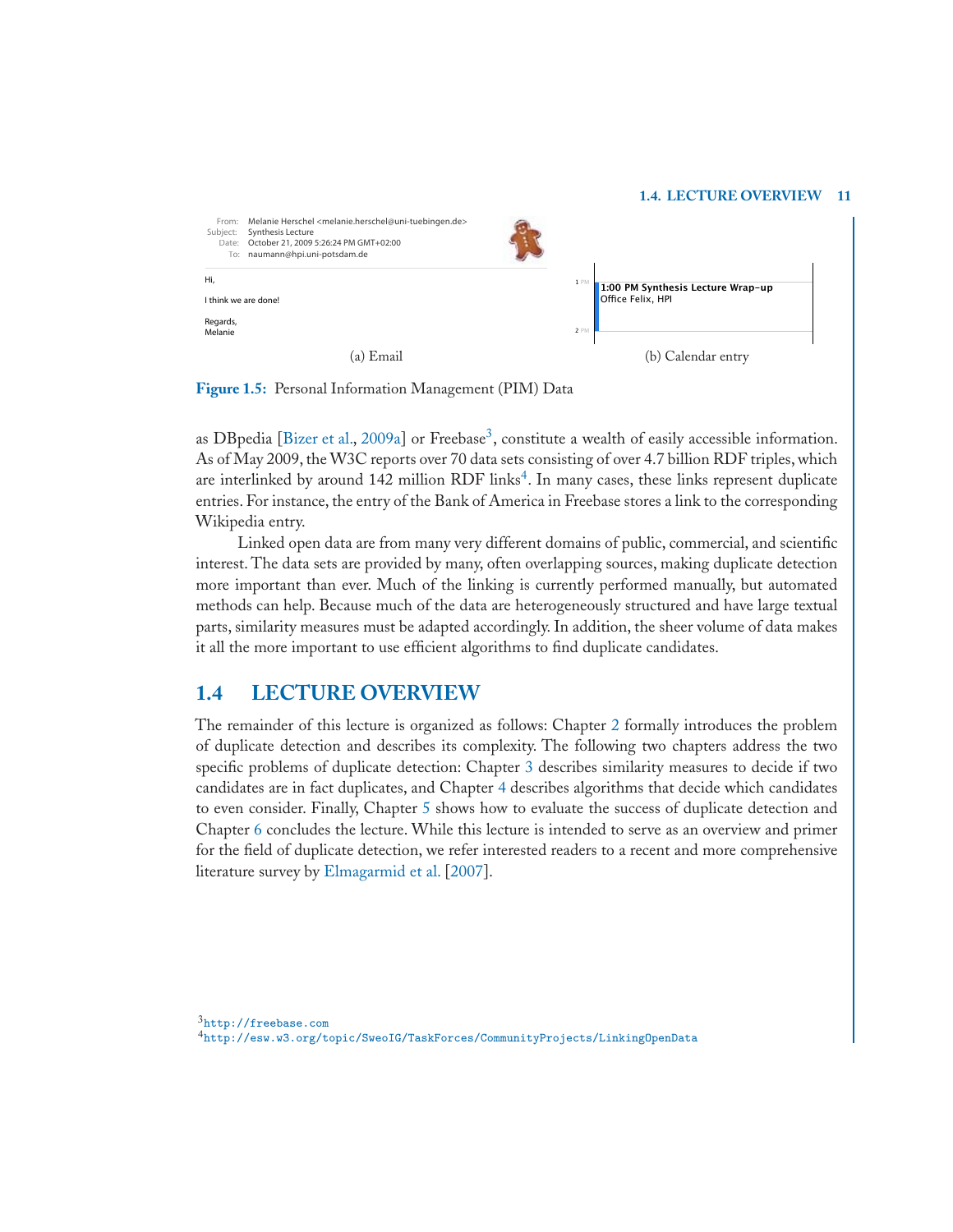From: Melanie Herschel <melanie.herschel@uni-tuebingen.de>
Subject: Synthesis Lecture
Date: October 21, 2009 5:26:24 PM GMT+02:00
To: naumann@hpi.uni-potsdam.de

Hi,

I think we are done!

Regards,
Melanie

(a) Email

1:00 PM Synthesis Lecture Wrap-up
Office Felix, HPI

(b) Calendar entry

**Figure 1.5:** Personal Information Management (PIM) Data

as DBpedia [Bizer et al., 2009a] or Freebase[3], constitute a wealth of easily accessible information. As of May 2009, the W3C reports over 70 data sets consisting of over 4.7 billion RDF triples, which are interlinked by around 142 million RDF links[4]. In many cases, these links represent duplicate entries. For instance, the entry of the Bank of America in Freebase stores a link to the corresponding Wikipedia entry.

Linked open data are from many very different domains of public, commercial, and scientific interest. The data sets are provided by many, often overlapping sources, making duplicate detection more important than ever. Much of the linking is currently performed manually, but automated methods can help. Because much of the data are heterogeneously structured and have large textual parts, similarity measures must be adapted accordingly. In addition, the sheer volume of data makes it all the more important to use efficient algorithms to find duplicate candidates.

## 1.4 LECTURE OVERVIEW

The remainder of this lecture is organized as follows: Chapter 2 formally introduces the problem of duplicate detection and describes its complexity. The following two chapters address the two specific problems of duplicate detection: Chapter 3 describes similarity measures to decide if two candidates are in fact duplicates, and Chapter 4 describes algorithms that decide which candidates to even consider. Finally, Chapter 5 shows how to evaluate the success of duplicate detection and Chapter 6 concludes the lecture. While this lecture is intended to serve as an overview and primer for the field of duplicate detection, we refer interested readers to a recent and more comprehensive literature survey by Elmagarmid et al. [2007].

[3] http://freebase.com
[4] http://esw.w3.org/topic/SweoIG/TaskForces/CommunityProjects/LinkingOpenData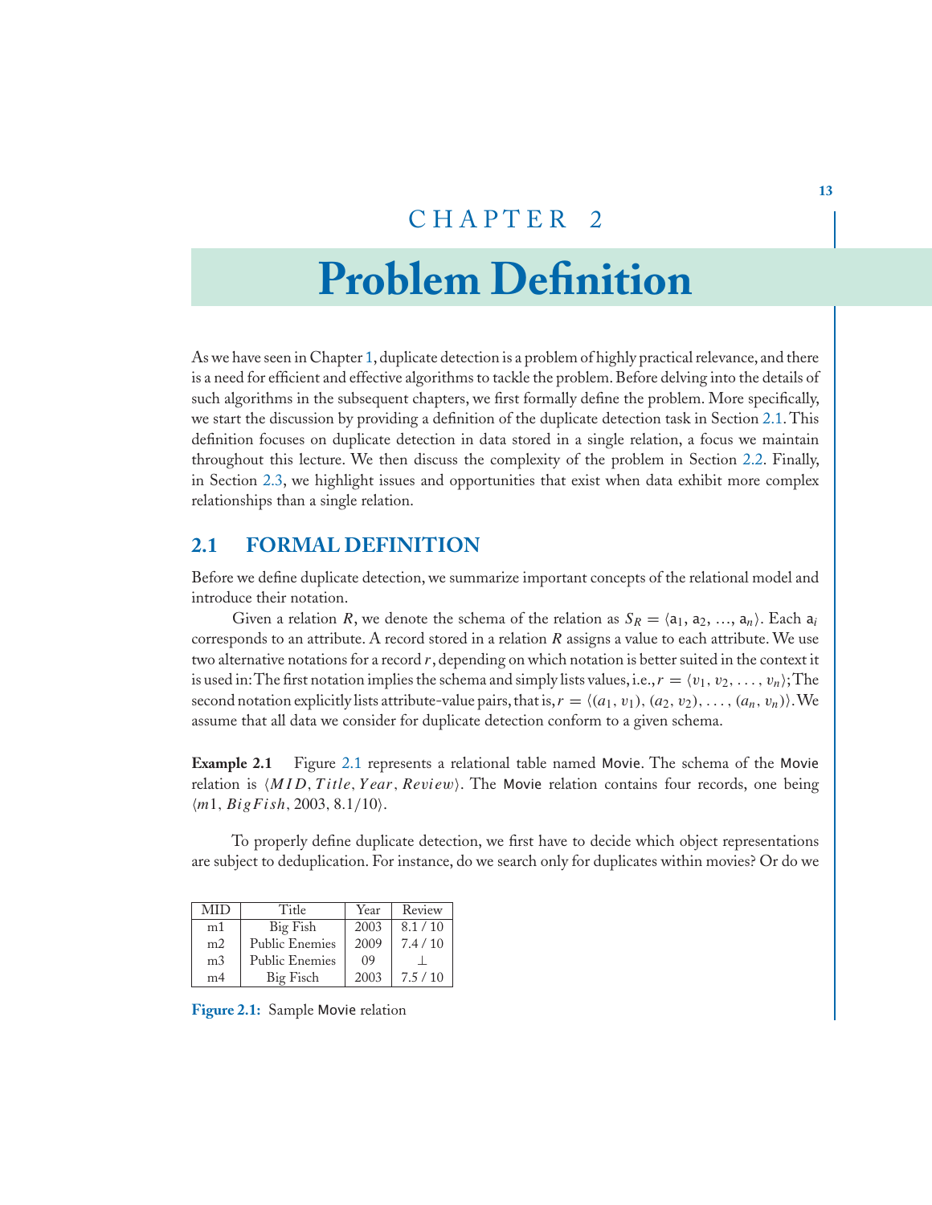# CHAPTER 2

# Problem Definition

As we have seen in Chapter 1, duplicate detection is a problem of highly practical relevance, and there is a need for efficient and effective algorithms to tackle the problem. Before delving into the details of such algorithms in the subsequent chapters, we first formally define the problem. More specifically, we start the discussion by providing a definition of the duplicate detection task in Section 2.1. This definition focuses on duplicate detection in data stored in a single relation, a focus we maintain throughout this lecture. We then discuss the complexity of the problem in Section 2.2. Finally, in Section 2.3, we highlight issues and opportunities that exist when data exhibit more complex relationships than a single relation.

## 2.1 FORMAL DEFINITION

Before we define duplicate detection, we summarize important concepts of the relational model and introduce their notation.

Given a relation $R$, we denote the schema of the relation as $S_R = \langle \mathsf{a}_1, \mathsf{a}_2, \ldots, \mathsf{a}_n \rangle$. Each $\mathsf{a}_i$ corresponds to an attribute. A record stored in a relation $R$ assigns a value to each attribute. We use two alternative notations for a record $r$, depending on which notation is better suited in the context it is used in: The first notation implies the schema and simply lists values, i.e., $r = \langle v_1, v_2, \ldots, v_n \rangle$; The second notation explicitly lists attribute-value pairs, that is, $r = \langle (a_1, v_1), (a_2, v_2), \ldots, (a_n, v_n) \rangle$. We assume that all data we consider for duplicate detection conform to a given schema.

**Example 2.1** Figure 2.1 represents a relational table named Movie. The schema of the Movie relation is $\langle MID, Title, Year, Review \rangle$. The Movie relation contains four records, one being $\langle m1, BigFish, 2003, 8.1/10 \rangle$.

To properly define duplicate detection, we first have to decide which object representations are subject to deduplication. For instance, do we search only for duplicates within movies? Or do we

| MID | Title | Year | Review |
|---|---|---|---|
| m1 | Big Fish | 2003 | 8.1 / 10 |
| m2 | Public Enemies | 2009 | 7.4 / 10 |
| m3 | Public Enemies | 09 | ⊥ |
| m4 | Big Fisch | 2003 | 7.5 / 10 |

**Figure 2.1:** Sample Movie relation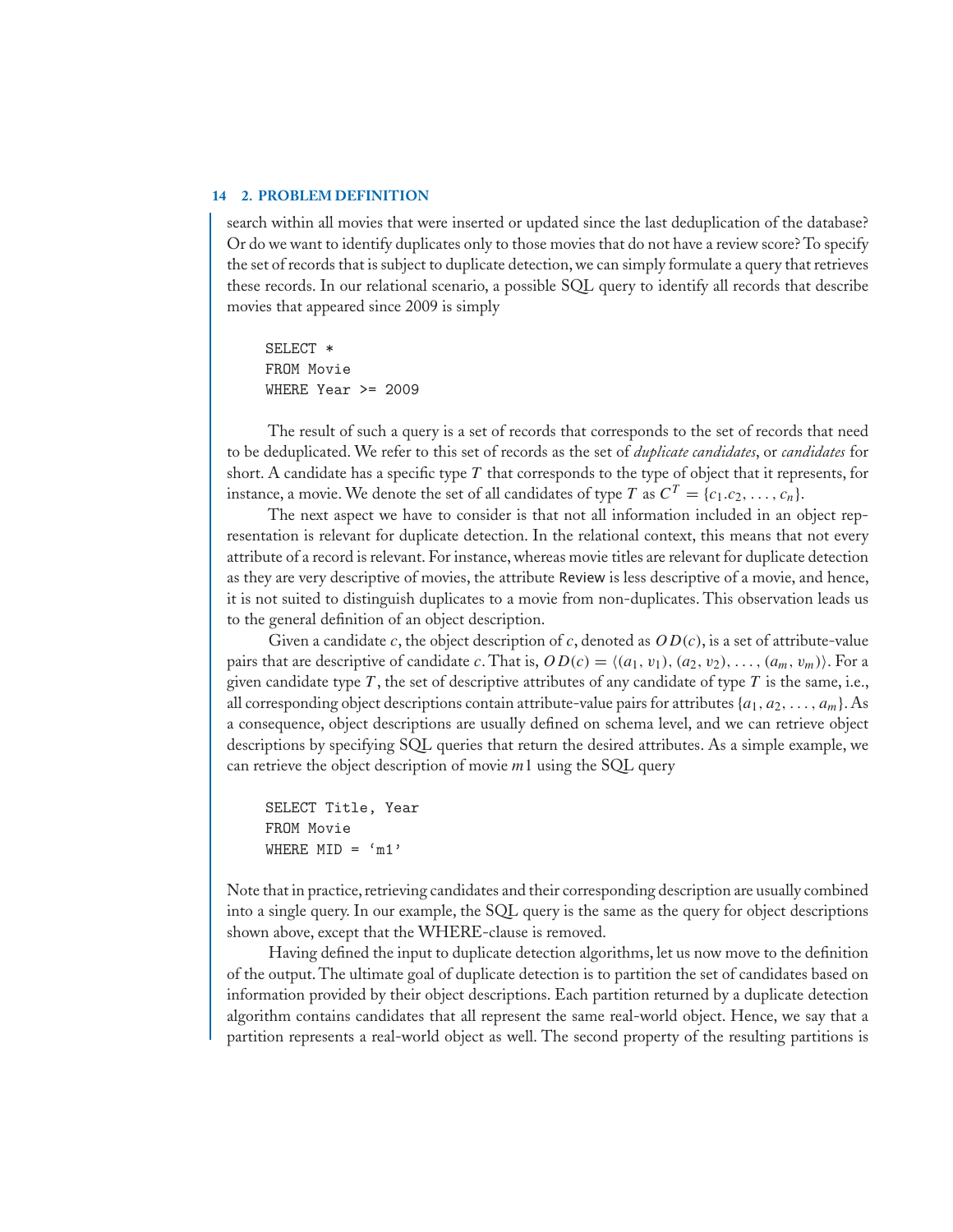search within all movies that were inserted or updated since the last deduplication of the database? Or do we want to identify duplicates only to those movies that do not have a review score? To specify the set of records that is subject to duplicate detection, we can simply formulate a query that retrieves these records. In our relational scenario, a possible SQL query to identify all records that describe movies that appeared since 2009 is simply

```
SELECT *
FROM Movie
WHERE Year >= 2009
```

The result of such a query is a set of records that corresponds to the set of records that need to be deduplicated. We refer to this set of records as the set of *duplicate candidates*, or *candidates* for short. A candidate has a specific type $T$ that corresponds to the type of object that it represents, for instance, a movie. We denote the set of all candidates of type $T$ as $C^T = \{c_1.c_2, \ldots, c_n\}$.

The next aspect we have to consider is that not all information included in an object representation is relevant for duplicate detection. In the relational context, this means that not every attribute of a record is relevant. For instance, whereas movie titles are relevant for duplicate detection as they are very descriptive of movies, the attribute Review is less descriptive of a movie, and hence, it is not suited to distinguish duplicates to a movie from non-duplicates. This observation leads us to the general definition of an object description.

Given a candidate $c$, the object description of $c$, denoted as $OD(c)$, is a set of attribute-value pairs that are descriptive of candidate $c$. That is, $OD(c) = \langle (a_1, v_1), (a_2, v_2), \ldots, (a_m, v_m) \rangle$. For a given candidate type $T$, the set of descriptive attributes of any candidate of type $T$ is the same, i.e., all corresponding object descriptions contain attribute-value pairs for attributes $\{a_1, a_2, \ldots, a_m\}$. As a consequence, object descriptions are usually defined on schema level, and we can retrieve object descriptions by specifying SQL queries that return the desired attributes. As a simple example, we can retrieve the object description of movie $m1$ using the SQL query

```
SELECT Title, Year
FROM Movie
WHERE MID = 'm1'
```

Note that in practice, retrieving candidates and their corresponding description are usually combined into a single query. In our example, the SQL query is the same as the query for object descriptions shown above, except that the WHERE-clause is removed.

Having defined the input to duplicate detection algorithms, let us now move to the definition of the output. The ultimate goal of duplicate detection is to partition the set of candidates based on information provided by their object descriptions. Each partition returned by a duplicate detection algorithm contains candidates that all represent the same real-world object. Hence, we say that a partition represents a real-world object as well. The second property of the resulting partitions is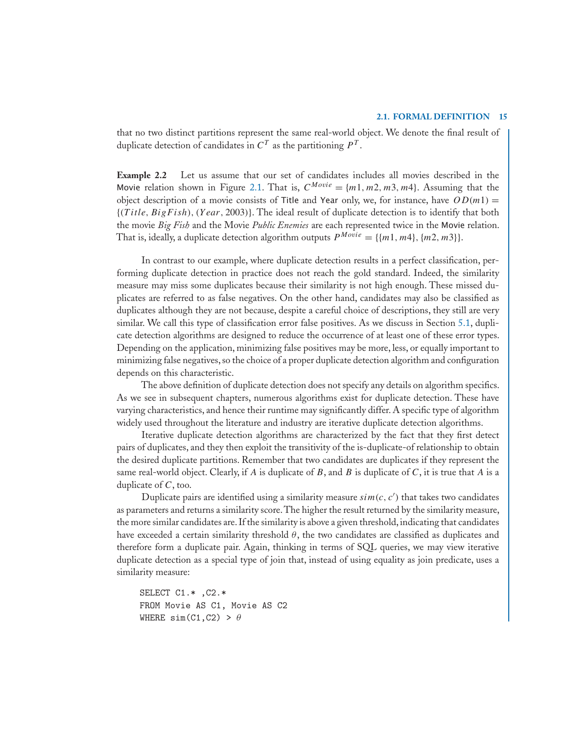that no two distinct partitions represent the same real-world object. We denote the final result of duplicate detection of candidates in $C^T$ as the partitioning $P^T$.

**Example 2.2** Let us assume that our set of candidates includes all movies described in the Movie relation shown in Figure 2.1. That is, $C^{Movie} = \{m1, m2, m3, m4\}$. Assuming that the object description of a movie consists of Title and Year only, we, for instance, have $OD(m1) = \{(Title, BigFish), (Year, 2003)\}$. The ideal result of duplicate detection is to identify that both the movie *Big Fish* and the Movie *Public Enemies* are each represented twice in the Movie relation. That is, ideally, a duplicate detection algorithm outputs $P^{Movie} = \{\{m1, m4\}, \{m2, m3\}\}$.

In contrast to our example, where duplicate detection results in a perfect classification, performing duplicate detection in practice does not reach the gold standard. Indeed, the similarity measure may miss some duplicates because their similarity is not high enough. These missed duplicates are referred to as false negatives. On the other hand, candidates may also be classified as duplicates although they are not because, despite a careful choice of descriptions, they still are very similar. We call this type of classification error false positives. As we discuss in Section 5.1, duplicate detection algorithms are designed to reduce the occurrence of at least one of these error types. Depending on the application, minimizing false positives may be more, less, or equally important to minimizing false negatives, so the choice of a proper duplicate detection algorithm and configuration depends on this characteristic.

The above definition of duplicate detection does not specify any details on algorithm specifics. As we see in subsequent chapters, numerous algorithms exist for duplicate detection. These have varying characteristics, and hence their runtime may significantly differ. A specific type of algorithm widely used throughout the literature and industry are iterative duplicate detection algorithms.

Iterative duplicate detection algorithms are characterized by the fact that they first detect pairs of duplicates, and they then exploit the transitivity of the is-duplicate-of relationship to obtain the desired duplicate partitions. Remember that two candidates are duplicates if they represent the same real-world object. Clearly, if $A$ is duplicate of $B$, and $B$ is duplicate of $C$, it is true that $A$ is a duplicate of $C$, too.

Duplicate pairs are identified using a similarity measure $sim(c, c')$ that takes two candidates as parameters and returns a similarity score. The higher the result returned by the similarity measure, the more similar candidates are. If the similarity is above a given threshold, indicating that candidates have exceeded a certain similarity threshold $\theta$, the two candidates are classified as duplicates and therefore form a duplicate pair. Again, thinking in terms of SQL queries, we may view iterative duplicate detection as a special type of join that, instead of using equality as join predicate, uses a similarity measure:

```
SELECT C1.* ,C2.*
FROM Movie AS C1, Movie AS C2
WHERE sim(C1,C2) > θ
```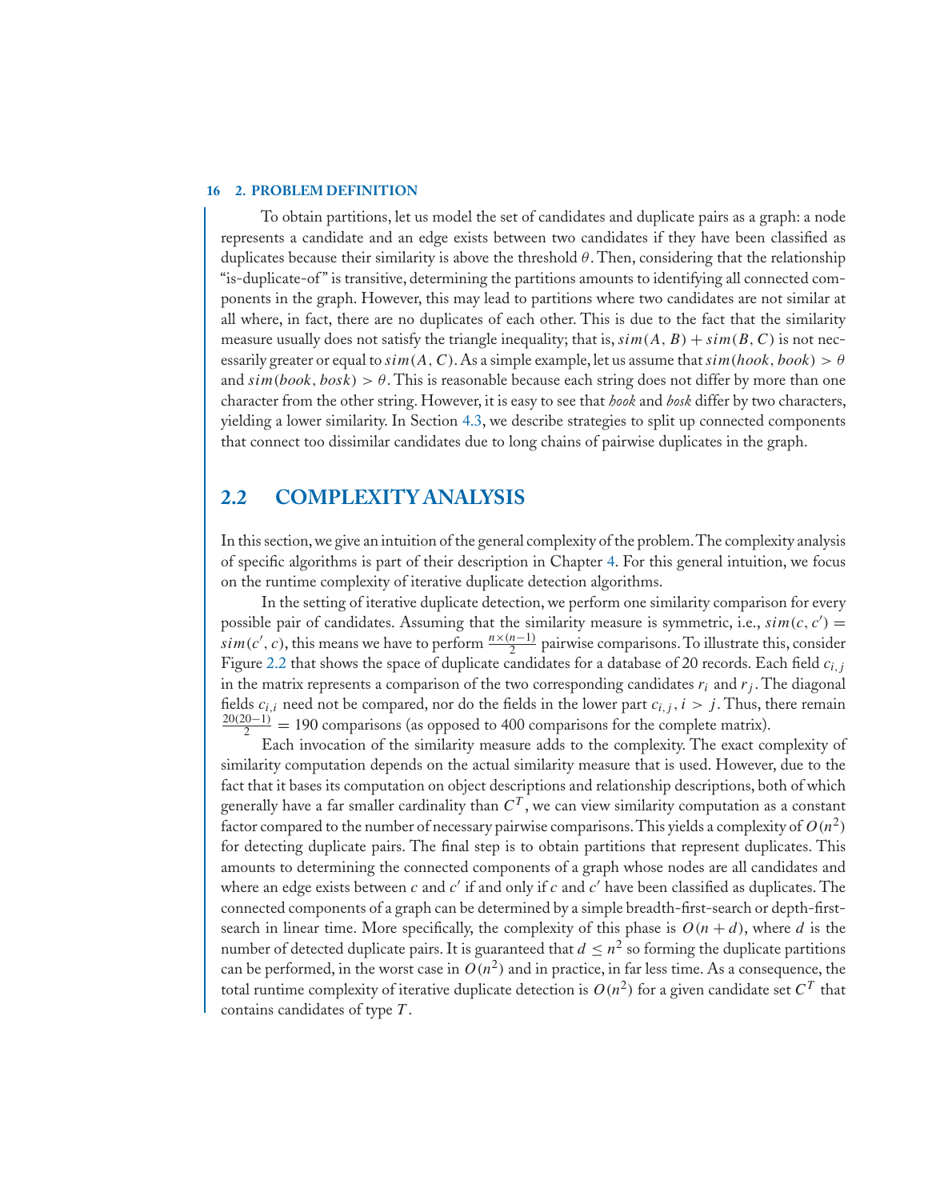To obtain partitions, let us model the set of candidates and duplicate pairs as a graph: a node represents a candidate and an edge exists between two candidates if they have been classified as duplicates because their similarity is above the threshold $\theta$. Then, considering that the relationship "is-duplicate-of" is transitive, determining the partitions amounts to identifying all connected components in the graph. However, this may lead to partitions where two candidates are not similar at all where, in fact, there are no duplicates of each other. This is due to the fact that the similarity measure usually does not satisfy the triangle inequality; that is, $sim(A, B) + sim(B, C)$ is not necessarily greater or equal to $sim(A, C)$. As a simple example, let us assume that $sim(hook, book) > \theta$ and $sim(book, bosk) > \theta$. This is reasonable because each string does not differ by more than one character from the other string. However, it is easy to see that *hook* and *bosk* differ by two characters, yielding a lower similarity. In Section 4.3, we describe strategies to split up connected components that connect too dissimilar candidates due to long chains of pairwise duplicates in the graph.

## 2.2 COMPLEXITY ANALYSIS

In this section, we give an intuition of the general complexity of the problem. The complexity analysis of specific algorithms is part of their description in Chapter 4. For this general intuition, we focus on the runtime complexity of iterative duplicate detection algorithms.

In the setting of iterative duplicate detection, we perform one similarity comparison for every possible pair of candidates. Assuming that the similarity measure is symmetric, i.e., $sim(c, c') = sim(c', c)$, this means we have to perform $\frac{n \times (n-1)}{2}$ pairwise comparisons. To illustrate this, consider Figure 2.2 that shows the space of duplicate candidates for a database of 20 records. Each field $c_{i,j}$ in the matrix represents a comparison of the two corresponding candidates $r_i$ and $r_j$. The diagonal fields $c_{i,i}$ need not be compared, nor do the fields in the lower part $c_{i,j}, i > j$. Thus, there remain $\frac{20(20-1)}{2} = 190$ comparisons (as opposed to 400 comparisons for the complete matrix).

Each invocation of the similarity measure adds to the complexity. The exact complexity of similarity computation depends on the actual similarity measure that is used. However, due to the fact that it bases its computation on object descriptions and relationship descriptions, both of which generally have a far smaller cardinality than $C^T$, we can view similarity computation as a constant factor compared to the number of necessary pairwise comparisons. This yields a complexity of $O(n^2)$ for detecting duplicate pairs. The final step is to obtain partitions that represent duplicates. This amounts to determining the connected components of a graph whose nodes are all candidates and where an edge exists between $c$ and $c'$ if and only if $c$ and $c'$ have been classified as duplicates. The connected components of a graph can be determined by a simple breadth-first-search or depth-first-search in linear time. More specifically, the complexity of this phase is $O(n + d)$, where $d$ is the number of detected duplicate pairs. It is guaranteed that $d \leq n^2$ so forming the duplicate partitions can be performed, in the worst case in $O(n^2)$ and in practice, in far less time. As a consequence, the total runtime complexity of iterative duplicate detection is $O(n^2)$ for a given candidate set $C^T$ that contains candidates of type $T$.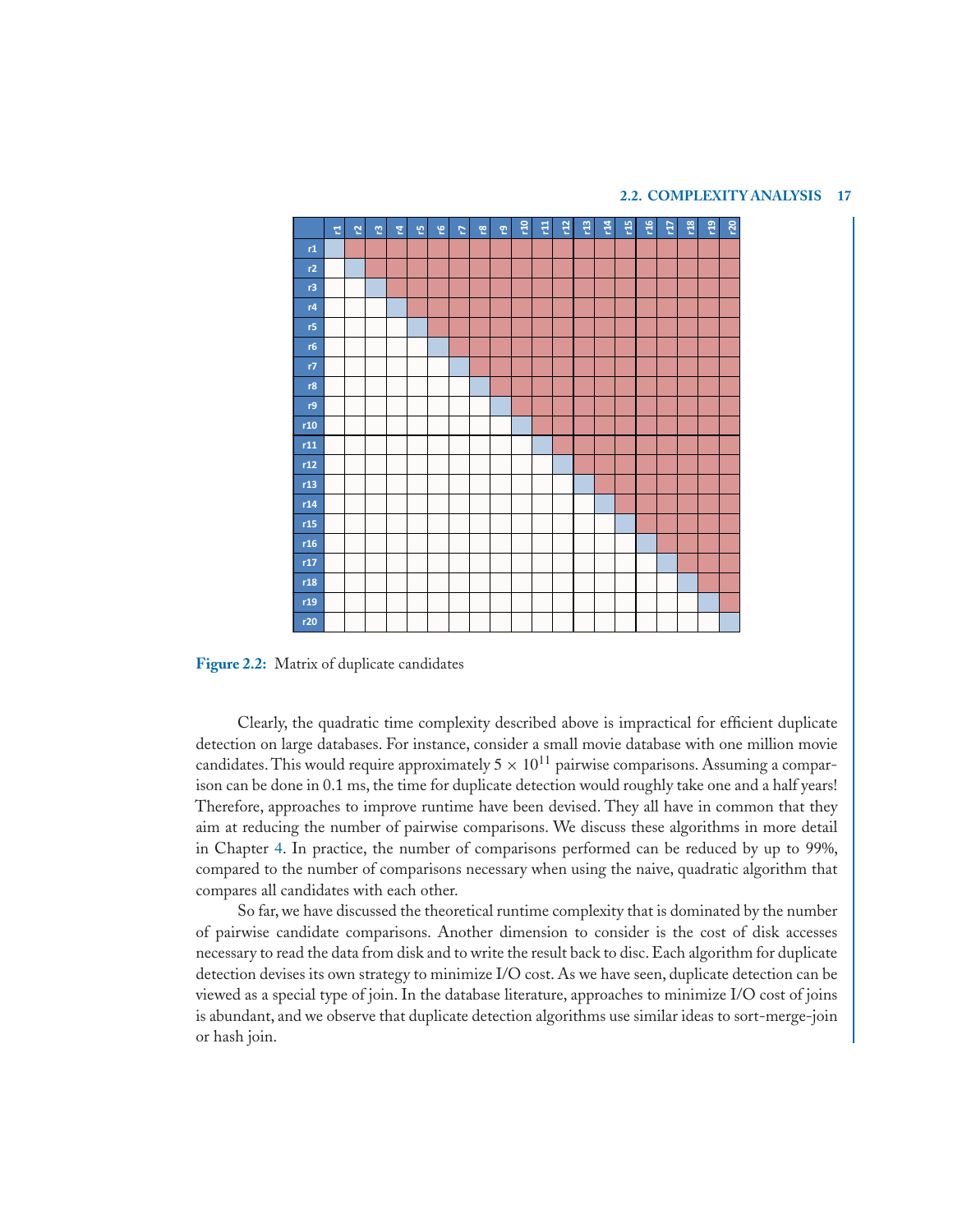**Figure 2.2:** Matrix of duplicate candidates

Clearly, the quadratic time complexity described above is impractical for efficient duplicate detection on large databases. For instance, consider a small movie database with one million movie candidates. This would require approximately $5 \times 10^{11}$ pairwise comparisons. Assuming a comparison can be done in 0.1 ms, the time for duplicate detection would roughly take one and a half years! Therefore, approaches to improve runtime have been devised. They all have in common that they aim at reducing the number of pairwise comparisons. We discuss these algorithms in more detail in Chapter 4. In practice, the number of comparisons performed can be reduced by up to 99%, compared to the number of comparisons necessary when using the naive, quadratic algorithm that compares all candidates with each other.

So far, we have discussed the theoretical runtime complexity that is dominated by the number of pairwise candidate comparisons. Another dimension to consider is the cost of disk accesses necessary to read the data from disk and to write the result back to disc. Each algorithm for duplicate detection devises its own strategy to minimize I/O cost. As we have seen, duplicate detection can be viewed as a special type of join. In the database literature, approaches to minimize I/O cost of joins is abundant, and we observe that duplicate detection algorithms use similar ideas to sort-merge-join or hash join.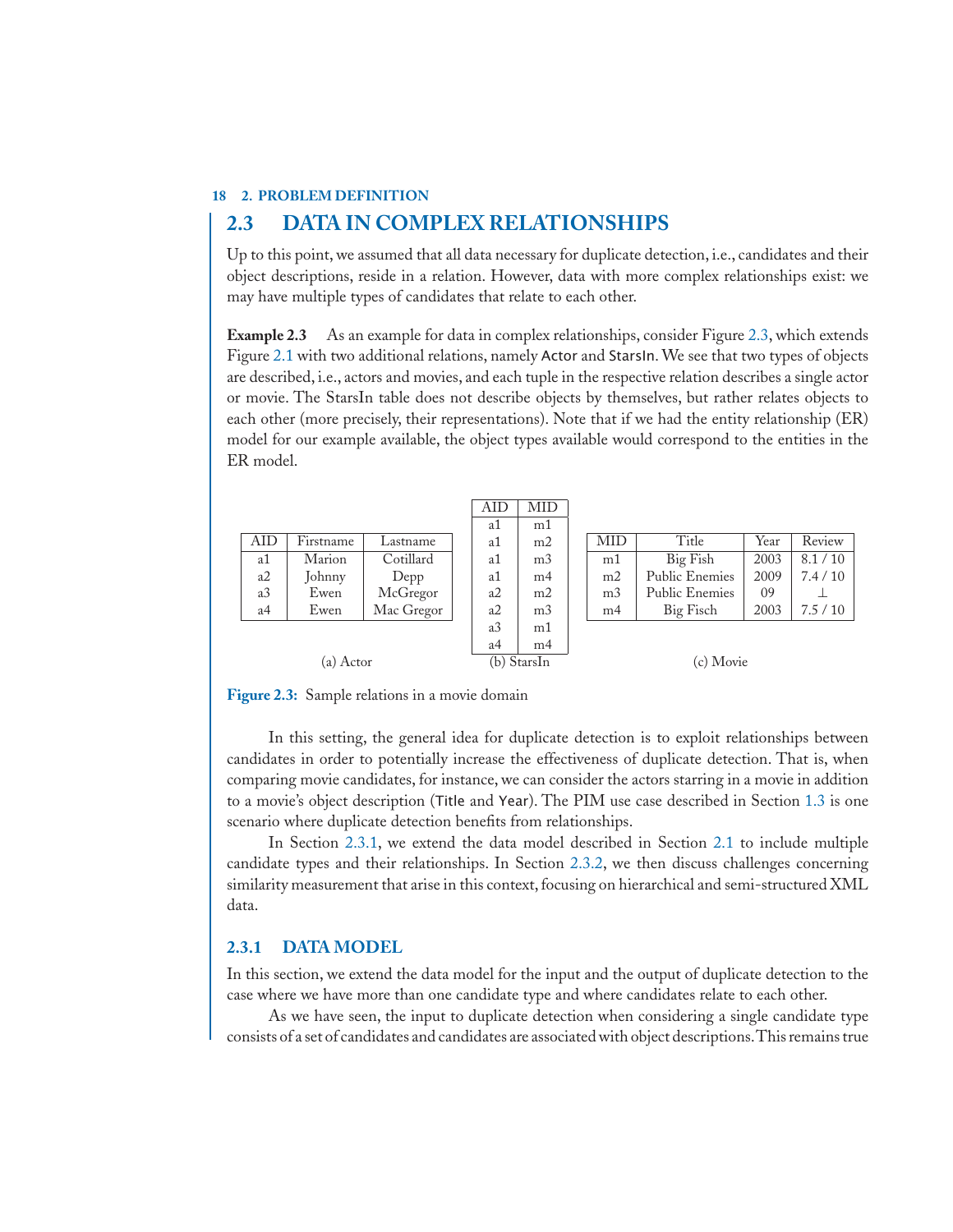## 2.3 DATA IN COMPLEX RELATIONSHIPS

Up to this point, we assumed that all data necessary for duplicate detection, i.e., candidates and their object descriptions, reside in a relation. However, data with more complex relationships exist: we may have multiple types of candidates that relate to each other.

**Example 2.3** As an example for data in complex relationships, consider Figure 2.3, which extends Figure 2.1 with two additional relations, namely Actor and StarsIn. We see that two types of objects are described, i.e., actors and movies, and each tuple in the respective relation describes a single actor or movie. The StarsIn table does not describe objects by themselves, but rather relates objects to each other (more precisely, their representations). Note that if we had the entity relationship (ER) model for our example available, the object types available would correspond to the entities in the ER model.

| AID | Firstname | Lastname |
|---|---|---|
| a1 | Marion | Cotillard |
| a2 | Johnny | Depp |
| a3 | Ewen | McGregor |
| a4 | Ewen | Mac Gregor |

(a) Actor

| AID | MID |
|---|---|
| a1 | m1 |
| a1 | m2 |
| a1 | m3 |
| a1 | m4 |
| a2 | m2 |
| a2 | m3 |
| a3 | m1 |
| a4 | m4 |

(b) StarsIn

| MID | Title | Year | Review |
|---|---|---|---|
| m1 | Big Fish | 2003 | 8.1 / 10 |
| m2 | Public Enemies | 2009 | 7.4 / 10 |
| m3 | Public Enemies | 09 | ⊥ |
| m4 | Big Fisch | 2003 | 7.5 / 10 |

(c) Movie

**Figure 2.3:** Sample relations in a movie domain

In this setting, the general idea for duplicate detection is to exploit relationships between candidates in order to potentially increase the effectiveness of duplicate detection. That is, when comparing movie candidates, for instance, we can consider the actors starring in a movie in addition to a movie's object description (Title and Year). The PIM use case described in Section 1.3 is one scenario where duplicate detection benefits from relationships.

In Section 2.3.1, we extend the data model described in Section 2.1 to include multiple candidate types and their relationships. In Section 2.3.2, we then discuss challenges concerning similarity measurement that arise in this context, focusing on hierarchical and semi-structured XML data.

### 2.3.1 DATA MODEL

In this section, we extend the data model for the input and the output of duplicate detection to the case where we have more than one candidate type and where candidates relate to each other.

As we have seen, the input to duplicate detection when considering a single candidate type consists of a set of candidates and candidates are associated with object descriptions. This remains true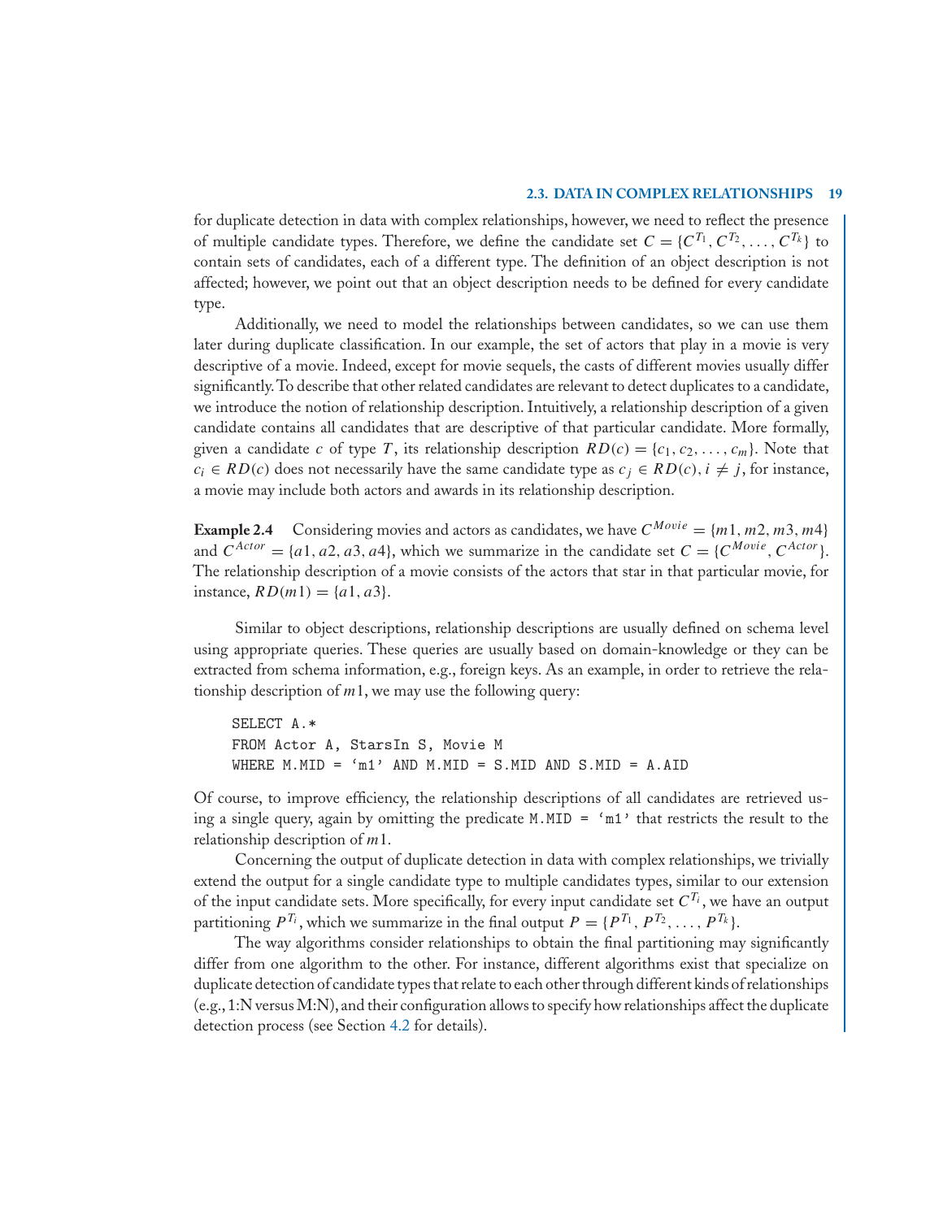for duplicate detection in data with complex relationships, however, we need to reflect the presence of multiple candidate types. Therefore, we define the candidate set $C = \{C^{T_1}, C^{T_2}, \ldots, C^{T_k}\}$ to contain sets of candidates, each of a different type. The definition of an object description is not affected; however, we point out that an object description needs to be defined for every candidate type.

Additionally, we need to model the relationships between candidates, so we can use them later during duplicate classification. In our example, the set of actors that play in a movie is very descriptive of a movie. Indeed, except for movie sequels, the casts of different movies usually differ significantly. To describe that other related candidates are relevant to detect duplicates to a candidate, we introduce the notion of relationship description. Intuitively, a relationship description of a given candidate contains all candidates that are descriptive of that particular candidate. More formally, given a candidate $c$ of type $T$, its relationship description $RD(c) = \{c_1, c_2, \ldots, c_m\}$. Note that $c_i \in RD(c)$ does not necessarily have the same candidate type as $c_j \in RD(c), i \neq j$, for instance, a movie may include both actors and awards in its relationship description.

**Example 2.4** Considering movies and actors as candidates, we have $C^{Movie} = \{m1, m2, m3, m4\}$ and $C^{Actor} = \{a1, a2, a3, a4\}$, which we summarize in the candidate set $C = \{C^{Movie}, C^{Actor}\}$. The relationship description of a movie consists of the actors that star in that particular movie, for instance, $RD(m1) = \{a1, a3\}$.

Similar to object descriptions, relationship descriptions are usually defined on schema level using appropriate queries. These queries are usually based on domain-knowledge or they can be extracted from schema information, e.g., foreign keys. As an example, in order to retrieve the relationship description of $m1$, we may use the following query:

```
SELECT A.*
FROM Actor A, StarsIn S, Movie M
WHERE M.MID = 'm1' AND M.MID = S.MID AND S.MID = A.AID
```

Of course, to improve efficiency, the relationship descriptions of all candidates are retrieved using a single query, again by omitting the predicate `M.MID = 'm1'` that restricts the result to the relationship description of $m1$.

Concerning the output of duplicate detection in data with complex relationships, we trivially extend the output for a single candidate type to multiple candidates types, similar to our extension of the input candidate sets. More specifically, for every input candidate set $C^{T_i}$, we have an output partitioning $P^{T_i}$, which we summarize in the final output $P = \{P^{T_1}, P^{T_2}, \ldots, P^{T_k}\}$.

The way algorithms consider relationships to obtain the final partitioning may significantly differ from one algorithm to the other. For instance, different algorithms exist that specialize on duplicate detection of candidate types that relate to each other through different kinds of relationships (e.g., 1:N versus M:N), and their configuration allows to specify how relationships affect the duplicate detection process (see Section 4.2 for details).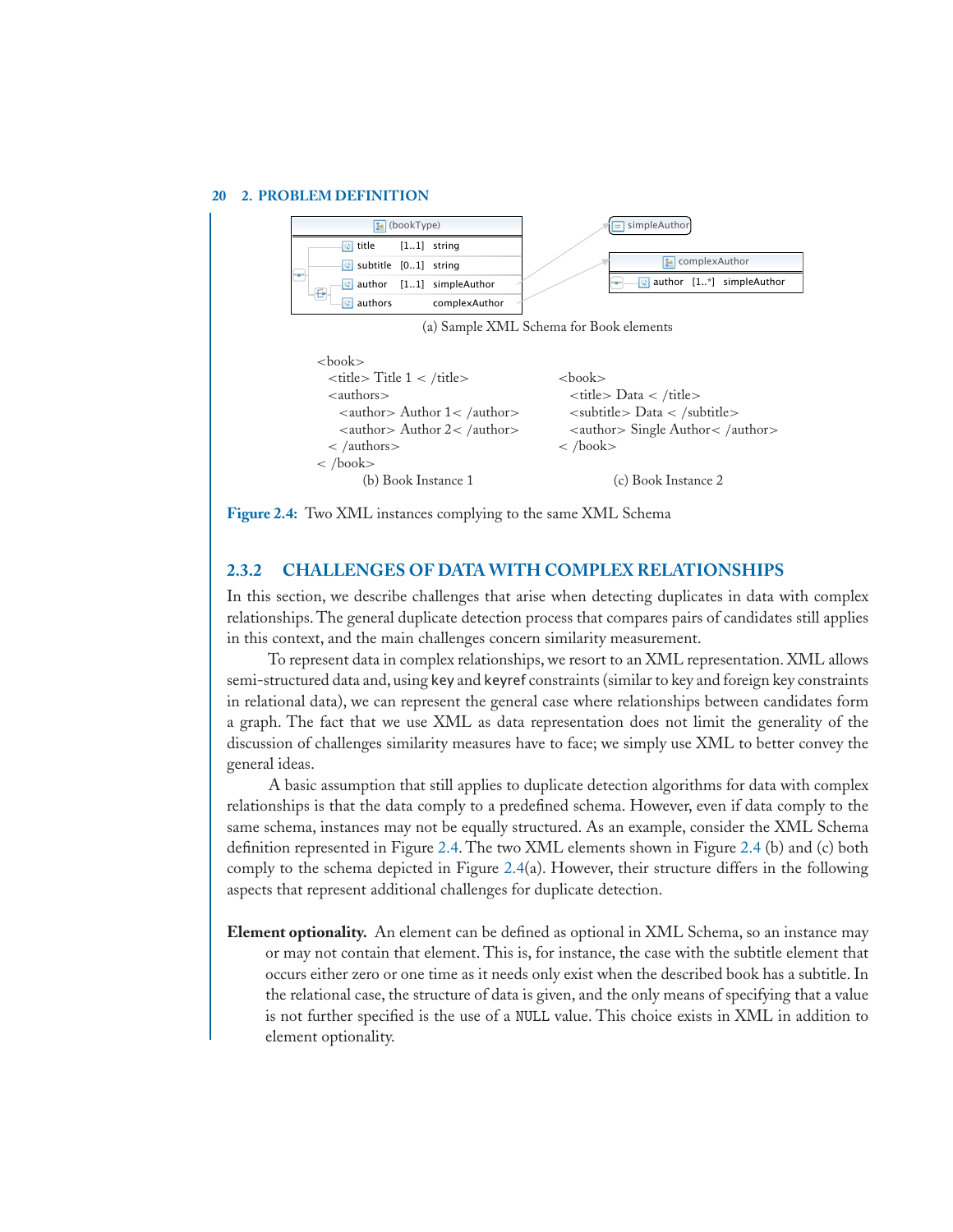(bookType)

title [1..1] string

subtitle [0..1] string

author [1..1] simpleAuthor

authors complexAuthor

simpleAuthor

complexAuthor

author [1..*] simpleAuthor

(a) Sample XML Schema for Book elements

```
<book>
  <title> Title 1 < /title>
  <authors>
    <author> Author 1< /author>
    <author> Author 2< /author>
  < /authors>
< /book>
```

(b) Book Instance 1

```
<book>
  <title> Data < /title>
  <subtitle> Data < /subtitle>
  <author> Single Author< /author>
< /book>
```

(c) Book Instance 2

**Figure 2.4:** Two XML instances complying to the same XML Schema

### 2.3.2 CHALLENGES OF DATA WITH COMPLEX RELATIONSHIPS

In this section, we describe challenges that arise when detecting duplicates in data with complex relationships. The general duplicate detection process that compares pairs of candidates still applies in this context, and the main challenges concern similarity measurement.

To represent data in complex relationships, we resort to an XML representation. XML allows semi-structured data and, using `key` and `keyref` constraints (similar to key and foreign key constraints in relational data), we can represent the general case where relationships between candidates form a graph. The fact that we use XML as data representation does not limit the generality of the discussion of challenges similarity measures have to face; we simply use XML to better convey the general ideas.

A basic assumption that still applies to duplicate detection algorithms for data with complex relationships is that the data comply to a predefined schema. However, even if data comply to the same schema, instances may not be equally structured. As an example, consider the XML Schema definition represented in Figure 2.4. The two XML elements shown in Figure 2.4 (b) and (c) both comply to the schema depicted in Figure 2.4(a). However, their structure differs in the following aspects that represent additional challenges for duplicate detection.

**Element optionality.** An element can be defined as optional in XML Schema, so an instance may or may not contain that element. This is, for instance, the case with the subtitle element that occurs either zero or one time as it needs only exist when the described book has a subtitle. In the relational case, the structure of data is given, and the only means of specifying that a value is not further specified is the use of a `NULL` value. This choice exists in XML in addition to element optionality.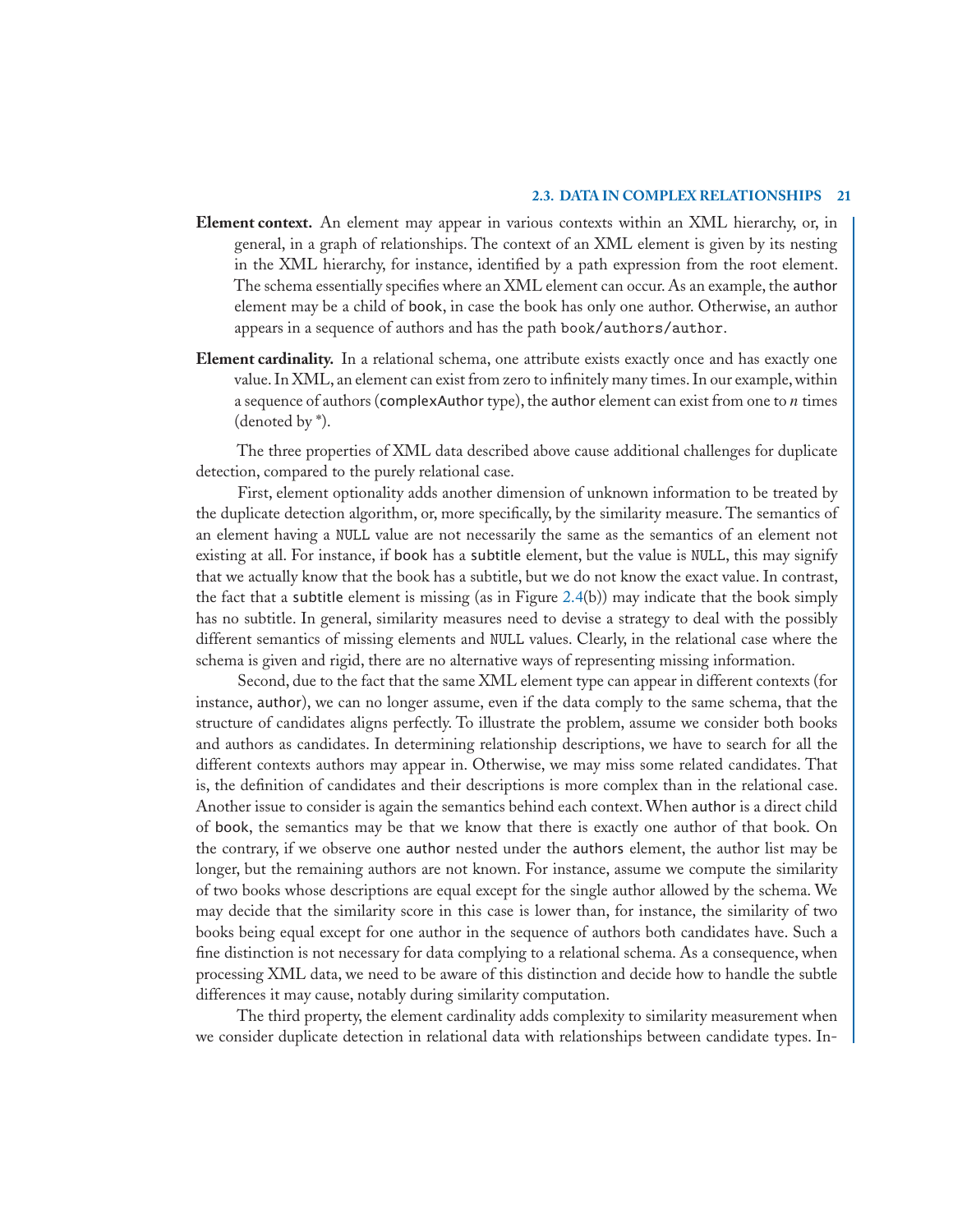**Element context.** An element may appear in various contexts within an XML hierarchy, or, in general, in a graph of relationships. The context of an XML element is given by its nesting in the XML hierarchy, for instance, identified by a path expression from the root element. The schema essentially specifies where an XML element can occur. As an example, the author element may be a child of book, in case the book has only one author. Otherwise, an author appears in a sequence of authors and has the path `book/authors/author`.

**Element cardinality.** In a relational schema, one attribute exists exactly once and has exactly one value. In XML, an element can exist from zero to infinitely many times. In our example, within a sequence of authors (complexAuthor type), the author element can exist from one to $n$ times (denoted by *).

The three properties of XML data described above cause additional challenges for duplicate detection, compared to the purely relational case.

First, element optionality adds another dimension of unknown information to be treated by the duplicate detection algorithm, or, more specifically, by the similarity measure. The semantics of an element having a `NULL` value are not necessarily the same as the semantics of an element not existing at all. For instance, if book has a subtitle element, but the value is `NULL`, this may signify that we actually know that the book has a subtitle, but we do not know the exact value. In contrast, the fact that a subtitle element is missing (as in Figure 2.4(b)) may indicate that the book simply has no subtitle. In general, similarity measures need to devise a strategy to deal with the possibly different semantics of missing elements and `NULL` values. Clearly, in the relational case where the schema is given and rigid, there are no alternative ways of representing missing information.

Second, due to the fact that the same XML element type can appear in different contexts (for instance, author), we can no longer assume, even if the data comply to the same schema, that the structure of candidates aligns perfectly. To illustrate the problem, assume we consider both books and authors as candidates. In determining relationship descriptions, we have to search for all the different contexts authors may appear in. Otherwise, we may miss some related candidates. That is, the definition of candidates and their descriptions is more complex than in the relational case. Another issue to consider is again the semantics behind each context. When author is a direct child of book, the semantics may be that we know that there is exactly one author of that book. On the contrary, if we observe one author nested under the authors element, the author list may be longer, but the remaining authors are not known. For instance, assume we compute the similarity of two books whose descriptions are equal except for the single author allowed by the schema. We may decide that the similarity score in this case is lower than, for instance, the similarity of two books being equal except for one author in the sequence of authors both candidates have. Such a fine distinction is not necessary for data complying to a relational schema. As a consequence, when processing XML data, we need to be aware of this distinction and decide how to handle the subtle differences it may cause, notably during similarity computation.

The third property, the element cardinality adds complexity to similarity measurement when we consider duplicate detection in relational data with relationships between candidate types. In-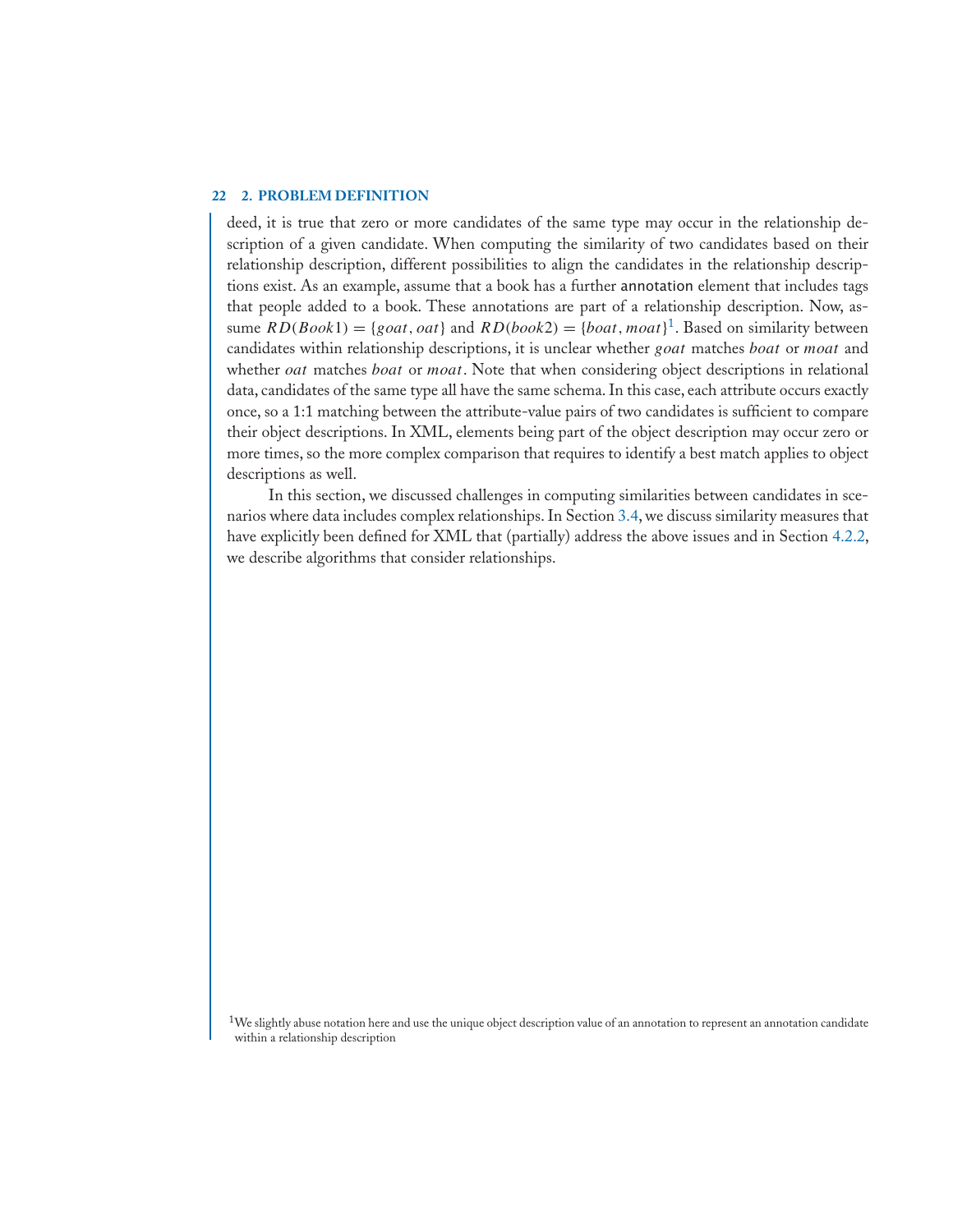deed, it is true that zero or more candidates of the same type may occur in the relationship description of a given candidate. When computing the similarity of two candidates based on their relationship description, different possibilities to align the candidates in the relationship descriptions exist. As an example, assume that a book has a further annotation element that includes tags that people added to a book. These annotations are part of a relationship description. Now, assume $RD(Book1) = \{goat, oat\}$ and $RD(book2) = \{boat, moat\}$[1]. Based on similarity between candidates within relationship descriptions, it is unclear whether $goat$ matches $boat$ or $moat$ and whether $oat$ matches $boat$ or $moat$. Note that when considering object descriptions in relational data, candidates of the same type all have the same schema. In this case, each attribute occurs exactly once, so a 1:1 matching between the attribute-value pairs of two candidates is sufficient to compare their object descriptions. In XML, elements being part of the object description may occur zero or more times, so the more complex comparison that requires to identify a best match applies to object descriptions as well.

In this section, we discussed challenges in computing similarities between candidates in scenarios where data includes complex relationships. In Section 3.4, we discuss similarity measures that have explicitly been defined for XML that (partially) address the above issues and in Section 4.2.2, we describe algorithms that consider relationships.

[1] We slightly abuse notation here and use the unique object description value of an annotation to represent an annotation candidate within a relationship description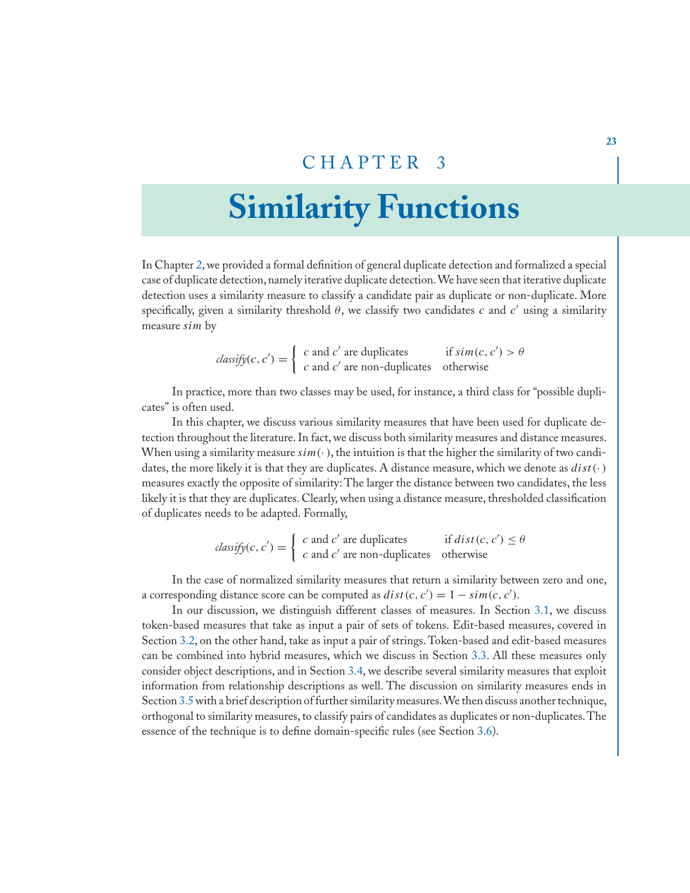# CHAPTER 3

# Similarity Functions

In Chapter 2, we provided a formal definition of general duplicate detection and formalized a special case of duplicate detection, namely iterative duplicate detection. We have seen that iterative duplicate detection uses a similarity measure to classify a candidate pair as duplicate or non-duplicate. More specifically, given a similarity threshold $\theta$, we classify two candidates $c$ and $c'$ using a similarity measure $sim$ by

$$classify(c, c') = \begin{cases} c \text{ and } c' \text{ are duplicates} & \text{if } sim(c, c') > \theta \\ c \text{ and } c' \text{ are non-duplicates} & \text{otherwise} \end{cases}$$

In practice, more than two classes may be used, for instance, a third class for "possible duplicates" is often used.

In this chapter, we discuss various similarity measures that have been used for duplicate detection throughout the literature. In fact, we discuss both similarity measures and distance measures. When using a similarity measure $sim(\cdot)$, the intuition is that the higher the similarity of two candidates, the more likely it is that they are duplicates. A distance measure, which we denote as $dist(\cdot)$ measures exactly the opposite of similarity: The larger the distance between two candidates, the less likely it is that they are duplicates. Clearly, when using a distance measure, thresholded classification of duplicates needs to be adapted. Formally,

$$classify(c, c') = \begin{cases} c \text{ and } c' \text{ are duplicates} & \text{if } dist(c, c') \leq \theta \\ c \text{ and } c' \text{ are non-duplicates} & \text{otherwise} \end{cases}$$

In the case of normalized similarity measures that return a similarity between zero and one, a corresponding distance score can be computed as $dist(c, c') = 1 - sim(c, c')$.

In our discussion, we distinguish different classes of measures. In Section 3.1, we discuss token-based measures that take as input a pair of sets of tokens. Edit-based measures, covered in Section 3.2, on the other hand, take as input a pair of strings. Token-based and edit-based measures can be combined into hybrid measures, which we discuss in Section 3.3. All these measures only consider object descriptions, and in Section 3.4, we describe several similarity measures that exploit information from relationship descriptions as well. The discussion on similarity measures ends in Section 3.5 with a brief description of further similarity measures. We then discuss another technique, orthogonal to similarity measures, to classify pairs of candidates as duplicates or non-duplicates. The essence of the technique is to define domain-specific rules (see Section 3.6).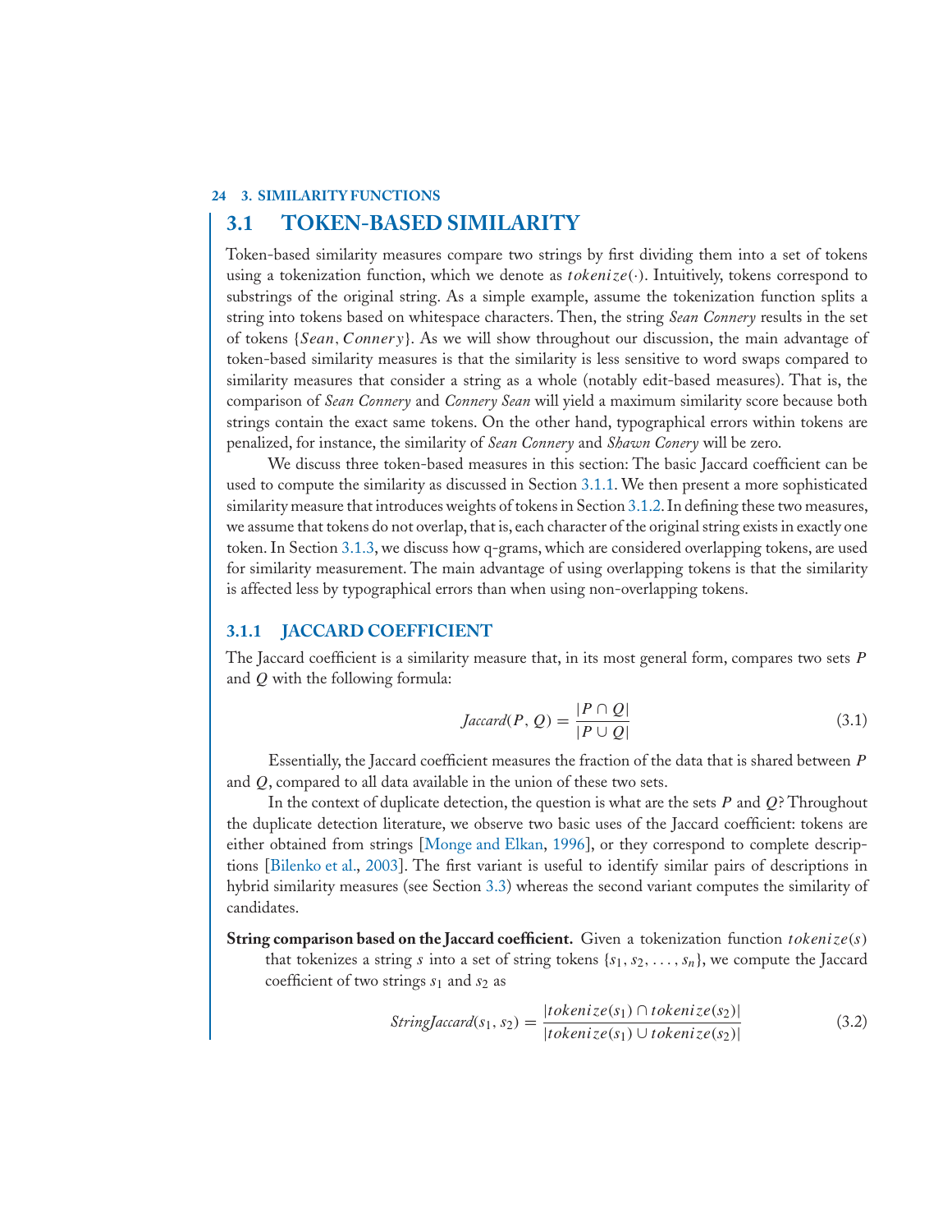## 3.1 TOKEN-BASED SIMILARITY

Token-based similarity measures compare two strings by first dividing them into a set of tokens using a tokenization function, which we denote as $tokenize(\cdot)$. Intuitively, tokens correspond to substrings of the original string. As a simple example, assume the tokenization function splits a string into tokens based on whitespace characters. Then, the string *Sean Connery* results in the set of tokens $\{Sean, Connery\}$. As we will show throughout our discussion, the main advantage of token-based similarity measures is that the similarity is less sensitive to word swaps compared to similarity measures that consider a string as a whole (notably edit-based measures). That is, the comparison of *Sean Connery* and *Connery Sean* will yield a maximum similarity score because both strings contain the exact same tokens. On the other hand, typographical errors within tokens are penalized, for instance, the similarity of *Sean Connery* and *Shawn Conery* will be zero.

We discuss three token-based measures in this section: The basic Jaccard coefficient can be used to compute the similarity as discussed in Section 3.1.1. We then present a more sophisticated similarity measure that introduces weights of tokens in Section 3.1.2. In defining these two measures, we assume that tokens do not overlap, that is, each character of the original string exists in exactly one token. In Section 3.1.3, we discuss how q-grams, which are considered overlapping tokens, are used for similarity measurement. The main advantage of using overlapping tokens is that the similarity is affected less by typographical errors than when using non-overlapping tokens.

### 3.1.1 JACCARD COEFFICIENT

The Jaccard coefficient is a similarity measure that, in its most general form, compares two sets $P$ and $Q$ with the following formula:

$$Jaccard(P, Q) = \frac{|P \cap Q|}{|P \cup Q|} \tag{3.1}$$

Essentially, the Jaccard coefficient measures the fraction of the data that is shared between $P$ and $Q$, compared to all data available in the union of these two sets.

In the context of duplicate detection, the question is what are the sets $P$ and $Q$? Throughout the duplicate detection literature, we observe two basic uses of the Jaccard coefficient: tokens are either obtained from strings [Monge and Elkan, 1996], or they correspond to complete descriptions [Bilenko et al., 2003]. The first variant is useful to identify similar pairs of descriptions in hybrid similarity measures (see Section 3.3) whereas the second variant computes the similarity of candidates.

**String comparison based on the Jaccard coefficient.** Given a tokenization function $tokenize(s)$ that tokenizes a string $s$ into a set of string tokens $\{s_1, s_2, \ldots, s_n\}$, we compute the Jaccard coefficient of two strings $s_1$ and $s_2$ as

$$StringJaccard(s_1, s_2) = \frac{|tokenize(s_1) \cap tokenize(s_2)|}{|tokenize(s_1) \cup tokenize(s_2)|} \tag{3.2}$$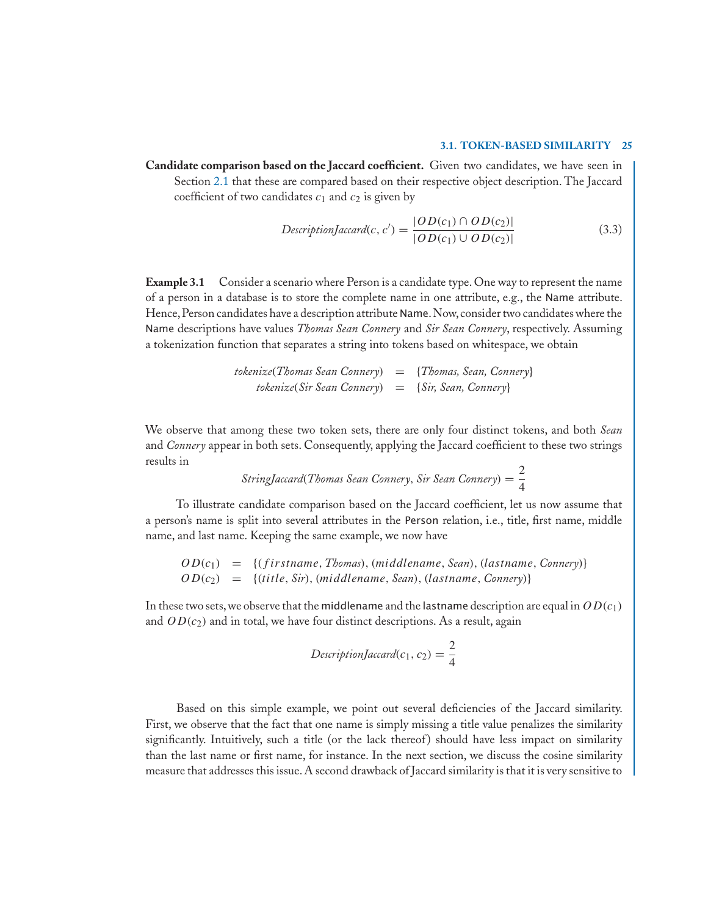**Candidate comparison based on the Jaccard coefficient.** Given two candidates, we have seen in Section 2.1 that these are compared based on their respective object description. The Jaccard coefficient of two candidates $c_1$ and $c_2$ is given by

$$DescriptionJaccard(c, c') = \frac{|OD(c_1) \cap OD(c_2)|}{|OD(c_1) \cup OD(c_2)|} \tag{3.3}$$

**Example 3.1** Consider a scenario where Person is a candidate type. One way to represent the name of a person in a database is to store the complete name in one attribute, e.g., the Name attribute. Hence, Person candidates have a description attribute Name. Now, consider two candidates where the Name descriptions have values *Thomas Sean Connery* and *Sir Sean Connery*, respectively. Assuming a tokenization function that separates a string into tokens based on whitespace, we obtain

$$\begin{aligned} tokenize(\textit{Thomas Sean Connery}) &= \{\textit{Thomas, Sean, Connery}\} \\ tokenize(\textit{Sir Sean Connery}) &= \{\textit{Sir, Sean, Connery}\} \end{aligned}$$

We observe that among these two token sets, there are only four distinct tokens, and both *Sean* and *Connery* appear in both sets. Consequently, applying the Jaccard coefficient to these two strings results in

$$StringJaccard(\textit{Thomas Sean Connery}, \textit{Sir Sean Connery}) = \frac{2}{4}$$

To illustrate candidate comparison based on the Jaccard coefficient, let us now assume that a person's name is split into several attributes in the Person relation, i.e., title, first name, middle name, and last name. Keeping the same example, we now have

$$\begin{aligned} OD(c_1) &= \{(firstname, \textit{Thomas}), (middlename, \textit{Sean}), (lastname, \textit{Connery})\} \\ OD(c_2) &= \{(title, \textit{Sir}), (middlename, \textit{Sean}), (lastname, \textit{Connery})\} \end{aligned}$$

In these two sets, we observe that the middlename and the lastname description are equal in $OD(c_1)$ and $OD(c_2)$ and in total, we have four distinct descriptions. As a result, again

$$DescriptionJaccard(c_1, c_2) = \frac{2}{4}$$

Based on this simple example, we point out several deficiencies of the Jaccard similarity. First, we observe that the fact that one name is simply missing a title value penalizes the similarity significantly. Intuitively, such a title (or the lack thereof) should have less impact on similarity than the last name or first name, for instance. In the next section, we discuss the cosine similarity measure that addresses this issue. A second drawback of Jaccard similarity is that it is very sensitive to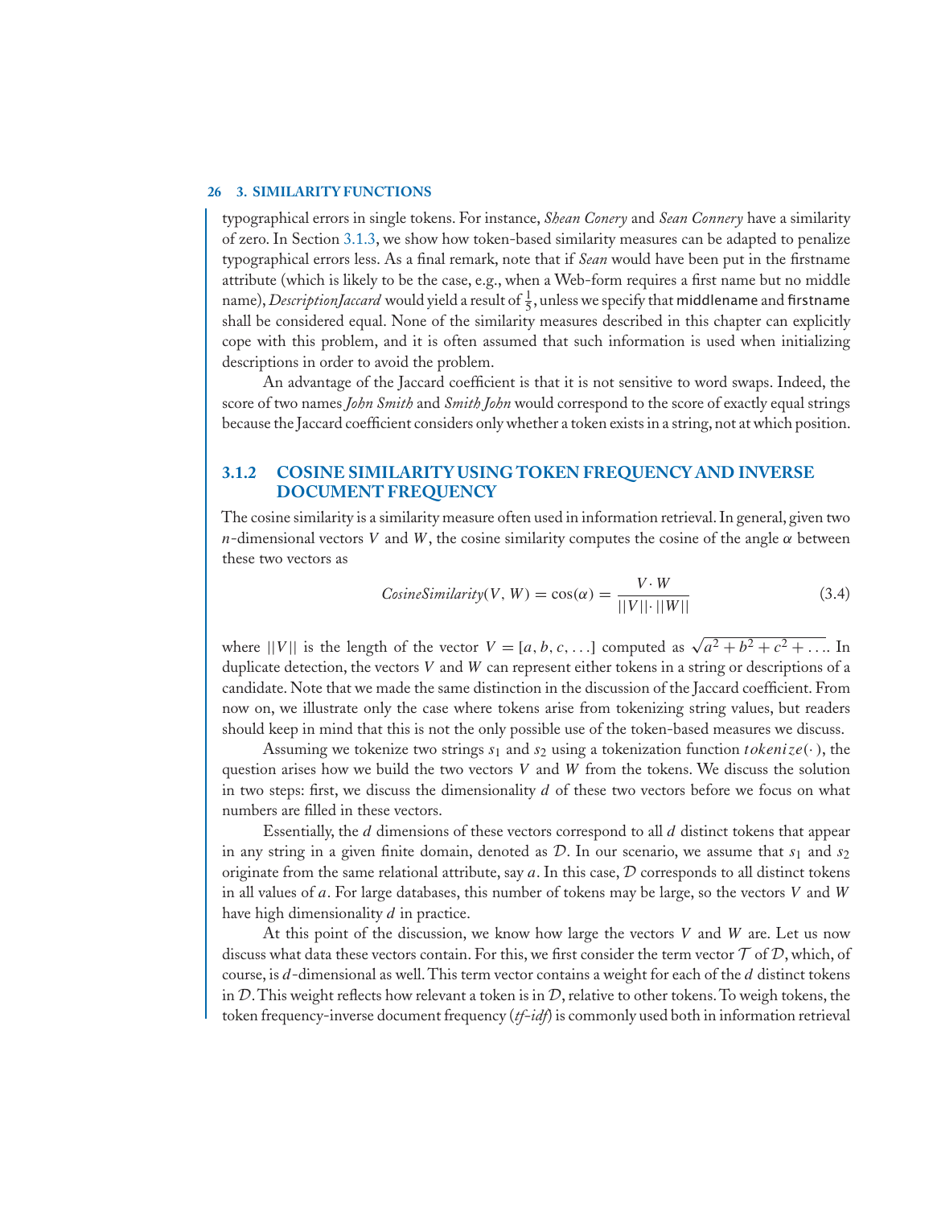typographical errors in single tokens. For instance, *Shean Conery* and *Sean Connery* have a similarity of zero. In Section 3.1.3, we show how token-based similarity measures can be adapted to penalize typographical errors less. As a final remark, note that if *Sean* would have been put in the firstname attribute (which is likely to be the case, e.g., when a Web-form requires a first name but no middle name), *DescriptionJaccard* would yield a result of $\frac{1}{5}$, unless we specify that middlename and firstname shall be considered equal. None of the similarity measures described in this chapter can explicitly cope with this problem, and it is often assumed that such information is used when initializing descriptions in order to avoid the problem.

An advantage of the Jaccard coefficient is that it is not sensitive to word swaps. Indeed, the score of two names *John Smith* and *Smith John* would correspond to the score of exactly equal strings because the Jaccard coefficient considers only whether a token exists in a string, not at which position.

### 3.1.2 COSINE SIMILARITY USING TOKEN FREQUENCY AND INVERSE DOCUMENT FREQUENCY

The cosine similarity is a similarity measure often used in information retrieval. In general, given two $n$-dimensional vectors $V$ and $W$, the cosine similarity computes the cosine of the angle $\alpha$ between these two vectors as

$$CosineSimilarity(V, W) = \cos(\alpha) = \frac{V \cdot W}{||V|| \cdot ||W||} \tag{3.4}$$

where $||V||$ is the length of the vector $V = [a, b, c, \ldots]$ computed as $\sqrt{a^2 + b^2 + c^2 + \ldots}$. In duplicate detection, the vectors $V$ and $W$ can represent either tokens in a string or descriptions of a candidate. Note that we made the same distinction in the discussion of the Jaccard coefficient. From now on, we illustrate only the case where tokens arise from tokenizing string values, but readers should keep in mind that this is not the only possible use of the token-based measures we discuss.

Assuming we tokenize two strings $s_1$ and $s_2$ using a tokenization function $tokenize(\cdot)$, the question arises how we build the two vectors $V$ and $W$ from the tokens. We discuss the solution in two steps: first, we discuss the dimensionality $d$ of these two vectors before we focus on what numbers are filled in these vectors.

Essentially, the $d$ dimensions of these vectors correspond to all $d$ distinct tokens that appear in any string in a given finite domain, denoted as $\mathcal{D}$. In our scenario, we assume that $s_1$ and $s_2$ originate from the same relational attribute, say $a$. In this case, $\mathcal{D}$ corresponds to all distinct tokens in all values of $a$. For large databases, this number of tokens may be large, so the vectors $V$ and $W$ have high dimensionality $d$ in practice.

At this point of the discussion, we know how large the vectors $V$ and $W$ are. Let us now discuss what data these vectors contain. For this, we first consider the term vector $\mathcal{T}$ of $\mathcal{D}$, which, of course, is $d$-dimensional as well. This term vector contains a weight for each of the $d$ distinct tokens in $\mathcal{D}$. This weight reflects how relevant a token is in $\mathcal{D}$, relative to other tokens. To weigh tokens, the token frequency-inverse document frequency (*tf-idf*) is commonly used both in information retrieval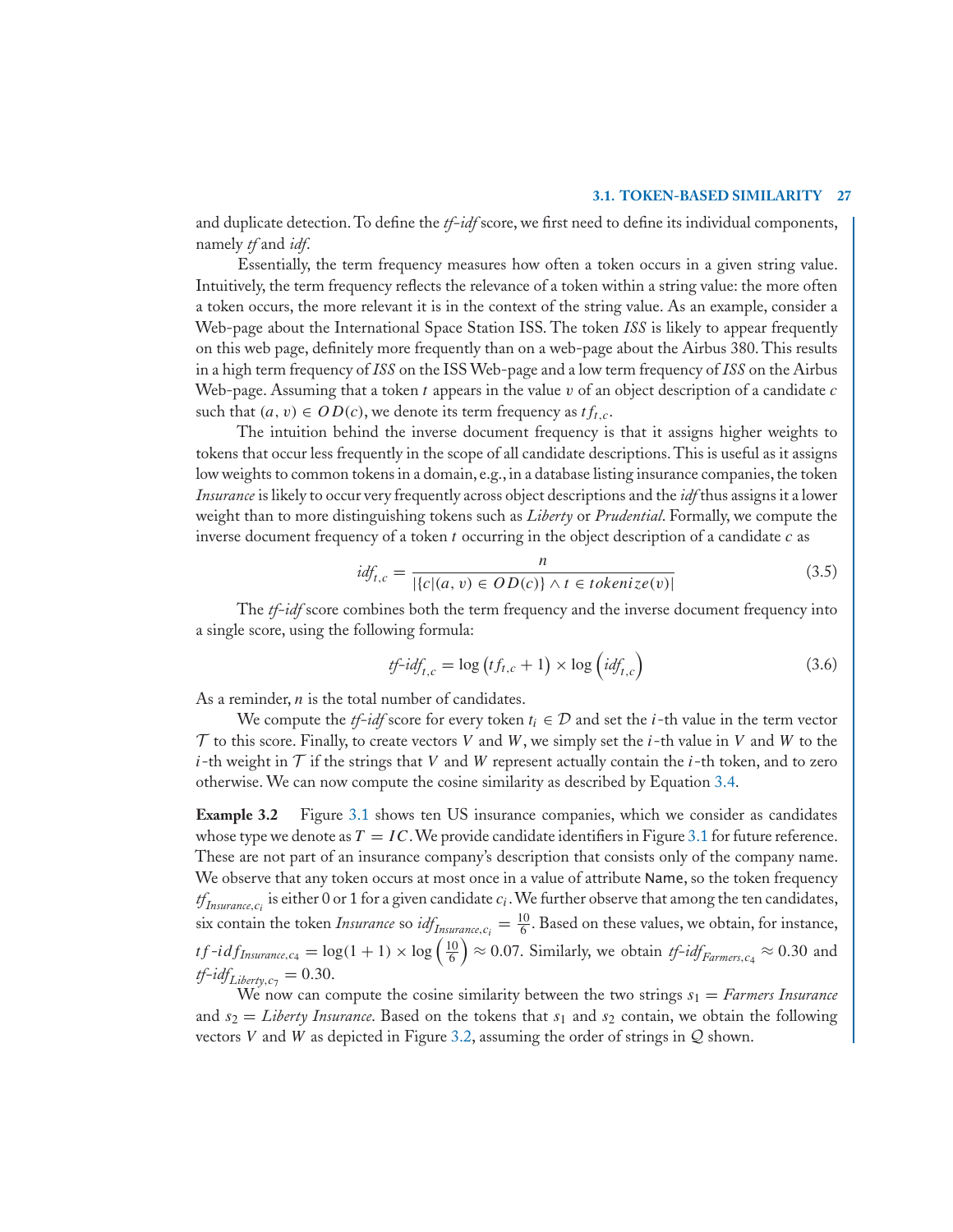and duplicate detection. To define the *tf-idf* score, we first need to define its individual components, namely *tf* and *idf*.

Essentially, the term frequency measures how often a token occurs in a given string value. Intuitively, the term frequency reflects the relevance of a token within a string value: the more often a token occurs, the more relevant it is in the context of the string value. As an example, consider a Web-page about the International Space Station ISS. The token *ISS* is likely to appear frequently on this web page, definitely more frequently than on a web-page about the Airbus 380. This results in a high term frequency of *ISS* on the ISS Web-page and a low term frequency of *ISS* on the Airbus Web-page. Assuming that a token $t$ appears in the value $v$ of an object description of a candidate $c$ such that $(a, v) \in OD(c)$, we denote its term frequency as $tf_{t,c}$.

The intuition behind the inverse document frequency is that it assigns higher weights to tokens that occur less frequently in the scope of all candidate descriptions. This is useful as it assigns low weights to common tokens in a domain, e.g., in a database listing insurance companies, the token *Insurance* is likely to occur very frequently across object descriptions and the *idf* thus assigns it a lower weight than to more distinguishing tokens such as *Liberty* or *Prudential*. Formally, we compute the inverse document frequency of a token $t$ occurring in the object description of a candidate $c$ as

$$idf_{t,c} = \frac{n}{|\{c|(a,v) \in OD(c)\} \wedge t \in tokenize(v)|} \tag{3.5}$$

The *tf-idf* score combines both the term frequency and the inverse document frequency into a single score, using the following formula:

$$tf\text{-}idf_{t,c} = \log\left(tf_{t,c} + 1\right) \times \log\left(idf_{t,c}\right) \tag{3.6}$$

As a reminder, $n$ is the total number of candidates.

We compute the *tf-idf* score for every token $t_i \in \mathcal{D}$ and set the $i$-th value in the term vector $\mathcal{T}$ to this score. Finally, to create vectors $V$ and $W$, we simply set the $i$-th value in $V$ and $W$ to the $i$-th weight in $\mathcal{T}$ if the strings that $V$ and $W$ represent actually contain the $i$-th token, and to zero otherwise. We can now compute the cosine similarity as described by Equation 3.4.

**Example 3.2** Figure 3.1 shows ten US insurance companies, which we consider as candidates whose type we denote as $T = IC$. We provide candidate identifiers in Figure 3.1 for future reference. These are not part of an insurance company's description that consists only of the company name. We observe that any token occurs at most once in a value of attribute Name, so the token frequency $tf_{Insurance,c_i}$ is either 0 or 1 for a given candidate $c_i$. We further observe that among the ten candidates, six contain the token *Insurance* so $idf_{Insurance,c_i} = \frac{10}{6}$. Based on these values, we obtain, for instance, $tf\text{-}idf_{Insurance,c_4} = \log(1+1) \times \log\left(\frac{10}{6}\right) \approx 0.07$. Similarly, we obtain $tf\text{-}idf_{Farmers,c_4} \approx 0.30$ and $tf\text{-}idf_{Liberty,c_7} = 0.30$.

We now can compute the cosine similarity between the two strings $s_1 =$ *Farmers Insurance* and $s_2 =$ *Liberty Insurance*. Based on the tokens that $s_1$ and $s_2$ contain, we obtain the following vectors $V$ and $W$ as depicted in Figure 3.2, assuming the order of strings in $\mathcal{Q}$ shown.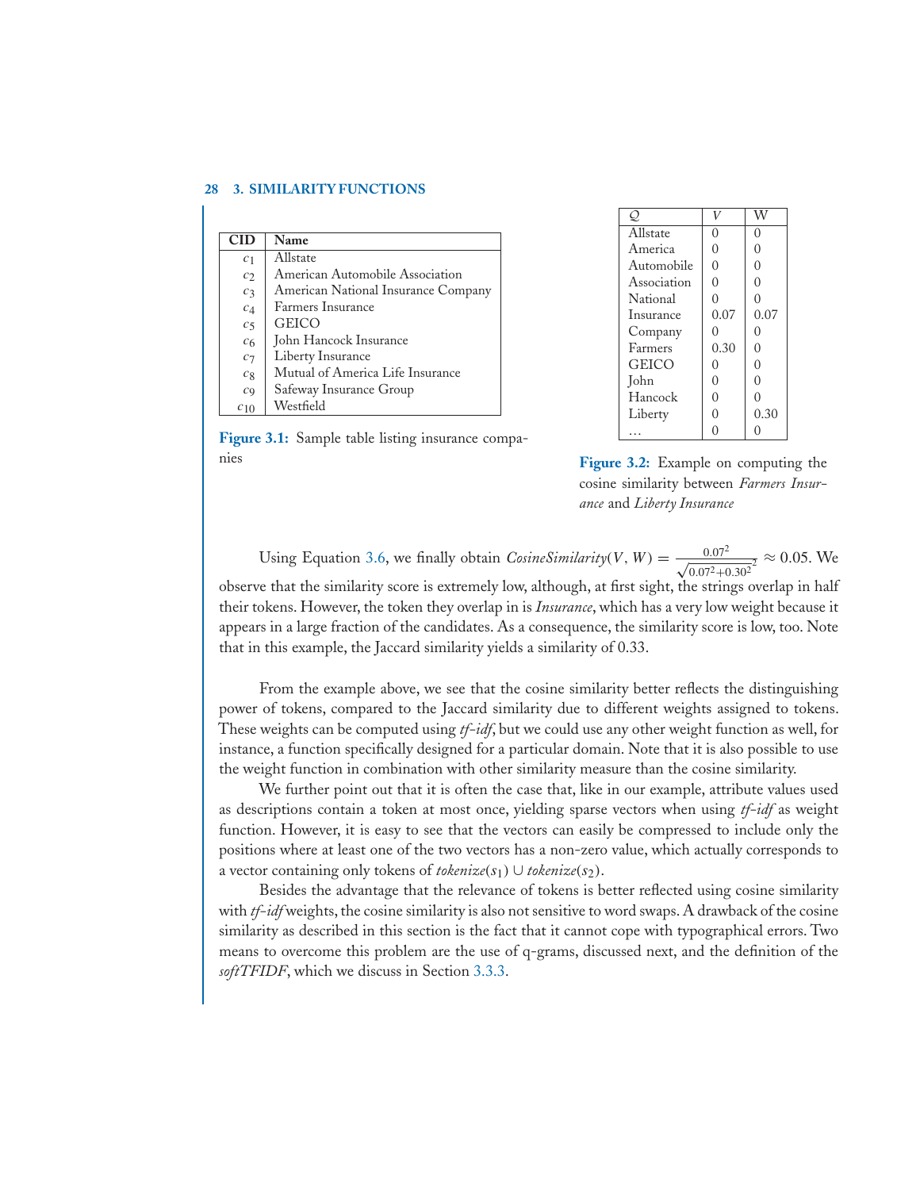| CID | Name |
|---|---|
| $c_1$ | Allstate |
| $c_2$ | American Automobile Association |
| $c_3$ | American National Insurance Company |
| $c_4$ | Farmers Insurance |
| $c_5$ | GEICO |
| $c_6$ | John Hancock Insurance |
| $c_7$ | Liberty Insurance |
| $c_8$ | Mutual of America Life Insurance |
| $c_9$ | Safeway Insurance Group |
| $c_{10}$ | Westfield |

**Figure 3.1:** Sample table listing insurance companies

| $Q$ | $V$ | W |
|---|---|---|
| Allstate | 0 | 0 |
| America | 0 | 0 |
| Automobile | 0 | 0 |
| Association | 0 | 0 |
| National | 0 | 0 |
| Insurance | 0.07 | 0.07 |
| Company | 0 | 0 |
| Farmers | 0.30 | 0 |
| GEICO | 0 | 0 |
| John | 0 | 0 |
| Hancock | 0 | 0 |
| Liberty | 0 | 0.30 |
| ... | 0 | 0 |

**Figure 3.2:** Example on computing the cosine similarity between *Farmers Insurance* and *Liberty Insurance*

Using Equation 3.6, we finally obtain $CosineSimilarity(V, W) = \frac{0.07^2}{\sqrt{0.07^2+0.30^2}^2} \approx 0.05$. We observe that the similarity score is extremely low, although, at first sight, the strings overlap in half their tokens. However, the token they overlap in is *Insurance*, which has a very low weight because it appears in a large fraction of the candidates. As a consequence, the similarity score is low, too. Note that in this example, the Jaccard similarity yields a similarity of 0.33.

From the example above, we see that the cosine similarity better reflects the distinguishing power of tokens, compared to the Jaccard similarity due to different weights assigned to tokens. These weights can be computed using *tf-idf*, but we could use any other weight function as well, for instance, a function specifically designed for a particular domain. Note that it is also possible to use the weight function in combination with other similarity measure than the cosine similarity.

We further point out that it is often the case that, like in our example, attribute values used as descriptions contain a token at most once, yielding sparse vectors when using *tf-idf* as weight function. However, it is easy to see that the vectors can easily be compressed to include only the positions where at least one of the two vectors has a non-zero value, which actually corresponds to a vector containing only tokens of $tokenize(s_1) \cup tokenize(s_2)$.

Besides the advantage that the relevance of tokens is better reflected using cosine similarity with *tf-idf* weights, the cosine similarity is also not sensitive to word swaps. A drawback of the cosine similarity as described in this section is the fact that it cannot cope with typographical errors. Two means to overcome this problem are the use of q-grams, discussed next, and the definition of the *softTFIDF*, which we discuss in Section 3.3.3.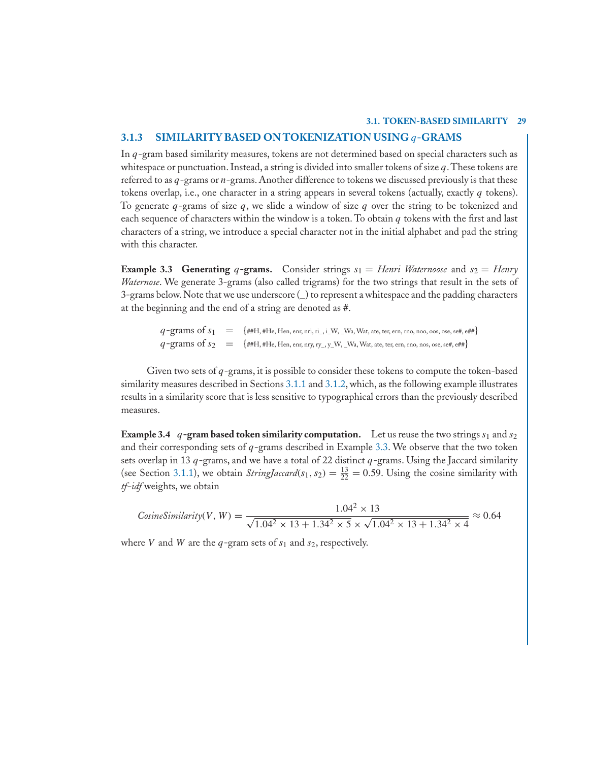### 3.1.3 SIMILARITY BASED ON TOKENIZATION USING $q$-GRAMS

In $q$-gram based similarity measures, tokens are not determined based on special characters such as whitespace or punctuation. Instead, a string is divided into smaller tokens of size $q$. These tokens are referred to as $q$-grams or $n$-grams. Another difference to tokens we discussed previously is that these tokens overlap, i.e., one character in a string appears in several tokens (actually, exactly $q$ tokens). To generate $q$-grams of size $q$, we slide a window of size $q$ over the string to be tokenized and each sequence of characters within the window is a token. To obtain $q$ tokens with the first and last characters of a string, we introduce a special character not in the initial alphabet and pad the string with this character.

**Example 3.3 Generating $q$-grams.** Consider strings $s_1$ = *Henri Waternoose* and $s_2$ = *Henry Waternose*. We generate 3-grams (also called trigrams) for the two strings that result in the sets of 3-grams below. Note that we use underscore (_) to represent a whitespace and the padding characters at the beginning and the end of a string are denoted as #.

$q$-grams of $s_1$ = {##H, #He, Hen, enr, nri, ri_, i_W, _Wa, Wat, ate, ter, ern, rno, noo, oos, ose, se#, e##}

$q$-grams of $s_2$ = {##H, #He, Hen, enr, nry, ry_, y_W, _Wa, Wat, ate, ter, ern, rno, nos, ose, se#, e##}

Given two sets of $q$-grams, it is possible to consider these tokens to compute the token-based similarity measures described in Sections 3.1.1 and 3.1.2, which, as the following example illustrates results in a similarity score that is less sensitive to typographical errors than the previously described measures.

**Example 3.4 $q$-gram based token similarity computation.** Let us reuse the two strings $s_1$ and $s_2$ and their corresponding sets of $q$-grams described in Example 3.3. We observe that the two token sets overlap in 13 $q$-grams, and we have a total of 22 distinct $q$-grams. Using the Jaccard similarity (see Section 3.1.1), we obtain $StringJaccard(s_1, s_2) = \frac{13}{22} = 0.59$. Using the cosine similarity with *tf-idf* weights, we obtain

$$CosineSimilarity(V, W) = \frac{1.04^2 \times 13}{\sqrt{1.04^2 \times 13 + 1.34^2 \times 5} \times \sqrt{1.04^2 \times 13 + 1.34^2 \times 4}} \approx 0.64$$

where $V$ and $W$ are the $q$-gram sets of $s_1$ and $s_2$, respectively.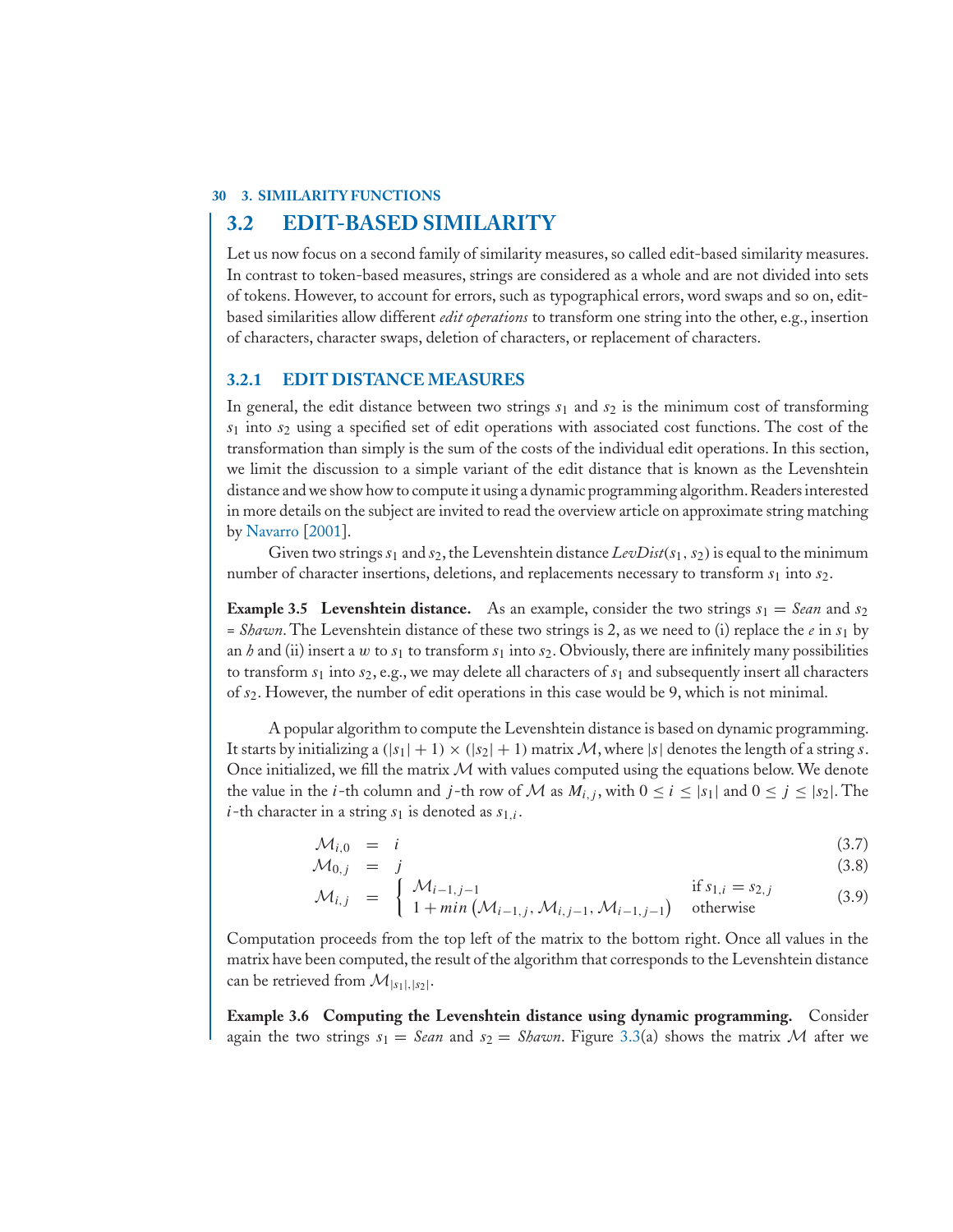## 3.2 EDIT-BASED SIMILARITY

Let us now focus on a second family of similarity measures, so called edit-based similarity measures. In contrast to token-based measures, strings are considered as a whole and are not divided into sets of tokens. However, to account for errors, such as typographical errors, word swaps and so on, edit-based similarities allow different *edit operations* to transform one string into the other, e.g., insertion of characters, character swaps, deletion of characters, or replacement of characters.

### 3.2.1 EDIT DISTANCE MEASURES

In general, the edit distance between two strings $s_1$ and $s_2$ is the minimum cost of transforming $s_1$ into $s_2$ using a specified set of edit operations with associated cost functions. The cost of the transformation than simply is the sum of the costs of the individual edit operations. In this section, we limit the discussion to a simple variant of the edit distance that is known as the Levenshtein distance and we show how to compute it using a dynamic programming algorithm. Readers interested in more details on the subject are invited to read the overview article on approximate string matching by Navarro [2001].

Given two strings $s_1$ and $s_2$, the Levenshtein distance $LevDist(s_1, s_2)$ is equal to the minimum number of character insertions, deletions, and replacements necessary to transform $s_1$ into $s_2$.

**Example 3.5 Levenshtein distance.** As an example, consider the two strings $s_1$ = *Sean* and $s_2$ = *Shawn*. The Levenshtein distance of these two strings is 2, as we need to (i) replace the *e* in $s_1$ by an *h* and (ii) insert a *w* to $s_1$ to transform $s_1$ into $s_2$. Obviously, there are infinitely many possibilities to transform $s_1$ into $s_2$, e.g., we may delete all characters of $s_1$ and subsequently insert all characters of $s_2$. However, the number of edit operations in this case would be 9, which is not minimal.

A popular algorithm to compute the Levenshtein distance is based on dynamic programming. It starts by initializing a $(|s_1| + 1) \times (|s_2| + 1)$ matrix $\mathcal{M}$, where $|s|$ denotes the length of a string $s$. Once initialized, we fill the matrix $\mathcal{M}$ with values computed using the equations below. We denote the value in the $i$-th column and $j$-th row of $\mathcal{M}$ as $M_{i,j}$, with $0 \leq i \leq |s_1|$ and $0 \leq j \leq |s_2|$. The $i$-th character in a string $s_1$ is denoted as $s_{1,i}$.

$$\mathcal{M}_{i,0} = i \tag{3.7}$$

$$\mathcal{M}_{0,j} = j \tag{3.8}$$

$$\mathcal{M}_{i,j} = \begin{cases} \mathcal{M}_{i-1,j-1} & \text{if } s_{1,i} = s_{2,j} \\ 1 + min\left(\mathcal{M}_{i-1,j}, \mathcal{M}_{i,j-1}, \mathcal{M}_{i-1,j-1}\right) & \text{otherwise} \end{cases} \tag{3.9}$$

Computation proceeds from the top left of the matrix to the bottom right. Once all values in the matrix have been computed, the result of the algorithm that corresponds to the Levenshtein distance can be retrieved from $\mathcal{M}_{|s_1|,|s_2|}$.

**Example 3.6 Computing the Levenshtein distance using dynamic programming.** Consider again the two strings $s_1$ = *Sean* and $s_2$ = *Shawn*. Figure 3.3(a) shows the matrix $\mathcal{M}$ after we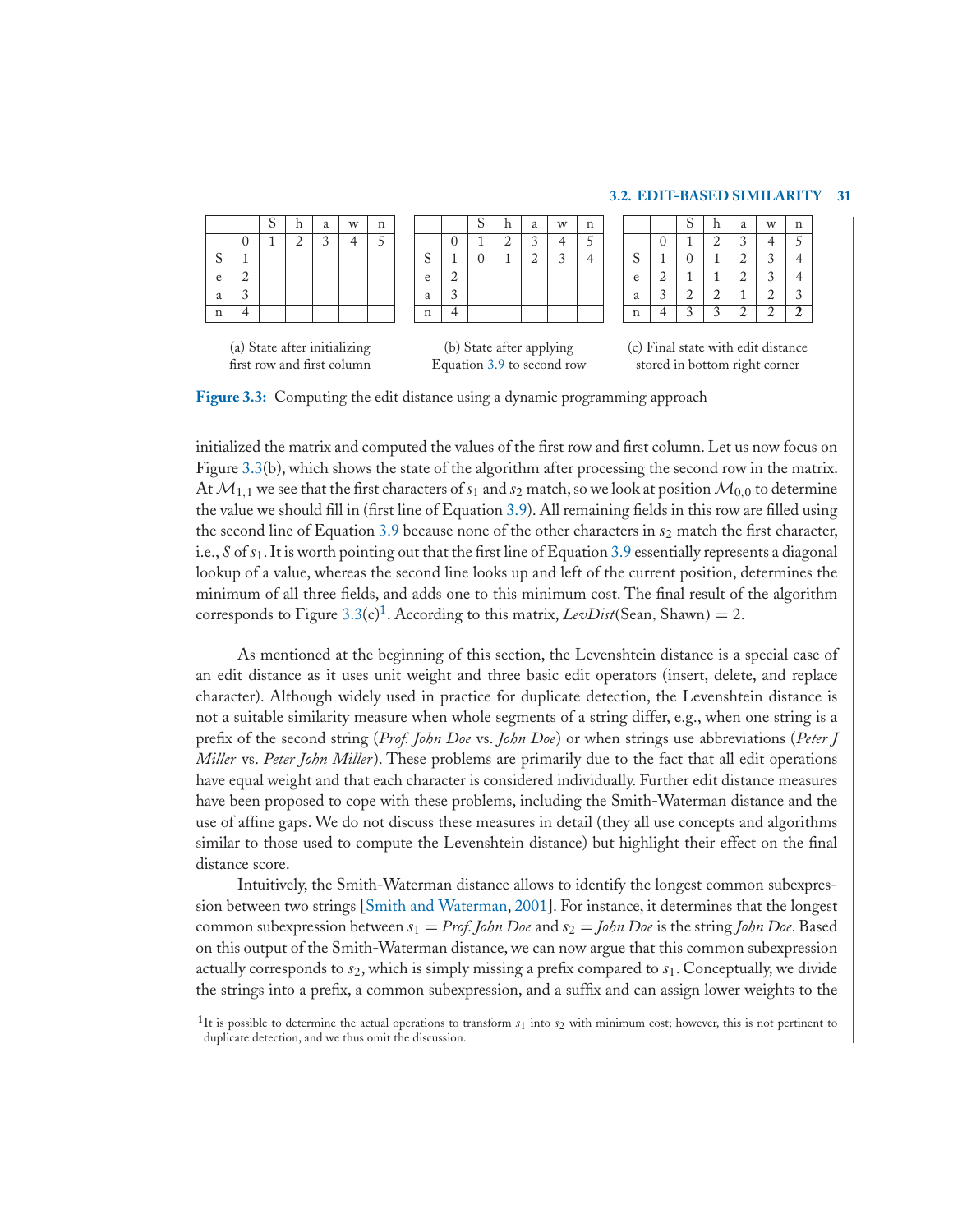|   |   | S | h | a | w | n |
|---|---|---|---|---|---|---|
|   | 0 | 1 | 2 | 3 | 4 | 5 |
| S | 1 |   |   |   |   |   |
| e | 2 |   |   |   |   |   |
| a | 3 |   |   |   |   |   |
| n | 4 |   |   |   |   |   |

(a) State after initializing first row and first column

|   |   | S | h | a | w | n |
|---|---|---|---|---|---|---|
|   | 0 | 1 | 2 | 3 | 4 | 5 |
| S | 1 | 0 | 1 | 2 | 3 | 4 |
| e | 2 |   |   |   |   |   |
| a | 3 |   |   |   |   |   |
| n | 4 |   |   |   |   |   |

(b) State after applying Equation 3.9 to second row

|   |   | S | h | a | w | n |
|---|---|---|---|---|---|---|
|   | 0 | 1 | 2 | 3 | 4 | 5 |
| S | 1 | 0 | 1 | 2 | 3 | 4 |
| e | 2 | 1 | 1 | 2 | 3 | 4 |
| a | 3 | 2 | 2 | 1 | 2 | 3 |
| n | 4 | 3 | 3 | 2 | 2 | **2** |

(c) Final state with edit distance stored in bottom right corner

**Figure 3.3:** Computing the edit distance using a dynamic programming approach

initialized the matrix and computed the values of the first row and first column. Let us now focus on Figure 3.3(b), which shows the state of the algorithm after processing the second row in the matrix. At $\mathcal{M}_{1,1}$ we see that the first characters of $s_1$ and $s_2$ match, so we look at position $\mathcal{M}_{0,0}$ to determine the value we should fill in (first line of Equation 3.9). All remaining fields in this row are filled using the second line of Equation 3.9 because none of the other characters in $s_2$ match the first character, i.e., *S* of $s_1$. It is worth pointing out that the first line of Equation 3.9 essentially represents a diagonal lookup of a value, whereas the second line looks up and left of the current position, determines the minimum of all three fields, and adds one to this minimum cost. The final result of the algorithm corresponds to Figure 3.3(c)[1]. According to this matrix, $LevDist(\text{Sean}, \text{Shawn}) = 2$.

As mentioned at the beginning of this section, the Levenshtein distance is a special case of an edit distance as it uses unit weight and three basic edit operators (insert, delete, and replace character). Although widely used in practice for duplicate detection, the Levenshtein distance is not a suitable similarity measure when whole segments of a string differ, e.g., when one string is a prefix of the second string (*Prof. John Doe* vs. *John Doe*) or when strings use abbreviations (*Peter J Miller* vs. *Peter John Miller*). These problems are primarily due to the fact that all edit operations have equal weight and that each character is considered individually. Further edit distance measures have been proposed to cope with these problems, including the Smith-Waterman distance and the use of affine gaps. We do not discuss these measures in detail (they all use concepts and algorithms similar to those used to compute the Levenshtein distance) but highlight their effect on the final distance score.

Intuitively, the Smith-Waterman distance allows to identify the longest common subexpression between two strings [Smith and Waterman, 2001]. For instance, it determines that the longest common subexpression between $s_1$ = *Prof. John Doe* and $s_2$ = *John Doe* is the string *John Doe*. Based on this output of the Smith-Waterman distance, we can now argue that this common subexpression actually corresponds to $s_2$, which is simply missing a prefix compared to $s_1$. Conceptually, we divide the strings into a prefix, a common subexpression, and a suffix and can assign lower weights to the

[1] It is possible to determine the actual operations to transform $s_1$ into $s_2$ with minimum cost; however, this is not pertinent to duplicate detection, and we thus omit the discussion.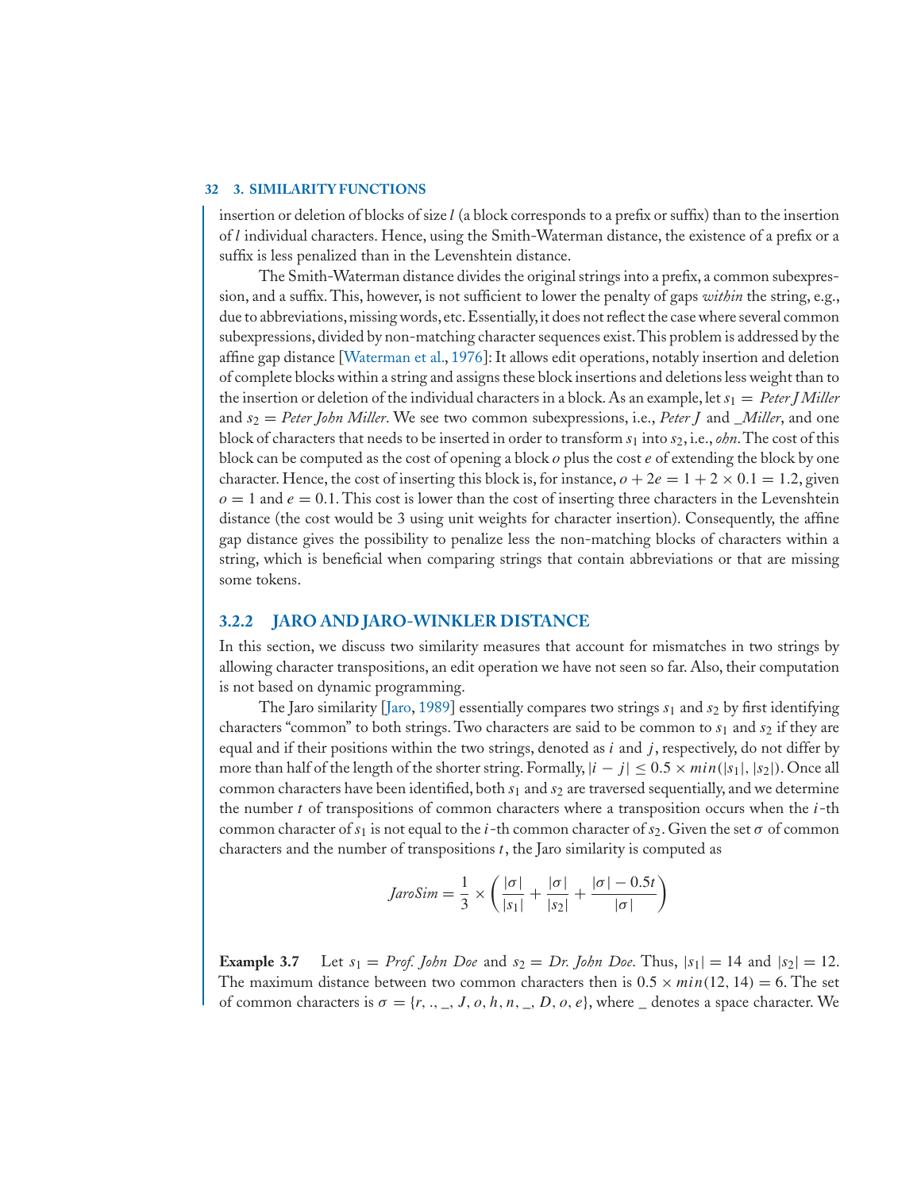insertion or deletion of blocks of size $l$ (a block corresponds to a prefix or suffix) than to the insertion of $l$ individual characters. Hence, using the Smith-Waterman distance, the existence of a prefix or a suffix is less penalized than in the Levenshtein distance.

The Smith-Waterman distance divides the original strings into a prefix, a common subexpression, and a suffix. This, however, is not sufficient to lower the penalty of gaps *within* the string, e.g., due to abbreviations, missing words, etc. Essentially, it does not reflect the case where several common subexpressions, divided by non-matching character sequences exist. This problem is addressed by the affine gap distance [Waterman et al., 1976]: It allows edit operations, notably insertion and deletion of complete blocks within a string and assigns these block insertions and deletions less weight than to the insertion or deletion of the individual characters in a block. As an example, let $s_1$ = *Peter J Miller* and $s_2$ = *Peter John Miller*. We see two common subexpressions, i.e., *Peter J* and *_Miller*, and one block of characters that needs to be inserted in order to transform $s_1$ into $s_2$, i.e., *ohn*. The cost of this block can be computed as the cost of opening a block $o$ plus the cost $e$ of extending the block by one character. Hence, the cost of inserting this block is, for instance, $o + 2e = 1 + 2 \times 0.1 = 1.2$, given $o = 1$ and $e = 0.1$. This cost is lower than the cost of inserting three characters in the Levenshtein distance (the cost would be 3 using unit weights for character insertion). Consequently, the affine gap distance gives the possibility to penalize less the non-matching blocks of characters within a string, which is beneficial when comparing strings that contain abbreviations or that are missing some tokens.

### 3.2.2 JARO AND JARO-WINKLER DISTANCE

In this section, we discuss two similarity measures that account for mismatches in two strings by allowing character transpositions, an edit operation we have not seen so far. Also, their computation is not based on dynamic programming.

The Jaro similarity [Jaro, 1989] essentially compares two strings $s_1$ and $s_2$ by first identifying characters "common" to both strings. Two characters are said to be common to $s_1$ and $s_2$ if they are equal and if their positions within the two strings, denoted as $i$ and $j$, respectively, do not differ by more than half of the length of the shorter string. Formally, $|i - j| \leq 0.5 \times min(|s_1|, |s_2|)$. Once all common characters have been identified, both $s_1$ and $s_2$ are traversed sequentially, and we determine the number $t$ of transpositions of common characters where a transposition occurs when the $i$-th common character of $s_1$ is not equal to the $i$-th common character of $s_2$. Given the set $\sigma$ of common characters and the number of transpositions $t$, the Jaro similarity is computed as

$$JaroSim = \frac{1}{3} \times \left( \frac{|\sigma|}{|s_1|} + \frac{|\sigma|}{|s_2|} + \frac{|\sigma| - 0.5t}{|\sigma|} \right)$$

**Example 3.7** Let $s_1$ = *Prof. John Doe* and $s_2$ = *Dr. John Doe*. Thus, $|s_1| = 14$ and $|s_2| = 12$. The maximum distance between two common characters then is $0.5 \times min(12, 14) = 6$. The set of common characters is $\sigma = \{r, ., \_, J, o, h, n, \_, D, o, e\}$, where _ denotes a space character. We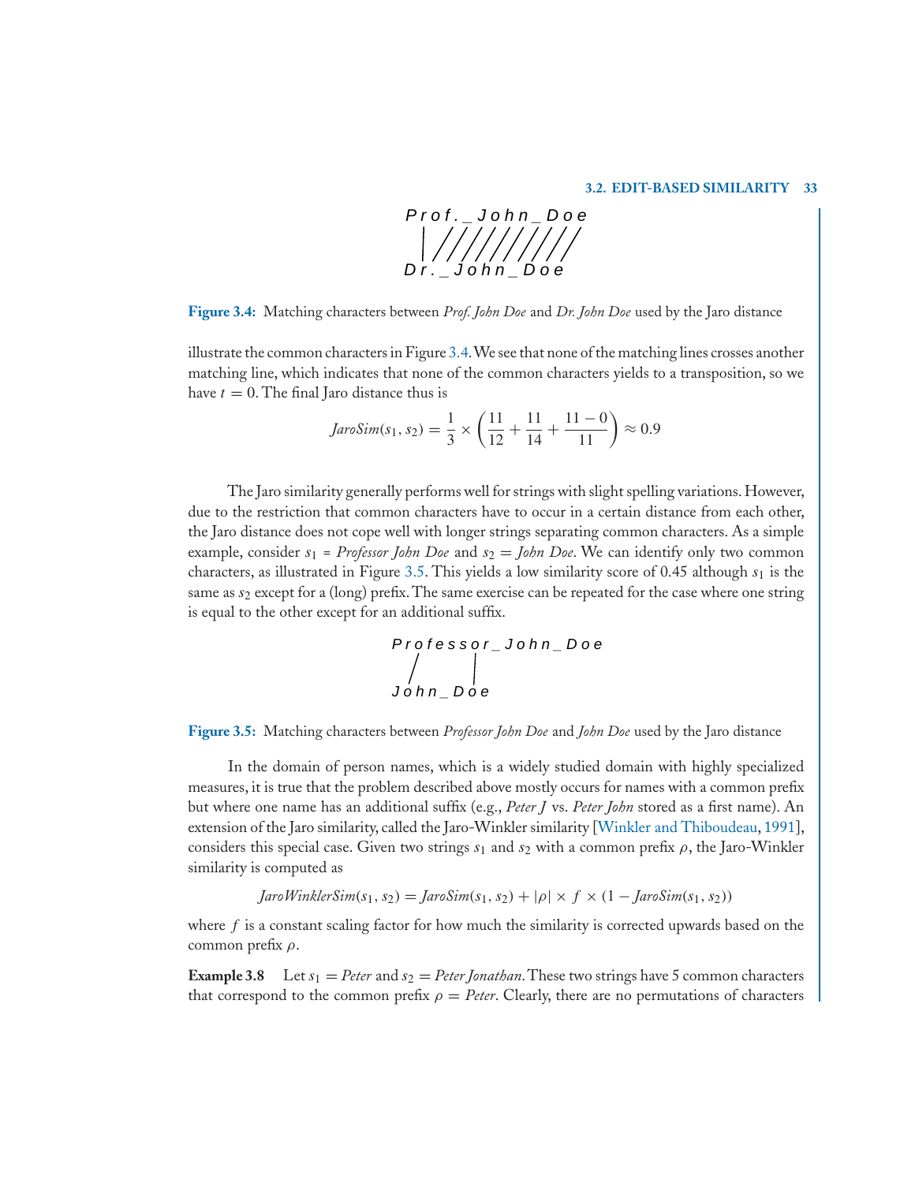Figure 3.4: Matching characters between *Prof. John Doe* and *Dr. John Doe* used by the Jaro distance

illustrate the common characters in Figure 3.4. We see that none of the matching lines crosses another matching line, which indicates that none of the common characters yields to a transposition, so we have $t = 0$. The final Jaro distance thus is

$$JaroSim(s_1, s_2) = \frac{1}{3} \times \left( \frac{11}{12} + \frac{11}{14} + \frac{11 - 0}{11} \right) \approx 0.9$$

The Jaro similarity generally performs well for strings with slight spelling variations. However, due to the restriction that common characters have to occur in a certain distance from each other, the Jaro distance does not cope well with longer strings separating common characters. As a simple example, consider $s_1$ = *Professor John Doe* and $s_2$ = *John Doe*. We can identify only two common characters, as illustrated in Figure 3.5. This yields a low similarity score of 0.45 although $s_1$ is the same as $s_2$ except for a (long) prefix. The same exercise can be repeated for the case where one string is equal to the other except for an additional suffix.

Figure 3.5: Matching characters between *Professor John Doe* and *John Doe* used by the Jaro distance

In the domain of person names, which is a widely studied domain with highly specialized measures, it is true that the problem described above mostly occurs for names with a common prefix but where one name has an additional suffix (e.g., *Peter J* vs. *Peter John* stored as a first name). An extension of the Jaro similarity, called the Jaro-Winkler similarity [Winkler and Thiboudeau, 1991], considers this special case. Given two strings $s_1$ and $s_2$ with a common prefix $\rho$, the Jaro-Winkler similarity is computed as

$$JaroWinklerSim(s_1, s_2) = JaroSim(s_1, s_2) + |\rho| \times f \times (1 - JaroSim(s_1, s_2))$$

where $f$ is a constant scaling factor for how much the similarity is corrected upwards based on the common prefix $\rho$.

**Example 3.8** Let $s_1$ = *Peter* and $s_2$ = *Peter Jonathan*. These two strings have 5 common characters that correspond to the common prefix $\rho$ = *Peter*. Clearly, there are no permutations of characters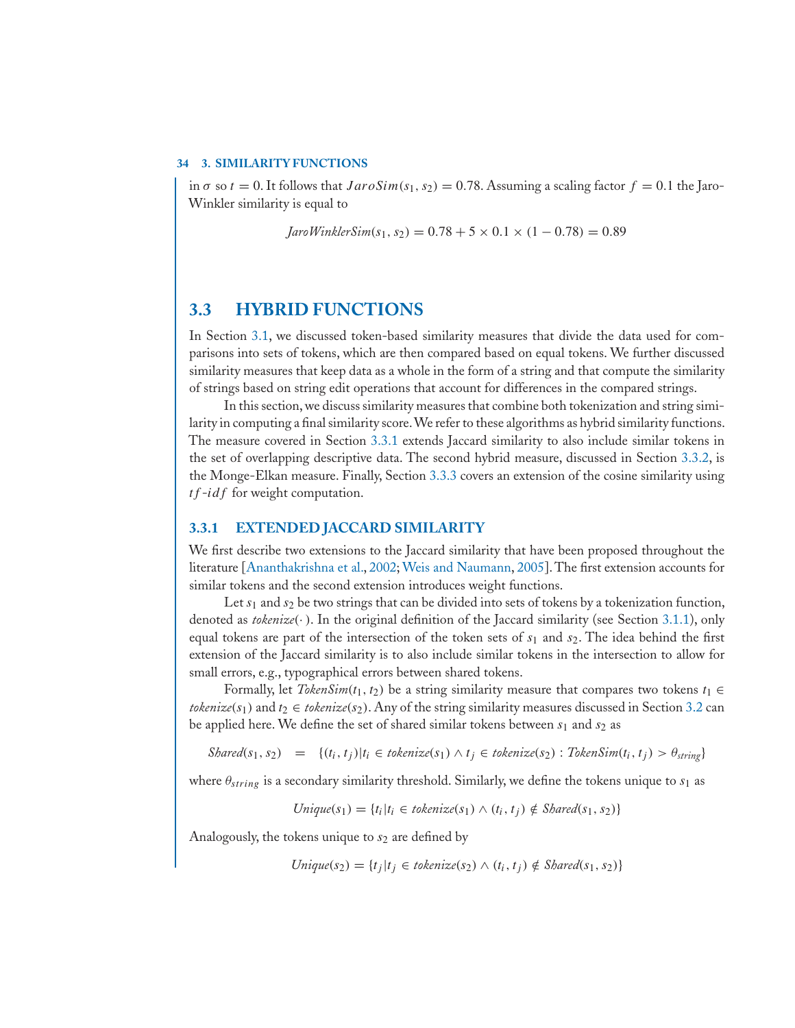in $\sigma$ so $t = 0$. It follows that $JaroSim(s_1, s_2) = 0.78$. Assuming a scaling factor $f = 0.1$ the Jaro-Winkler similarity is equal to

$$JaroWinklerSim(s_1, s_2) = 0.78 + 5 \times 0.1 \times (1 - 0.78) = 0.89$$

## 3.3 HYBRID FUNCTIONS

In Section 3.1, we discussed token-based similarity measures that divide the data used for comparisons into sets of tokens, which are then compared based on equal tokens. We further discussed similarity measures that keep data as a whole in the form of a string and that compute the similarity of strings based on string edit operations that account for differences in the compared strings.

In this section, we discuss similarity measures that combine both tokenization and string similarity in computing a final similarity score. We refer to these algorithms as hybrid similarity functions. The measure covered in Section 3.3.1 extends Jaccard similarity to also include similar tokens in the set of overlapping descriptive data. The second hybrid measure, discussed in Section 3.3.2, is the Monge-Elkan measure. Finally, Section 3.3.3 covers an extension of the cosine similarity using $tf\text{-}idf$ for weight computation.

### 3.3.1 EXTENDED JACCARD SIMILARITY

We first describe two extensions to the Jaccard similarity that have been proposed throughout the literature [Ananthakrishna et al., 2002; Weis and Naumann, 2005]. The first extension accounts for similar tokens and the second extension introduces weight functions.

Let $s_1$ and $s_2$ be two strings that can be divided into sets of tokens by a tokenization function, denoted as $tokenize(\cdot)$. In the original definition of the Jaccard similarity (see Section 3.1.1), only equal tokens are part of the intersection of the token sets of $s_1$ and $s_2$. The idea behind the first extension of the Jaccard similarity is to also include similar tokens in the intersection to allow for small errors, e.g., typographical errors between shared tokens.

Formally, let $TokenSim(t_1, t_2)$ be a string similarity measure that compares two tokens $t_1 \in tokenize(s_1)$ and $t_2 \in tokenize(s_2)$. Any of the string similarity measures discussed in Section 3.2 can be applied here. We define the set of shared similar tokens between $s_1$ and $s_2$ as

$$Shared(s_1, s_2) \quad = \quad \{(t_i, t_j) | t_i \in tokenize(s_1) \wedge t_j \in tokenize(s_2) : TokenSim(t_i, t_j) > \theta_{string}\}$$

where $\theta_{string}$ is a secondary similarity threshold. Similarly, we define the tokens unique to $s_1$ as

$$Unique(s_1) = \{t_i | t_i \in tokenize(s_1) \wedge (t_i, t_j) \notin Shared(s_1, s_2)\}$$

Analogously, the tokens unique to $s_2$ are defined by

$$Unique(s_2) = \{t_j | t_j \in tokenize(s_2) \wedge (t_i, t_j) \notin Shared(s_1, s_2)\}$$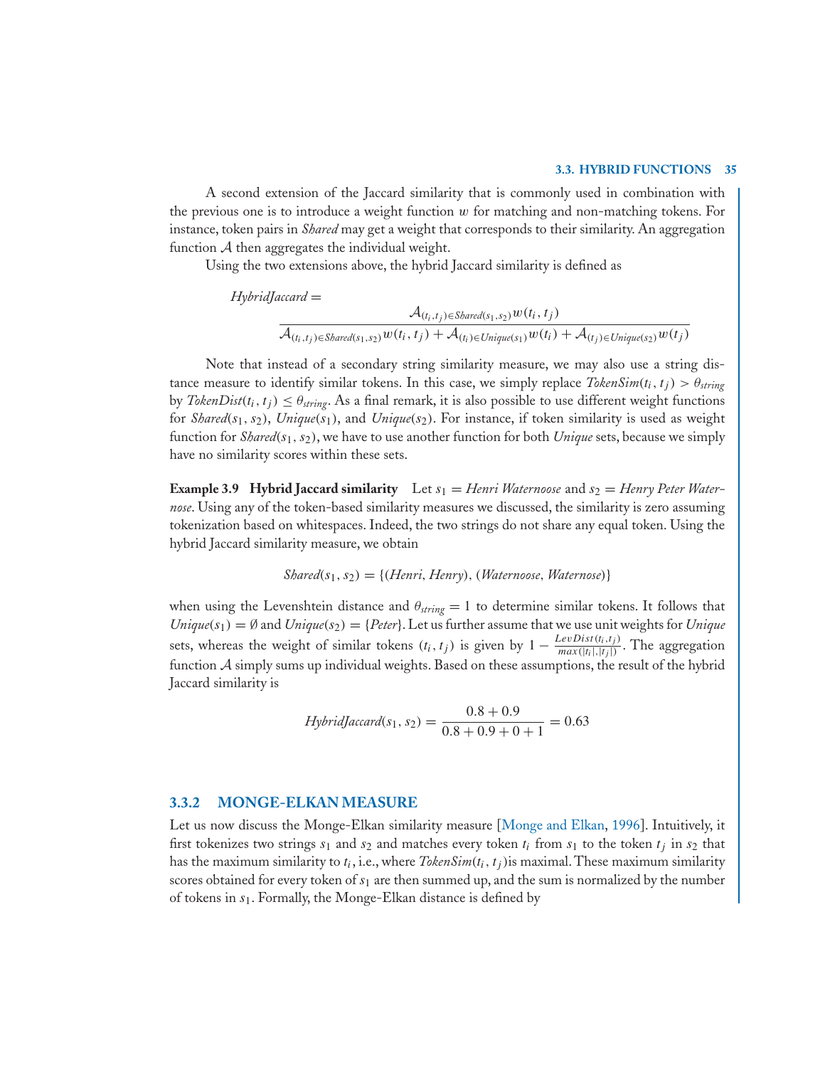A second extension of the Jaccard similarity that is commonly used in combination with the previous one is to introduce a weight function $w$ for matching and non-matching tokens. For instance, token pairs in *Shared* may get a weight that corresponds to their similarity. An aggregation function $\mathcal{A}$ then aggregates the individual weight.

Using the two extensions above, the hybrid Jaccard similarity is defined as

$$HybridJaccard = \frac{\mathcal{A}_{(t_i,t_j)\in Shared(s_1,s_2)} w(t_i,t_j)}{\mathcal{A}_{(t_i,t_j)\in Shared(s_1,s_2)} w(t_i,t_j) + \mathcal{A}_{(t_i)\in Unique(s_1)} w(t_i) + \mathcal{A}_{(t_j)\in Unique(s_2)} w(t_j)}$$

Note that instead of a secondary string similarity measure, we may also use a string distance measure to identify similar tokens. In this case, we simply replace $TokenSim(t_i, t_j) > \theta_{string}$ by $TokenDist(t_i, t_j) \leq \theta_{string}$. As a final remark, it is also possible to use different weight functions for $Shared(s_1, s_2)$, $Unique(s_1)$, and $Unique(s_2)$. For instance, if token similarity is used as weight function for $Shared(s_1, s_2)$, we have to use another function for both *Unique* sets, because we simply have no similarity scores within these sets.

**Example 3.9 Hybrid Jaccard similarity** Let $s_1 =$ *Henri Waternoose* and $s_2 =$ *Henry Peter Waternose*. Using any of the token-based similarity measures we discussed, the similarity is zero assuming tokenization based on whitespaces. Indeed, the two strings do not share any equal token. Using the hybrid Jaccard similarity measure, we obtain

$$Shared(s_1, s_2) = \{(Henri, Henry), (Waternoose, Waternose)\}$$

when using the Levenshtein distance and $\theta_{string} = 1$ to determine similar tokens. It follows that $Unique(s_1) = \emptyset$ and $Unique(s_2) = \{Peter\}$. Let us further assume that we use unit weights for *Unique* sets, whereas the weight of similar tokens $(t_i, t_j)$ is given by $1 - \frac{LevDist(t_i,t_j)}{max(|t_i|,|t_j|)}$. The aggregation function $\mathcal{A}$ simply sums up individual weights. Based on these assumptions, the result of the hybrid Jaccard similarity is

$$HybridJaccard(s_1, s_2) = \frac{0.8 + 0.9}{0.8 + 0.9 + 0 + 1} = 0.63$$

### 3.3.2 MONGE-ELKAN MEASURE

Let us now discuss the Monge-Elkan similarity measure [Monge and Elkan, 1996]. Intuitively, it first tokenizes two strings $s_1$ and $s_2$ and matches every token $t_i$ from $s_1$ to the token $t_j$ in $s_2$ that has the maximum similarity to $t_i$, i.e., where $TokenSim(t_i, t_j)$ is maximal. These maximum similarity scores obtained for every token of $s_1$ are then summed up, and the sum is normalized by the number of tokens in $s_1$. Formally, the Monge-Elkan distance is defined by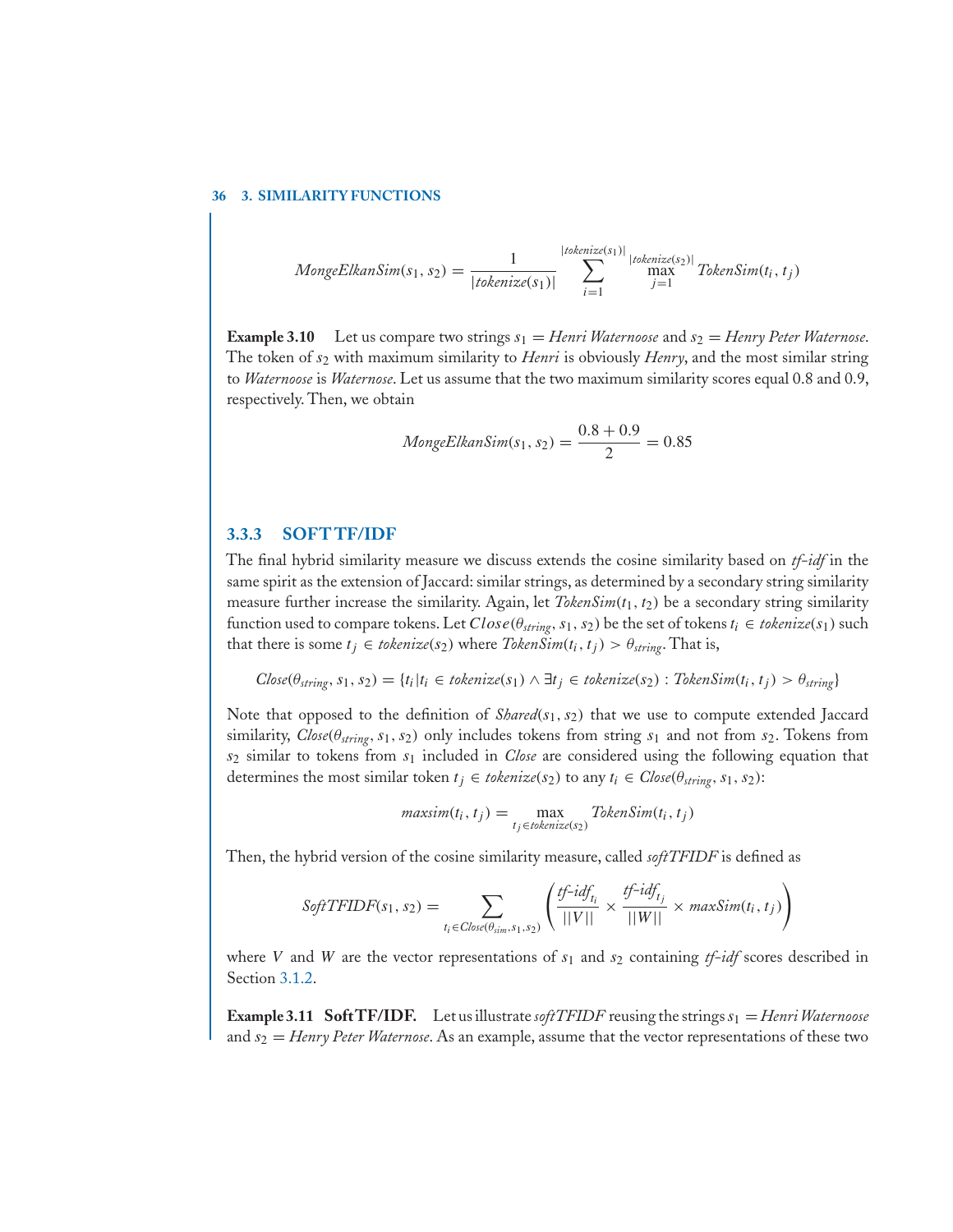$$MongeElkanSim(s_1, s_2) = \frac{1}{|tokenize(s_1)|} \sum_{i=1}^{|tokenize(s_1)|} \max_{j=1}^{|tokenize(s_2)|} TokenSim(t_i, t_j)$$

**Example 3.10** Let us compare two strings $s_1$ = *Henri Waternoose* and $s_2$ = *Henry Peter Waternose*. The token of $s_2$ with maximum similarity to *Henri* is obviously *Henry*, and the most similar string to *Waternoose* is *Waternose*. Let us assume that the two maximum similarity scores equal 0.8 and 0.9, respectively. Then, we obtain

$$MongeElkanSim(s_1, s_2) = \frac{0.8 + 0.9}{2} = 0.85$$

### 3.3.3 SOFT TF/IDF

The final hybrid similarity measure we discuss extends the cosine similarity based on *tf-idf* in the same spirit as the extension of Jaccard: similar strings, as determined by a secondary string similarity measure further increase the similarity. Again, let $TokenSim(t_1, t_2)$ be a secondary string similarity function used to compare tokens. Let $Close(\theta_{string}, s_1, s_2)$ be the set of tokens $t_i \in tokenize(s_1)$ such that there is some $t_j \in tokenize(s_2)$ where $TokenSim(t_i, t_j) > \theta_{string}$. That is,

$$Close(\theta_{string}, s_1, s_2) = \{t_i | t_i \in tokenize(s_1) \land \exists t_j \in tokenize(s_2) : TokenSim(t_i, t_j) > \theta_{string}\}$$

Note that opposed to the definition of $Shared(s_1, s_2)$ that we use to compute extended Jaccard similarity, $Close(\theta_{string}, s_1, s_2)$ only includes tokens from string $s_1$ and not from $s_2$. Tokens from $s_2$ similar to tokens from $s_1$ included in *Close* are considered using the following equation that determines the most similar token $t_j \in tokenize(s_2)$ to any $t_i \in Close(\theta_{string}, s_1, s_2)$:

$$maxsim(t_i, t_j) = \max_{t_j \in tokenize(s_2)} TokenSim(t_i, t_j)$$

Then, the hybrid version of the cosine similarity measure, called *softTFIDF* is defined as

$$SoftTFIDF(s_1, s_2) = \sum_{t_i \in Close(\theta_{sim}, s_1, s_2)} \left( \frac{tf\text{-}idf_{t_i}}{||V||} \times \frac{tf\text{-}idf_{t_j}}{||W||} \times maxSim(t_i, t_j) \right)$$

where $V$ and $W$ are the vector representations of $s_1$ and $s_2$ containing *tf-idf* scores described in Section 3.1.2.

**Example 3.11 Soft TF/IDF.** Let us illustrate *softTFIDF* reusing the strings $s_1$ = *Henri Waternoose* and $s_2$ = *Henry Peter Waternose*. As an example, assume that the vector representations of these two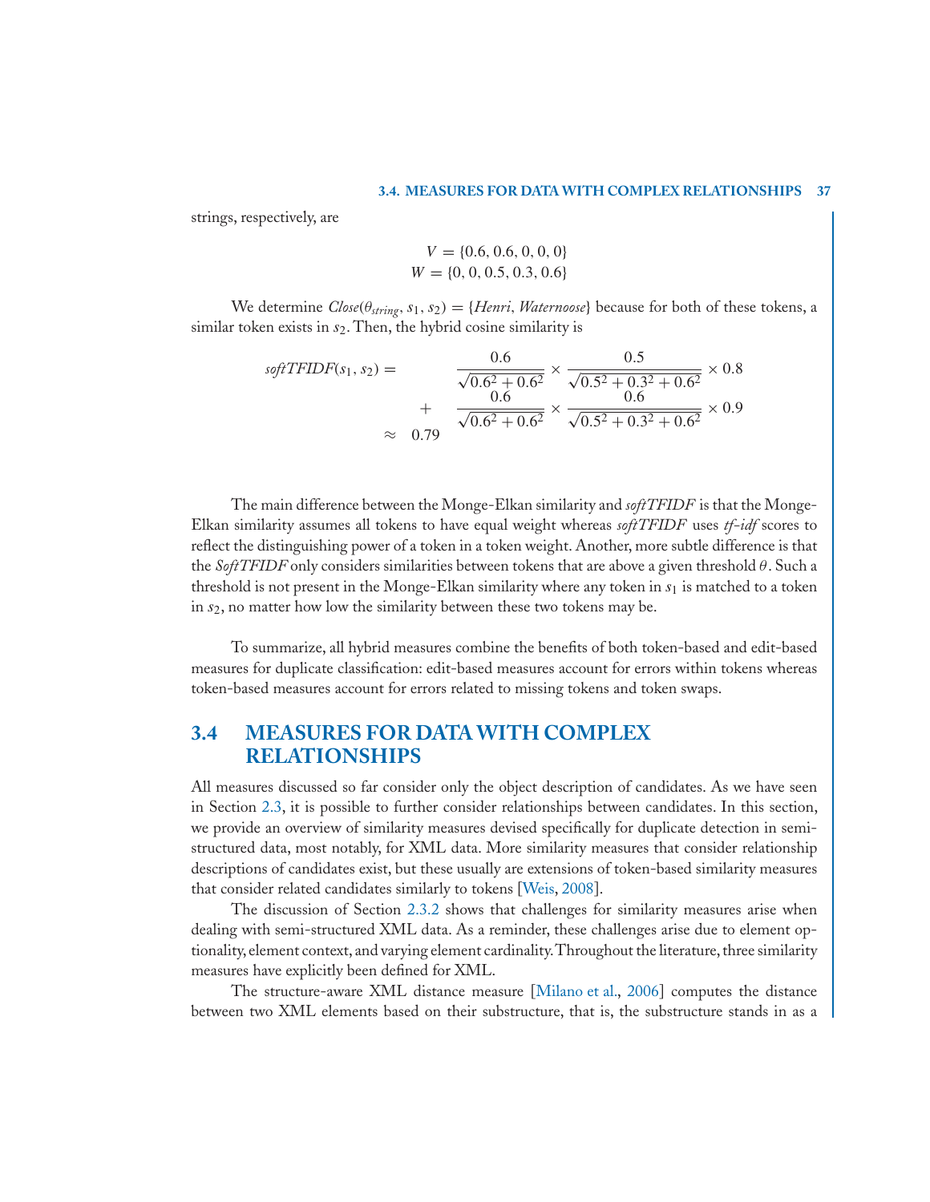strings, respectively, are

$$V = \{0.6, 0.6, 0, 0, 0\}$$
$$W = \{0, 0, 0.5, 0.3, 0.6\}$$

We determine $Close(\theta_{string}, s_1, s_2) = \{Henri, Waternoose\}$ because for both of these tokens, a similar token exists in $s_2$. Then, the hybrid cosine similarity is

$$
\begin{aligned}
softTFIDF(s_1, s_2) = & \quad \frac{0.6}{\sqrt{0.6^2 + 0.6^2}} \times \frac{0.5}{\sqrt{0.5^2 + 0.3^2 + 0.6^2}} \times 0.8 \\
& + \quad \frac{0.6}{\sqrt{0.6^2 + 0.6^2}} \times \frac{0.6}{\sqrt{0.5^2 + 0.3^2 + 0.6^2}} \times 0.9 \\
& \approx \quad 0.79
\end{aligned}
$$

The main difference between the Monge-Elkan similarity and *softTFIDF* is that the Monge-Elkan similarity assumes all tokens to have equal weight whereas *softTFIDF* uses *tf-idf* scores to reflect the distinguishing power of a token in a token weight. Another, more subtle difference is that the *SoftTFIDF* only considers similarities between tokens that are above a given threshold $\theta$. Such a threshold is not present in the Monge-Elkan similarity where any token in $s_1$ is matched to a token in $s_2$, no matter how low the similarity between these two tokens may be.

To summarize, all hybrid measures combine the benefits of both token-based and edit-based measures for duplicate classification: edit-based measures account for errors within tokens whereas token-based measures account for errors related to missing tokens and token swaps.

## 3.4 MEASURES FOR DATA WITH COMPLEX RELATIONSHIPS

All measures discussed so far consider only the object description of candidates. As we have seen in Section 2.3, it is possible to further consider relationships between candidates. In this section, we provide an overview of similarity measures devised specifically for duplicate detection in semi-structured data, most notably, for XML data. More similarity measures that consider relationship descriptions of candidates exist, but these usually are extensions of token-based similarity measures that consider related candidates similarly to tokens [Weis, 2008].

The discussion of Section 2.3.2 shows that challenges for similarity measures arise when dealing with semi-structured XML data. As a reminder, these challenges arise due to element optionality, element context, and varying element cardinality. Throughout the literature, three similarity measures have explicitly been defined for XML.

The structure-aware XML distance measure [Milano et al., 2006] computes the distance between two XML elements based on their substructure, that is, the substructure stands in as a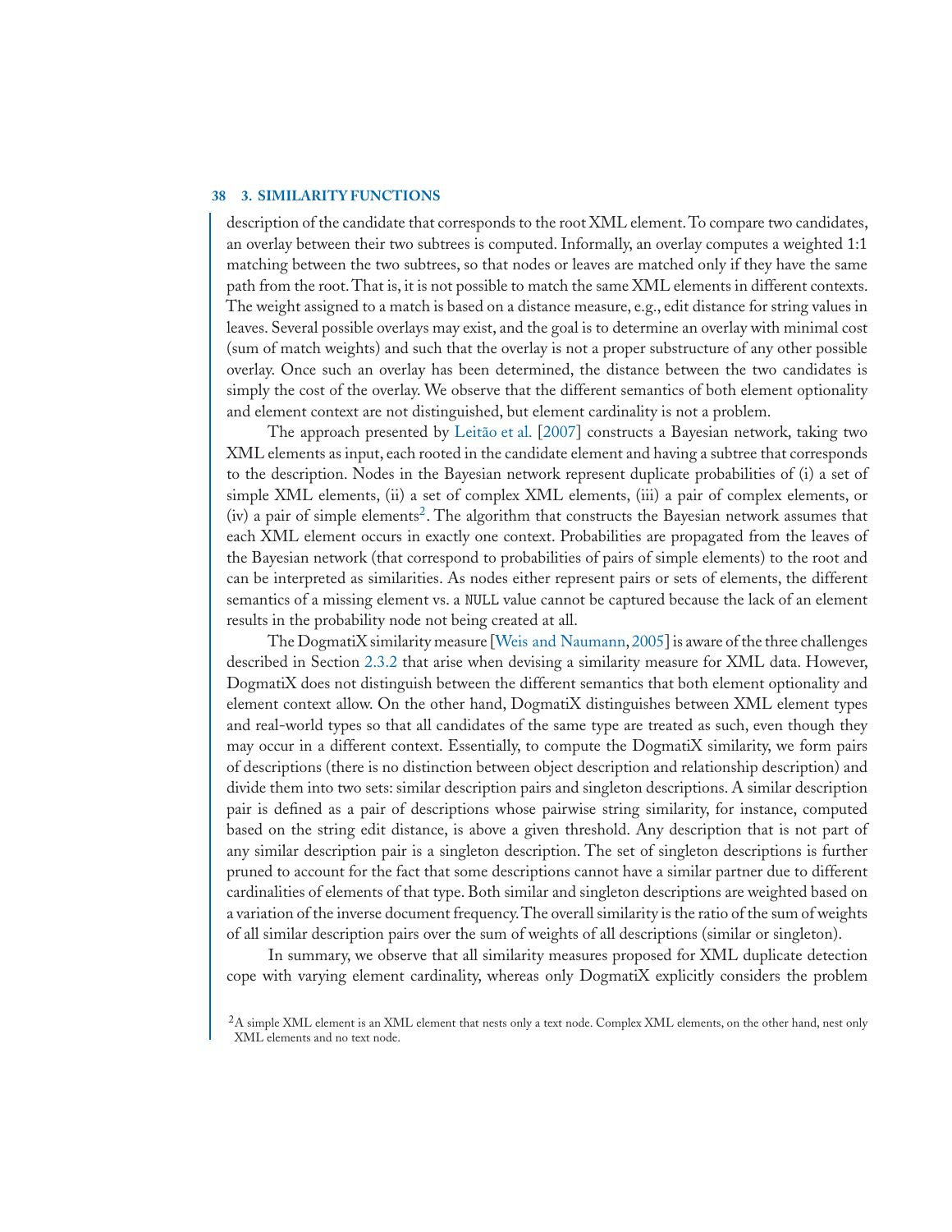description of the candidate that corresponds to the root XML element. To compare two candidates, an overlay between their two subtrees is computed. Informally, an overlay computes a weighted 1:1 matching between the two subtrees, so that nodes or leaves are matched only if they have the same path from the root. That is, it is not possible to match the same XML elements in different contexts. The weight assigned to a match is based on a distance measure, e.g., edit distance for string values in leaves. Several possible overlays may exist, and the goal is to determine an overlay with minimal cost (sum of match weights) and such that the overlay is not a proper substructure of any other possible overlay. Once such an overlay has been determined, the distance between the two candidates is simply the cost of the overlay. We observe that the different semantics of both element optionality and element context are not distinguished, but element cardinality is not a problem.

The approach presented by Leitão et al. [2007] constructs a Bayesian network, taking two XML elements as input, each rooted in the candidate element and having a subtree that corresponds to the description. Nodes in the Bayesian network represent duplicate probabilities of (i) a set of simple XML elements, (ii) a set of complex XML elements, (iii) a pair of complex elements, or (iv) a pair of simple elements[2]. The algorithm that constructs the Bayesian network assumes that each XML element occurs in exactly one context. Probabilities are propagated from the leaves of the Bayesian network (that correspond to probabilities of pairs of simple elements) to the root and can be interpreted as similarities. As nodes either represent pairs or sets of elements, the different semantics of a missing element vs. a `NULL` value cannot be captured because the lack of an element results in the probability node not being created at all.

The DogmatiX similarity measure [Weis and Naumann, 2005] is aware of the three challenges described in Section 2.3.2 that arise when devising a similarity measure for XML data. However, DogmatiX does not distinguish between the different semantics that both element optionality and element context allow. On the other hand, DogmatiX distinguishes between XML element types and real-world types so that all candidates of the same type are treated as such, even though they may occur in a different context. Essentially, to compute the DogmatiX similarity, we form pairs of descriptions (there is no distinction between object description and relationship description) and divide them into two sets: similar description pairs and singleton descriptions. A similar description pair is defined as a pair of descriptions whose pairwise string similarity, for instance, computed based on the string edit distance, is above a given threshold. Any description that is not part of any similar description pair is a singleton description. The set of singleton descriptions is further pruned to account for the fact that some descriptions cannot have a similar partner due to different cardinalities of elements of that type. Both similar and singleton descriptions are weighted based on a variation of the inverse document frequency. The overall similarity is the ratio of the sum of weights of all similar description pairs over the sum of weights of all descriptions (similar or singleton).

In summary, we observe that all similarity measures proposed for XML duplicate detection cope with varying element cardinality, whereas only DogmatiX explicitly considers the problem

[2] A simple XML element is an XML element that nests only a text node. Complex XML elements, on the other hand, nest only XML elements and no text node.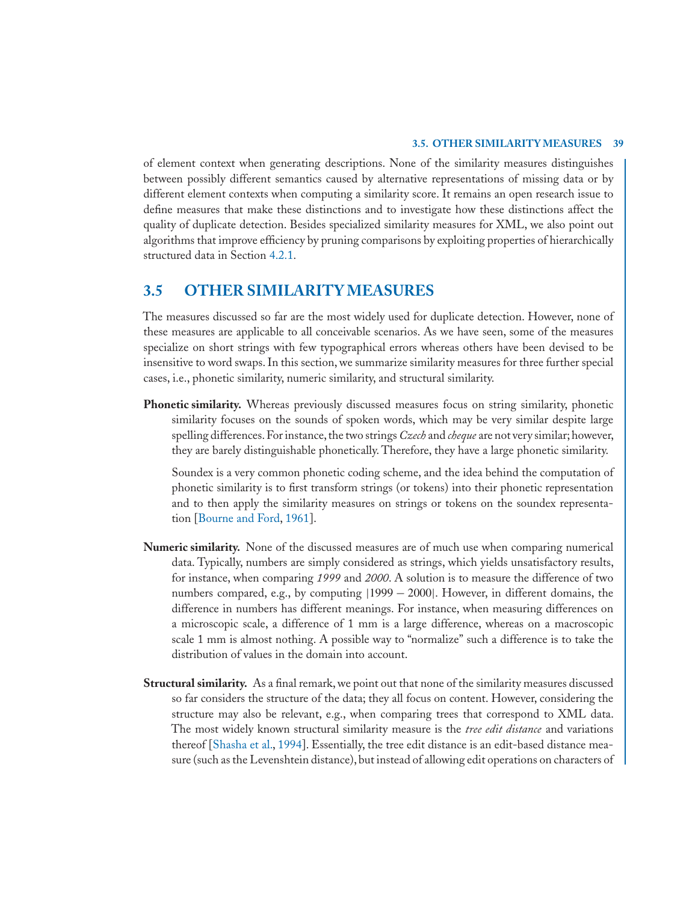of element context when generating descriptions. None of the similarity measures distinguishes between possibly different semantics caused by alternative representations of missing data or by different element contexts when computing a similarity score. It remains an open research issue to define measures that make these distinctions and to investigate how these distinctions affect the quality of duplicate detection. Besides specialized similarity measures for XML, we also point out algorithms that improve efficiency by pruning comparisons by exploiting properties of hierarchically structured data in Section 4.2.1.

## 3.5 OTHER SIMILARITY MEASURES

The measures discussed so far are the most widely used for duplicate detection. However, none of these measures are applicable to all conceivable scenarios. As we have seen, some of the measures specialize on short strings with few typographical errors whereas others have been devised to be insensitive to word swaps. In this section, we summarize similarity measures for three further special cases, i.e., phonetic similarity, numeric similarity, and structural similarity.

**Phonetic similarity.** Whereas previously discussed measures focus on string similarity, phonetic similarity focuses on the sounds of spoken words, which may be very similar despite large spelling differences. For instance, the two strings *Czech* and *cheque* are not very similar; however, they are barely distinguishable phonetically. Therefore, they have a large phonetic similarity.

Soundex is a very common phonetic coding scheme, and the idea behind the computation of phonetic similarity is to first transform strings (or tokens) into their phonetic representation and to then apply the similarity measures on strings or tokens on the soundex representation [Bourne and Ford, 1961].

**Numeric similarity.** None of the discussed measures are of much use when comparing numerical data. Typically, numbers are simply considered as strings, which yields unsatisfactory results, for instance, when comparing *1999* and *2000*. A solution is to measure the difference of two numbers compared, e.g., by computing $|1999 - 2000|$. However, in different domains, the difference in numbers has different meanings. For instance, when measuring differences on a microscopic scale, a difference of 1 mm is a large difference, whereas on a macroscopic scale 1 mm is almost nothing. A possible way to "normalize" such a difference is to take the distribution of values in the domain into account.

**Structural similarity.** As a final remark, we point out that none of the similarity measures discussed so far considers the structure of the data; they all focus on content. However, considering the structure may also be relevant, e.g., when comparing trees that correspond to XML data. The most widely known structural similarity measure is the *tree edit distance* and variations thereof [Shasha et al., 1994]. Essentially, the tree edit distance is an edit-based distance measure (such as the Levenshtein distance), but instead of allowing edit operations on characters of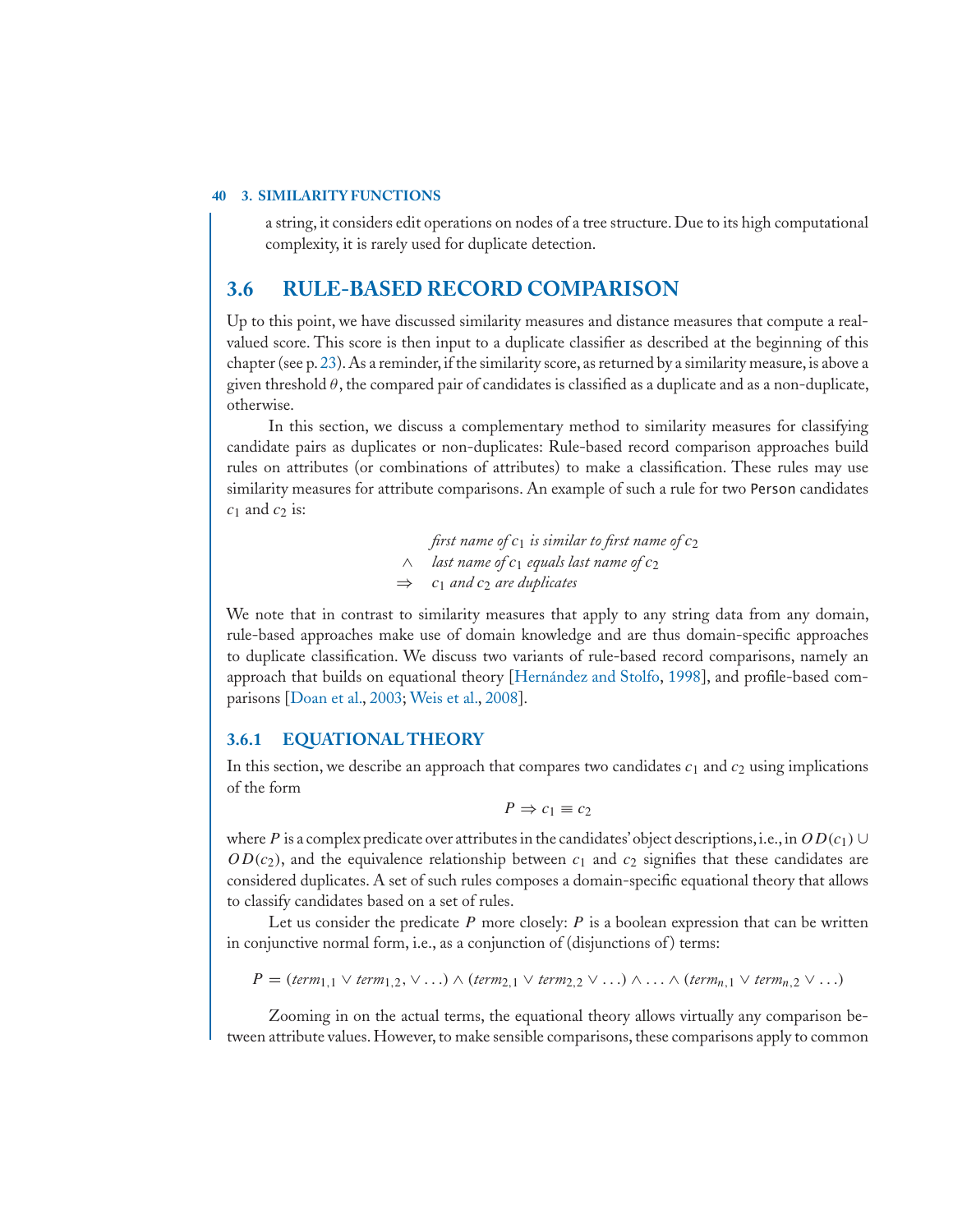a string, it considers edit operations on nodes of a tree structure. Due to its high computational complexity, it is rarely used for duplicate detection.

## 3.6 RULE-BASED RECORD COMPARISON

Up to this point, we have discussed similarity measures and distance measures that compute a real-valued score. This score is then input to a duplicate classifier as described at the beginning of this chapter (see p. 23). As a reminder, if the similarity score, as returned by a similarity measure, is above a given threshold $\theta$, the compared pair of candidates is classified as a duplicate and as a non-duplicate, otherwise.

In this section, we discuss a complementary method to similarity measures for classifying candidate pairs as duplicates or non-duplicates: Rule-based record comparison approaches build rules on attributes (or combinations of attributes) to make a classification. These rules may use similarity measures for attribute comparisons. An example of such a rule for two Person candidates $c_1$ and $c_2$ is:

$$
\begin{array}{rl}
 & \textit{first name of } c_1 \textit{ is similar to first name of } c_2 \\
\wedge & \textit{last name of } c_1 \textit{ equals last name of } c_2 \\
\Rightarrow & c_1 \textit{ and } c_2 \textit{ are duplicates}
\end{array}
$$

We note that in contrast to similarity measures that apply to any string data from any domain, rule-based approaches make use of domain knowledge and are thus domain-specific approaches to duplicate classification. We discuss two variants of rule-based record comparisons, namely an approach that builds on equational theory [Hernández and Stolfo, 1998], and profile-based comparisons [Doan et al., 2003; Weis et al., 2008].

### 3.6.1 EQUATIONAL THEORY

In this section, we describe an approach that compares two candidates $c_1$ and $c_2$ using implications of the form

$$P \Rightarrow c_1 \equiv c_2$$

where $P$ is a complex predicate over attributes in the candidates' object descriptions, i.e., in $OD(c_1) \cup OD(c_2)$, and the equivalence relationship between $c_1$ and $c_2$ signifies that these candidates are considered duplicates. A set of such rules composes a domain-specific equational theory that allows to classify candidates based on a set of rules.

Let us consider the predicate $P$ more closely: $P$ is a boolean expression that can be written in conjunctive normal form, i.e., as a conjunction of (disjunctions of) terms:

$$P = (term_{1,1} \vee term_{1,2}, \vee \ldots) \wedge (term_{2,1} \vee term_{2,2} \vee \ldots) \wedge \ldots \wedge (term_{n,1} \vee term_{n,2} \vee \ldots)$$

Zooming in on the actual terms, the equational theory allows virtually any comparison between attribute values. However, to make sensible comparisons, these comparisons apply to common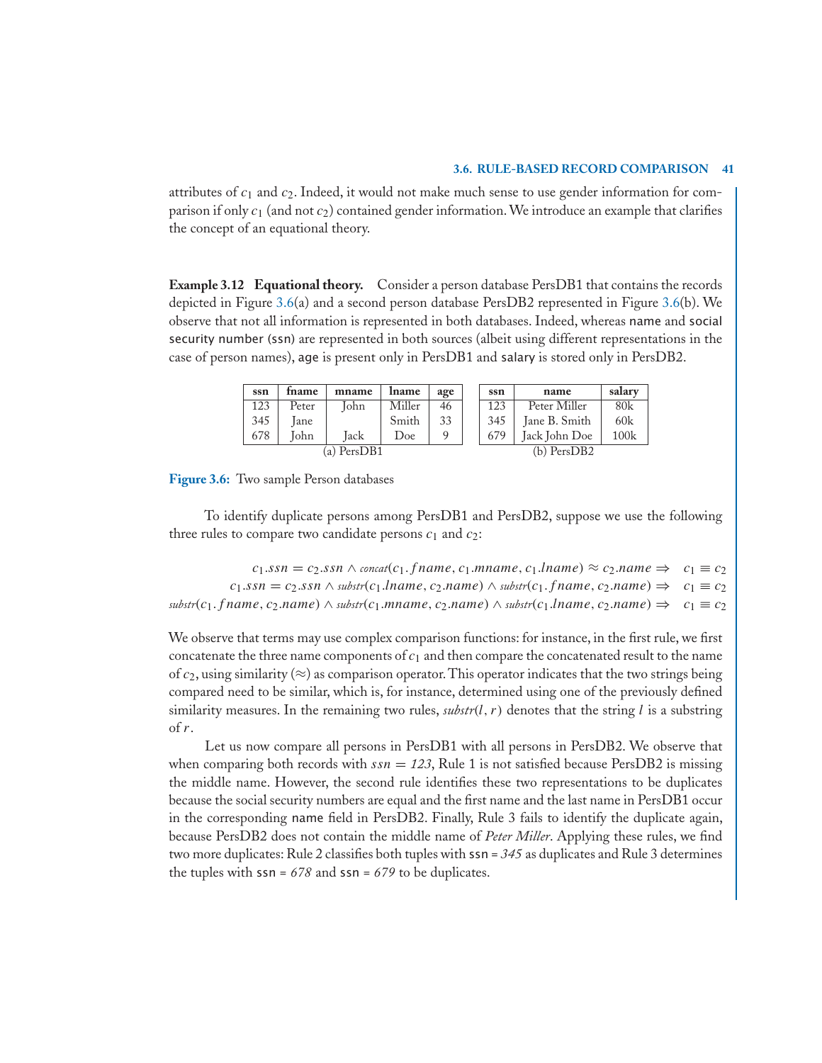attributes of $c_1$ and $c_2$. Indeed, it would not make much sense to use gender information for comparison if only $c_1$ (and not $c_2$) contained gender information. We introduce an example that clarifies the concept of an equational theory.

**Example 3.12 Equational theory.** Consider a person database PersDB1 that contains the records depicted in Figure 3.6(a) and a second person database PersDB2 represented in Figure 3.6(b). We observe that not all information is represented in both databases. Indeed, whereas name and social security number (ssn) are represented in both sources (albeit using different representations in the case of person names), age is present only in PersDB1 and salary is stored only in PersDB2.

| ssn | fname | mname | lname | age |
|---|---|---|---|---|
| 123 | Peter | John | Miller | 46 |
| 345 | Jane | | Smith | 33 |
| 678 | John | Jack | Doe | 9 |

(a) PersDB1

| ssn | name | salary |
|---|---|---|
| 123 | Peter Miller | 80k |
| 345 | Jane B. Smith | 60k |
| 679 | Jack John Doe | 100k |

(b) PersDB2

**Figure 3.6:** Two sample Person databases

To identify duplicate persons among PersDB1 and PersDB2, suppose we use the following three rules to compare two candidate persons $c_1$ and $c_2$:

$$c_1.ssn = c_2.ssn \wedge concat(c_1.fname, c_1.mname, c_1.lname) \approx c_2.name \Rightarrow \quad c_1 \equiv c_2$$

$$c_1.ssn = c_2.ssn \wedge substr(c_1.lname, c_2.name) \wedge substr(c_1.fname, c_2.name) \Rightarrow \quad c_1 \equiv c_2$$

$$substr(c_1.fname, c_2.name) \wedge substr(c_1.mname, c_2.name) \wedge substr(c_1.lname, c_2.name) \Rightarrow \quad c_1 \equiv c_2$$

We observe that terms may use complex comparison functions: for instance, in the first rule, we first concatenate the three name components of $c_1$ and then compare the concatenated result to the name of $c_2$, using similarity ($\approx$) as comparison operator. This operator indicates that the two strings being compared need to be similar, which is, for instance, determined using one of the previously defined similarity measures. In the remaining two rules, $substr(l, r)$ denotes that the string $l$ is a substring of $r$.

Let us now compare all persons in PersDB1 with all persons in PersDB2. We observe that when comparing both records with $ssn = 123$, Rule 1 is not satisfied because PersDB2 is missing the middle name. However, the second rule identifies these two representations to be duplicates because the social security numbers are equal and the first name and the last name in PersDB1 occur in the corresponding name field in PersDB2. Finally, Rule 3 fails to identify the duplicate again, because PersDB2 does not contain the middle name of *Peter Miller*. Applying these rules, we find two more duplicates: Rule 2 classifies both tuples with ssn = *345* as duplicates and Rule 3 determines the tuples with ssn = *678* and ssn = *679* to be duplicates.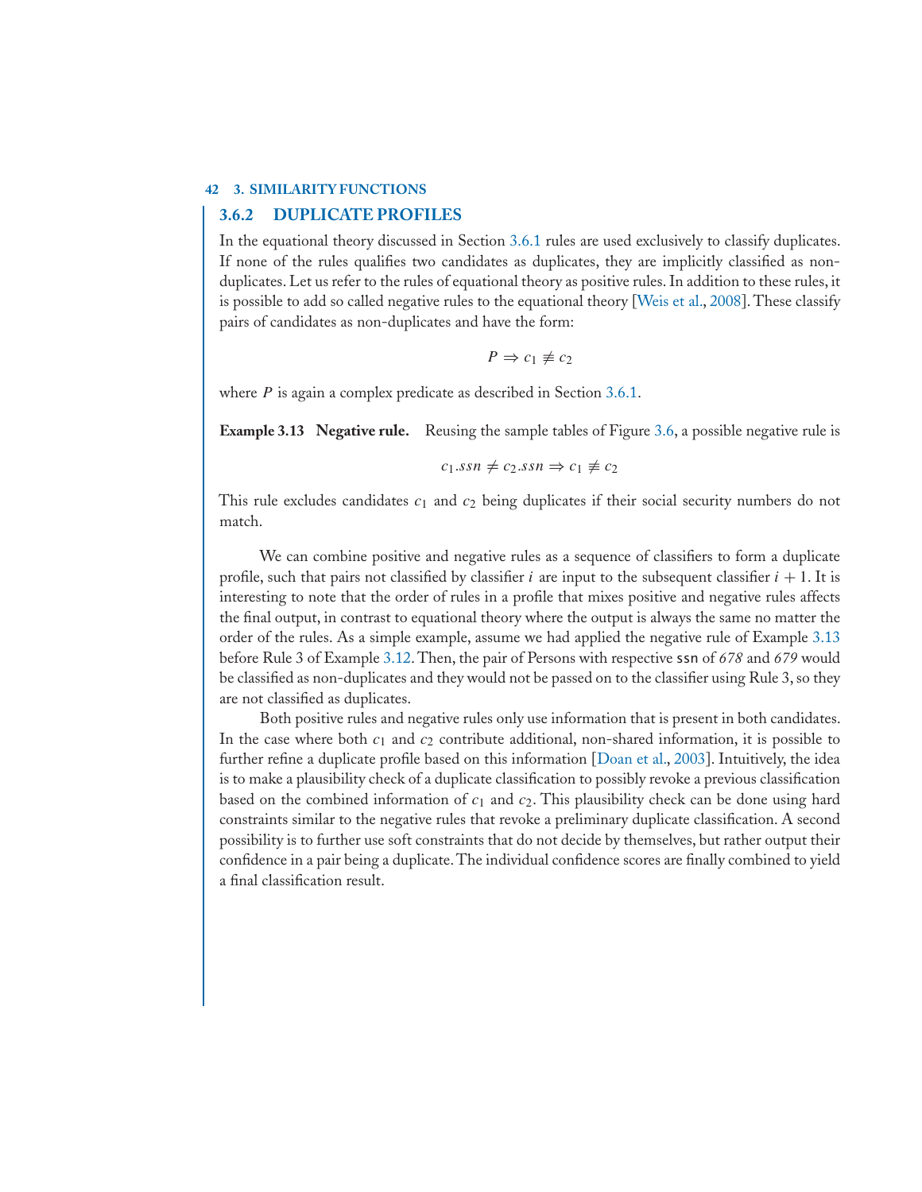### 3.6.2 DUPLICATE PROFILES

In the equational theory discussed in Section 3.6.1 rules are used exclusively to classify duplicates. If none of the rules qualifies two candidates as duplicates, they are implicitly classified as non-duplicates. Let us refer to the rules of equational theory as positive rules. In addition to these rules, it is possible to add so called negative rules to the equational theory [Weis et al., 2008]. These classify pairs of candidates as non-duplicates and have the form:

$$P \Rightarrow c_1 \not\equiv c_2$$

where $P$ is again a complex predicate as described in Section 3.6.1.

**Example 3.13 Negative rule.** Reusing the sample tables of Figure 3.6, a possible negative rule is

$$c_1.ssn \neq c_2.ssn \Rightarrow c_1 \not\equiv c_2$$

This rule excludes candidates $c_1$ and $c_2$ being duplicates if their social security numbers do not match.

We can combine positive and negative rules as a sequence of classifiers to form a duplicate profile, such that pairs not classified by classifier $i$ are input to the subsequent classifier $i + 1$. It is interesting to note that the order of rules in a profile that mixes positive and negative rules affects the final output, in contrast to equational theory where the output is always the same no matter the order of the rules. As a simple example, assume we had applied the negative rule of Example 3.13 before Rule 3 of Example 3.12. Then, the pair of Persons with respective `ssn` of *678* and *679* would be classified as non-duplicates and they would not be passed on to the classifier using Rule 3, so they are not classified as duplicates.

Both positive rules and negative rules only use information that is present in both candidates. In the case where both $c_1$ and $c_2$ contribute additional, non-shared information, it is possible to further refine a duplicate profile based on this information [Doan et al., 2003]. Intuitively, the idea is to make a plausibility check of a duplicate classification to possibly revoke a previous classification based on the combined information of $c_1$ and $c_2$. This plausibility check can be done using hard constraints similar to the negative rules that revoke a preliminary duplicate classification. A second possibility is to further use soft constraints that do not decide by themselves, but rather output their confidence in a pair being a duplicate. The individual confidence scores are finally combined to yield a final classification result.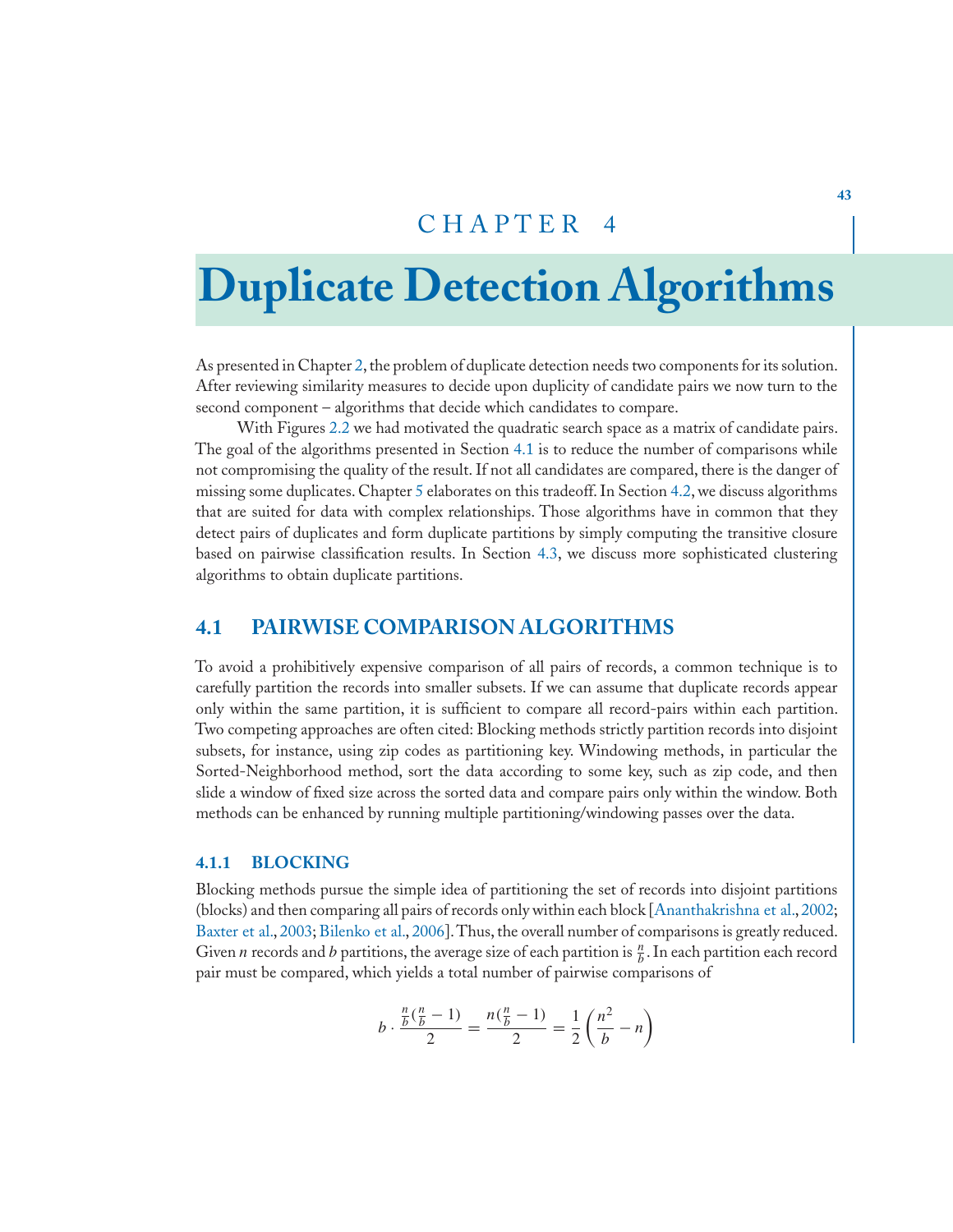# CHAPTER 4

# Duplicate Detection Algorithms

As presented in Chapter 2, the problem of duplicate detection needs two components for its solution. After reviewing similarity measures to decide upon duplicity of candidate pairs we now turn to the second component – algorithms that decide which candidates to compare.

With Figures 2.2 we had motivated the quadratic search space as a matrix of candidate pairs. The goal of the algorithms presented in Section 4.1 is to reduce the number of comparisons while not compromising the quality of the result. If not all candidates are compared, there is the danger of missing some duplicates. Chapter 5 elaborates on this tradeoff. In Section 4.2, we discuss algorithms that are suited for data with complex relationships. Those algorithms have in common that they detect pairs of duplicates and form duplicate partitions by simply computing the transitive closure based on pairwise classification results. In Section 4.3, we discuss more sophisticated clustering algorithms to obtain duplicate partitions.

## 4.1 PAIRWISE COMPARISON ALGORITHMS

To avoid a prohibitively expensive comparison of all pairs of records, a common technique is to carefully partition the records into smaller subsets. If we can assume that duplicate records appear only within the same partition, it is sufficient to compare all record-pairs within each partition. Two competing approaches are often cited: Blocking methods strictly partition records into disjoint subsets, for instance, using zip codes as partitioning key. Windowing methods, in particular the Sorted-Neighborhood method, sort the data according to some key, such as zip code, and then slide a window of fixed size across the sorted data and compare pairs only within the window. Both methods can be enhanced by running multiple partitioning/windowing passes over the data.

### 4.1.1 BLOCKING

Blocking methods pursue the simple idea of partitioning the set of records into disjoint partitions (blocks) and then comparing all pairs of records only within each block [Ananthakrishna et al., 2002; Baxter et al., 2003; Bilenko et al., 2006]. Thus, the overall number of comparisons is greatly reduced. Given $n$ records and $b$ partitions, the average size of each partition is $\frac{n}{b}$. In each partition each record pair must be compared, which yields a total number of pairwise comparisons of

$$b \cdot \frac{\frac{n}{b}(\frac{n}{b}-1)}{2} = \frac{n(\frac{n}{b}-1)}{2} = \frac{1}{2}\left(\frac{n^2}{b}-n\right)$$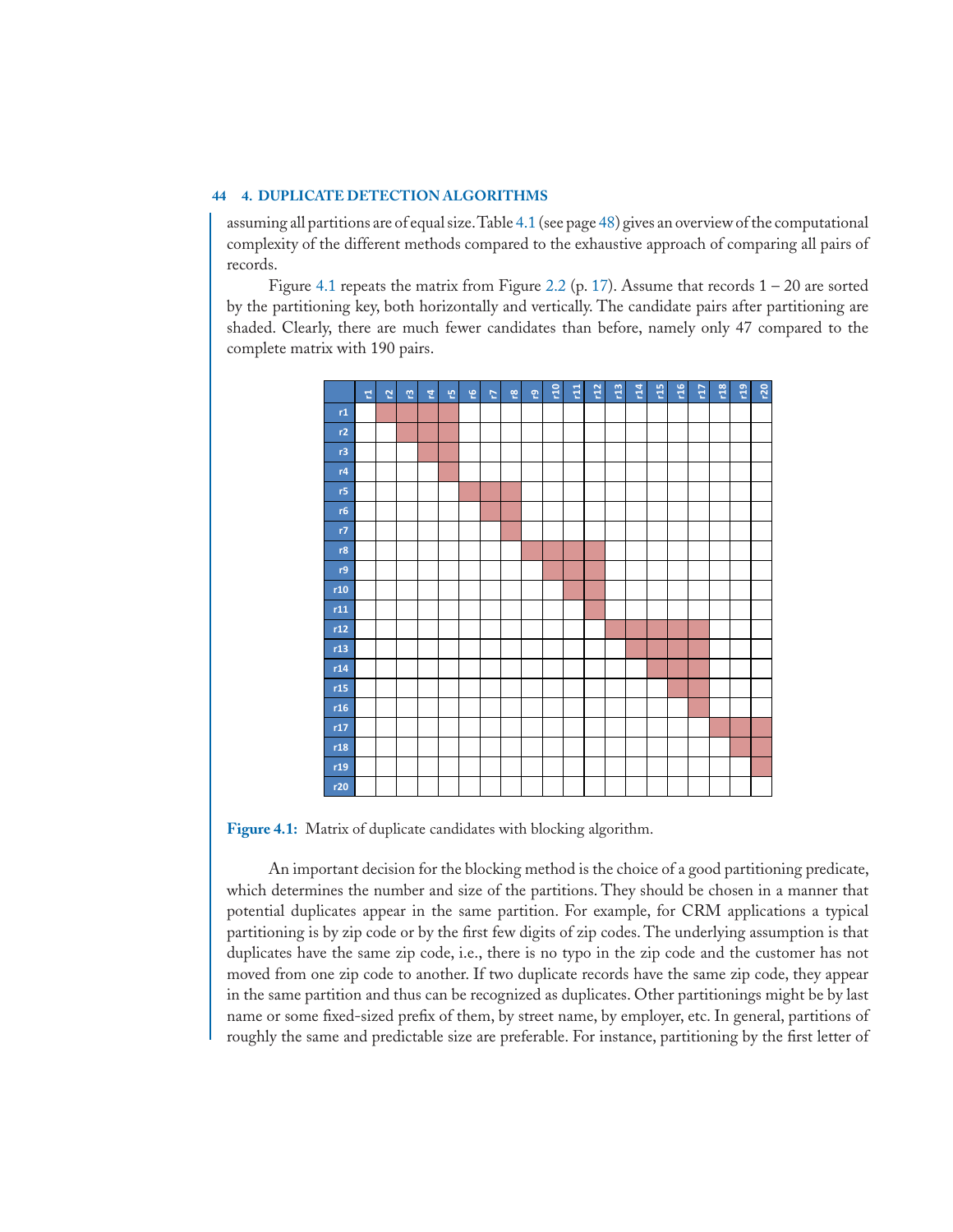assuming all partitions are of equal size. Table 4.1 (see page 48) gives an overview of the computational complexity of the different methods compared to the exhaustive approach of comparing all pairs of records.

Figure 4.1 repeats the matrix from Figure 2.2 (p. 17). Assume that records 1 – 20 are sorted by the partitioning key, both horizontally and vertically. The candidate pairs after partitioning are shaded. Clearly, there are much fewer candidates than before, namely only 47 compared to the complete matrix with 190 pairs.

**Figure 4.1:** Matrix of duplicate candidates with blocking algorithm.

An important decision for the blocking method is the choice of a good partitioning predicate, which determines the number and size of the partitions. They should be chosen in a manner that potential duplicates appear in the same partition. For example, for CRM applications a typical partitioning is by zip code or by the first few digits of zip codes. The underlying assumption is that duplicates have the same zip code, i.e., there is no typo in the zip code and the customer has not moved from one zip code to another. If two duplicate records have the same zip code, they appear in the same partition and thus can be recognized as duplicates. Other partitionings might be by last name or some fixed-sized prefix of them, by street name, by employer, etc. In general, partitions of roughly the same and predictable size are preferable. For instance, partitioning by the first letter of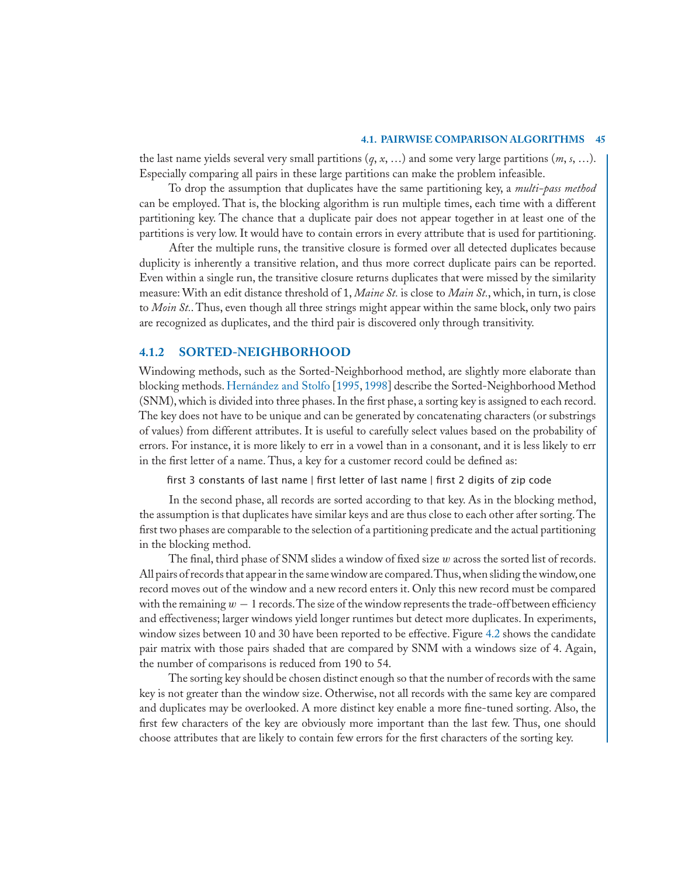the last name yields several very small partitions ($q$, $x$, …) and some very large partitions ($m$, $s$, …). Especially comparing all pairs in these large partitions can make the problem infeasible.

To drop the assumption that duplicates have the same partitioning key, a *multi-pass method* can be employed. That is, the blocking algorithm is run multiple times, each time with a different partitioning key. The chance that a duplicate pair does not appear together in at least one of the partitions is very low. It would have to contain errors in every attribute that is used for partitioning.

After the multiple runs, the transitive closure is formed over all detected duplicates because duplicity is inherently a transitive relation, and thus more correct duplicate pairs can be reported. Even within a single run, the transitive closure returns duplicates that were missed by the similarity measure: With an edit distance threshold of 1, *Maine St.* is close to *Main St.*, which, in turn, is close to *Moin St.*. Thus, even though all three strings might appear within the same block, only two pairs are recognized as duplicates, and the third pair is discovered only through transitivity.

### 4.1.2 SORTED-NEIGHBORHOOD

Windowing methods, such as the Sorted-Neighborhood method, are slightly more elaborate than blocking methods. Hernández and Stolfo [1995, 1998] describe the Sorted-Neighborhood Method (SNM), which is divided into three phases. In the first phase, a sorting key is assigned to each record. The key does not have to be unique and can be generated by concatenating characters (or substrings of values) from different attributes. It is useful to carefully select values based on the probability of errors. For instance, it is more likely to err in a vowel than in a consonant, and it is less likely to err in the first letter of a name. Thus, a key for a customer record could be defined as:

```
first 3 constants of last name | first letter of last name | first 2 digits of zip code
```

In the second phase, all records are sorted according to that key. As in the blocking method, the assumption is that duplicates have similar keys and are thus close to each other after sorting. The first two phases are comparable to the selection of a partitioning predicate and the actual partitioning in the blocking method.

The final, third phase of SNM slides a window of fixed size $w$ across the sorted list of records. All pairs of records that appear in the same window are compared. Thus, when sliding the window, one record moves out of the window and a new record enters it. Only this new record must be compared with the remaining $w - 1$ records. The size of the window represents the trade-off between efficiency and effectiveness; larger windows yield longer runtimes but detect more duplicates. In experiments, window sizes between 10 and 30 have been reported to be effective. Figure 4.2 shows the candidate pair matrix with those pairs shaded that are compared by SNM with a windows size of 4. Again, the number of comparisons is reduced from 190 to 54.

The sorting key should be chosen distinct enough so that the number of records with the same key is not greater than the window size. Otherwise, not all records with the same key are compared and duplicates may be overlooked. A more distinct key enable a more fine-tuned sorting. Also, the first few characters of the key are obviously more important than the last few. Thus, one should choose attributes that are likely to contain few errors for the first characters of the sorting key.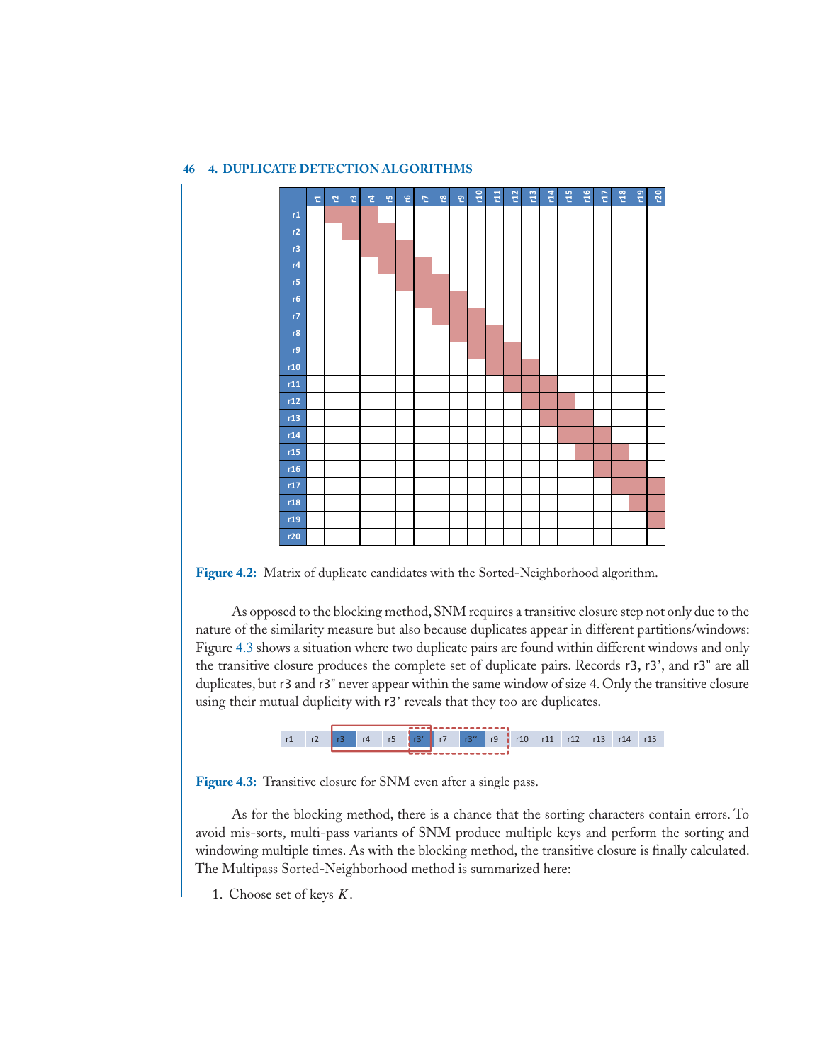| | r1 | r2 | r3 | r4 | r5 | r6 | r7 | r8 | r9 | r10 | r11 | r12 | r13 | r14 | r15 | r16 | r17 | r18 | r19 | r20 |
|---|---|---|---|---|---|---|---|---|---|---|---|---|---|---|---|---|---|---|---|---|
| r1 | | X | X | X | | | | | | | | | | | | | | | | |
| r2 | | | X | X | X | | | | | | | | | | | | | | | |
| r3 | | | | X | X | X | | | | | | | | | | | | | | |
| r4 | | | | | X | X | X | | | | | | | | | | | | | |
| r5 | | | | | | X | X | X | | | | | | | | | | | | |
| r6 | | | | | | | X | X | X | | | | | | | | | | | |
| r7 | | | | | | | | X | X | X | | | | | | | | | | |
| r8 | | | | | | | | | X | X | X | | | | | | | | | |
| r9 | | | | | | | | | | X | X | X | | | | | | | | |
| r10 | | | | | | | | | | | X | X | X | | | | | | | |
| r11 | | | | | | | | | | | | X | X | X | | | | | | |
| r12 | | | | | | | | | | | | | X | X | X | | | | | |
| r13 | | | | | | | | | | | | | | X | X | X | | | | |
| r14 | | | | | | | | | | | | | | | X | X | X | | | |
| r15 | | | | | | | | | | | | | | | | X | X | X | | |
| r16 | | | | | | | | | | | | | | | | | X | X | X | |
| r17 | | | | | | | | | | | | | | | | | | X | X | X |
| r18 | | | | | | | | | | | | | | | | | | | X | X |
| r19 | | | | | | | | | | | | | | | | | | | | X |
| r20 | | | | | | | | | | | | | | | | | | | | |

**Figure 4.2:** Matrix of duplicate candidates with the Sorted-Neighborhood algorithm.

As opposed to the blocking method, SNM requires a transitive closure step not only due to the nature of the similarity measure but also because duplicates appear in different partitions/windows: Figure 4.3 shows a situation where two duplicate pairs are found within different windows and only the transitive closure produces the complete set of duplicate pairs. Records r3, r3', and r3" are all duplicates, but r3 and r3" never appear within the same window of size 4. Only the transitive closure using their mutual duplicity with r3' reveals that they too are duplicates.

| r1 | r2 | r3 | r4 | r5 | r3' | r7 | r3'' | r9 | r10 | r11 | r12 | r13 | r14 | r15 |
|---|---|---|---|---|---|---|---|---|---|---|---|---|---|---|

**Figure 4.3:** Transitive closure for SNM even after a single pass.

As for the blocking method, there is a chance that the sorting characters contain errors. To avoid mis-sorts, multi-pass variants of SNM produce multiple keys and perform the sorting and windowing multiple times. As with the blocking method, the transitive closure is finally calculated. The Multipass Sorted-Neighborhood method is summarized here:

1. Choose set of keys $K$.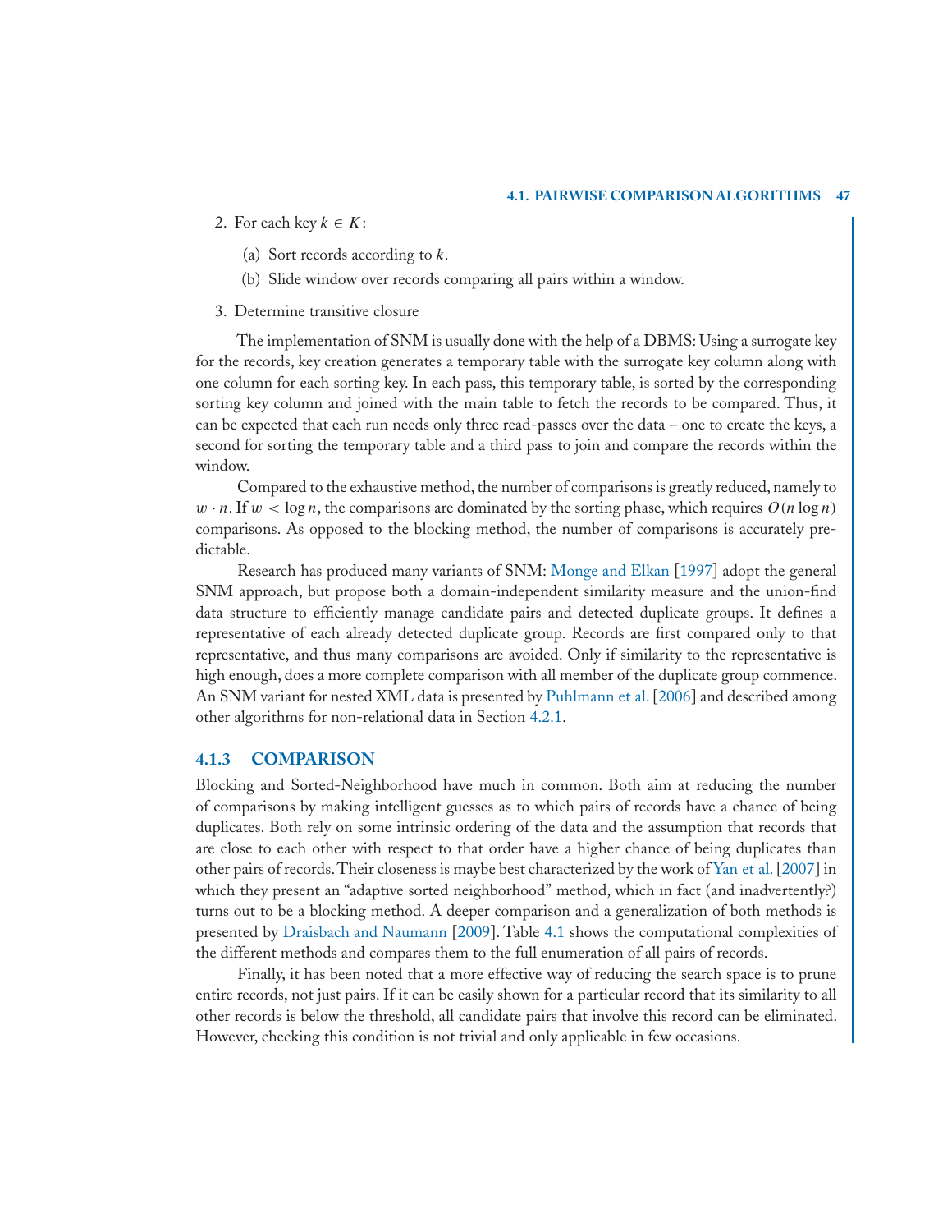2. For each key $k \in K$:

   (a) Sort records according to $k$.

   (b) Slide window over records comparing all pairs within a window.

3. Determine transitive closure

The implementation of SNM is usually done with the help of a DBMS: Using a surrogate key for the records, key creation generates a temporary table with the surrogate key column along with one column for each sorting key. In each pass, this temporary table, is sorted by the corresponding sorting key column and joined with the main table to fetch the records to be compared. Thus, it can be expected that each run needs only three read-passes over the data – one to create the keys, a second for sorting the temporary table and a third pass to join and compare the records within the window.

Compared to the exhaustive method, the number of comparisons is greatly reduced, namely to $w \cdot n$. If $w < \log n$, the comparisons are dominated by the sorting phase, which requires $O(n \log n)$ comparisons. As opposed to the blocking method, the number of comparisons is accurately predictable.

Research has produced many variants of SNM: Monge and Elkan [1997] adopt the general SNM approach, but propose both a domain-independent similarity measure and the union-find data structure to efficiently manage candidate pairs and detected duplicate groups. It defines a representative of each already detected duplicate group. Records are first compared only to that representative, and thus many comparisons are avoided. Only if similarity to the representative is high enough, does a more complete comparison with all member of the duplicate group commence. An SNM variant for nested XML data is presented by Puhlmann et al. [2006] and described among other algorithms for non-relational data in Section 4.2.1.

### 4.1.3 COMPARISON

Blocking and Sorted-Neighborhood have much in common. Both aim at reducing the number of comparisons by making intelligent guesses as to which pairs of records have a chance of being duplicates. Both rely on some intrinsic ordering of the data and the assumption that records that are close to each other with respect to that order have a higher chance of being duplicates than other pairs of records. Their closeness is maybe best characterized by the work of Yan et al. [2007] in which they present an "adaptive sorted neighborhood" method, which in fact (and inadvertently?) turns out to be a blocking method. A deeper comparison and a generalization of both methods is presented by Draisbach and Naumann [2009]. Table 4.1 shows the computational complexities of the different methods and compares them to the full enumeration of all pairs of records.

Finally, it has been noted that a more effective way of reducing the search space is to prune entire records, not just pairs. If it can be easily shown for a particular record that its similarity to all other records is below the threshold, all candidate pairs that involve this record can be eliminated. However, checking this condition is not trivial and only applicable in few occasions.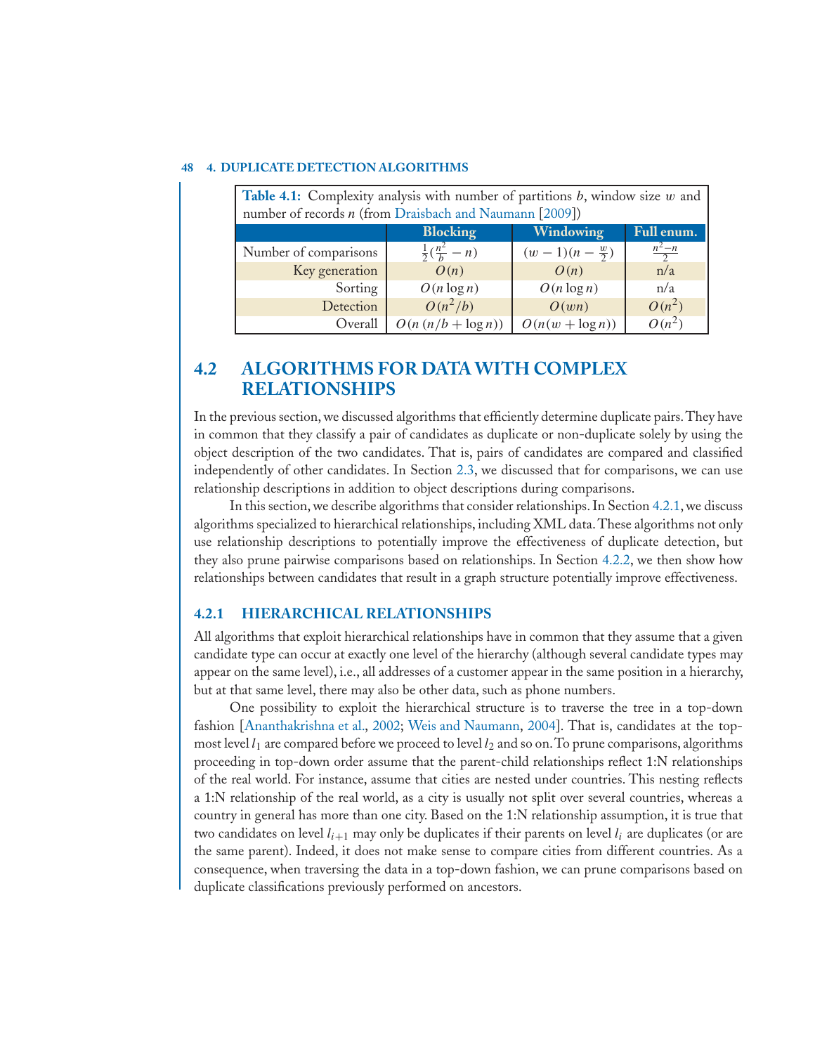**Table 4.1:** Complexity analysis with number of partitions $b$, window size $w$ and number of records $n$ (from Draisbach and Naumann [2009])

| | Blocking | Windowing | Full enum. |
|---|---|---|---|
| Number of comparisons | $\frac{1}{2}(\frac{n^2}{b} - n)$ | $(w-1)(n - \frac{w}{2})$ | $\frac{n^2-n}{2}$ |
| Key generation | $O(n)$ | $O(n)$ | n/a |
| Sorting | $O(n \log n)$ | $O(n \log n)$ | n/a |
| Detection | $O(n^2/b)$ | $O(wn)$ | $O(n^2)$ |
| Overall | $O(n\,(n/b + \log n))$ | $O(n(w + \log n))$ | $O(n^2)$ |

## 4.2 ALGORITHMS FOR DATA WITH COMPLEX RELATIONSHIPS

In the previous section, we discussed algorithms that efficiently determine duplicate pairs. They have in common that they classify a pair of candidates as duplicate or non-duplicate solely by using the object description of the two candidates. That is, pairs of candidates are compared and classified independently of other candidates. In Section 2.3, we discussed that for comparisons, we can use relationship descriptions in addition to object descriptions during comparisons.

In this section, we describe algorithms that consider relationships. In Section 4.2.1, we discuss algorithms specialized to hierarchical relationships, including XML data. These algorithms not only use relationship descriptions to potentially improve the effectiveness of duplicate detection, but they also prune pairwise comparisons based on relationships. In Section 4.2.2, we then show how relationships between candidates that result in a graph structure potentially improve effectiveness.

### 4.2.1 HIERARCHICAL RELATIONSHIPS

All algorithms that exploit hierarchical relationships have in common that they assume that a given candidate type can occur at exactly one level of the hierarchy (although several candidate types may appear on the same level), i.e., all addresses of a customer appear in the same position in a hierarchy, but at that same level, there may also be other data, such as phone numbers.

One possibility to exploit the hierarchical structure is to traverse the tree in a top-down fashion [Ananthakrishna et al., 2002; Weis and Naumann, 2004]. That is, candidates at the top-most level $l_1$ are compared before we proceed to level $l_2$ and so on. To prune comparisons, algorithms proceeding in top-down order assume that the parent-child relationships reflect 1:N relationships of the real world. For instance, assume that cities are nested under countries. This nesting reflects a 1:N relationship of the real world, as a city is usually not split over several countries, whereas a country in general has more than one city. Based on the 1:N relationship assumption, it is true that two candidates on level $l_{i+1}$ may only be duplicates if their parents on level $l_i$ are duplicates (or are the same parent). Indeed, it does not make sense to compare cities from different countries. As a consequence, when traversing the data in a top-down fashion, we can prune comparisons based on duplicate classifications previously performed on ancestors.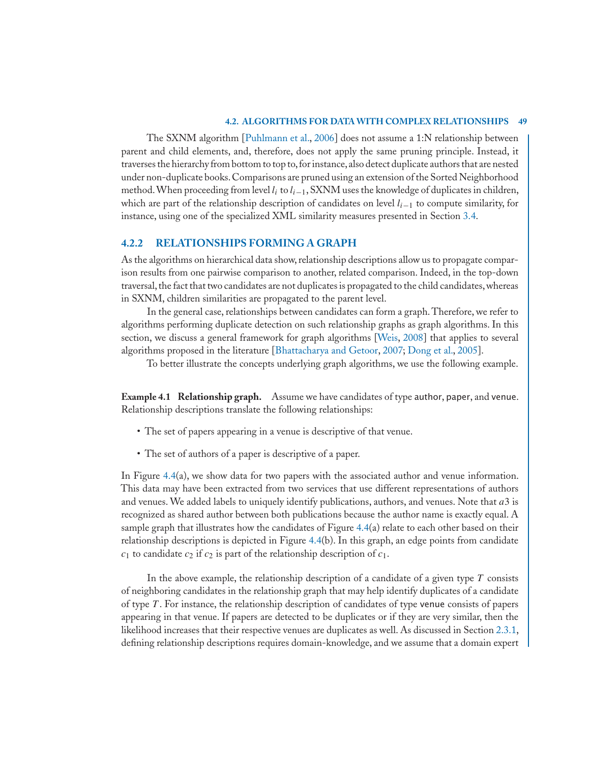The SXNM algorithm [Puhlmann et al., 2006] does not assume a 1:N relationship between parent and child elements, and, therefore, does not apply the same pruning principle. Instead, it traverses the hierarchy from bottom to top to, for instance, also detect duplicate authors that are nested under non-duplicate books. Comparisons are pruned using an extension of the Sorted Neighborhood method. When proceeding from level $l_i$ to $l_{i-1}$, SXNM uses the knowledge of duplicates in children, which are part of the relationship description of candidates on level $l_{i-1}$ to compute similarity, for instance, using one of the specialized XML similarity measures presented in Section 3.4.

### 4.2.2 RELATIONSHIPS FORMING A GRAPH

As the algorithms on hierarchical data show, relationship descriptions allow us to propagate comparison results from one pairwise comparison to another, related comparison. Indeed, in the top-down traversal, the fact that two candidates are not duplicates is propagated to the child candidates, whereas in SXNM, children similarities are propagated to the parent level.

In the general case, relationships between candidates can form a graph. Therefore, we refer to algorithms performing duplicate detection on such relationship graphs as graph algorithms. In this section, we discuss a general framework for graph algorithms [Weis, 2008] that applies to several algorithms proposed in the literature [Bhattacharya and Getoor, 2007; Dong et al., 2005].

To better illustrate the concepts underlying graph algorithms, we use the following example.

**Example 4.1 Relationship graph.** Assume we have candidates of type author, paper, and venue. Relationship descriptions translate the following relationships:

- The set of papers appearing in a venue is descriptive of that venue.
- The set of authors of a paper is descriptive of a paper.

In Figure 4.4(a), we show data for two papers with the associated author and venue information. This data may have been extracted from two services that use different representations of authors and venues. We added labels to uniquely identify publications, authors, and venues. Note that $a3$ is recognized as shared author between both publications because the author name is exactly equal. A sample graph that illustrates how the candidates of Figure 4.4(a) relate to each other based on their relationship descriptions is depicted in Figure 4.4(b). In this graph, an edge points from candidate $c_1$ to candidate $c_2$ if $c_2$ is part of the relationship description of $c_1$.

In the above example, the relationship description of a candidate of a given type $T$ consists of neighboring candidates in the relationship graph that may help identify duplicates of a candidate of type $T$. For instance, the relationship description of candidates of type venue consists of papers appearing in that venue. If papers are detected to be duplicates or if they are very similar, then the likelihood increases that their respective venues are duplicates as well. As discussed in Section 2.3.1, defining relationship descriptions requires domain-knowledge, and we assume that a domain expert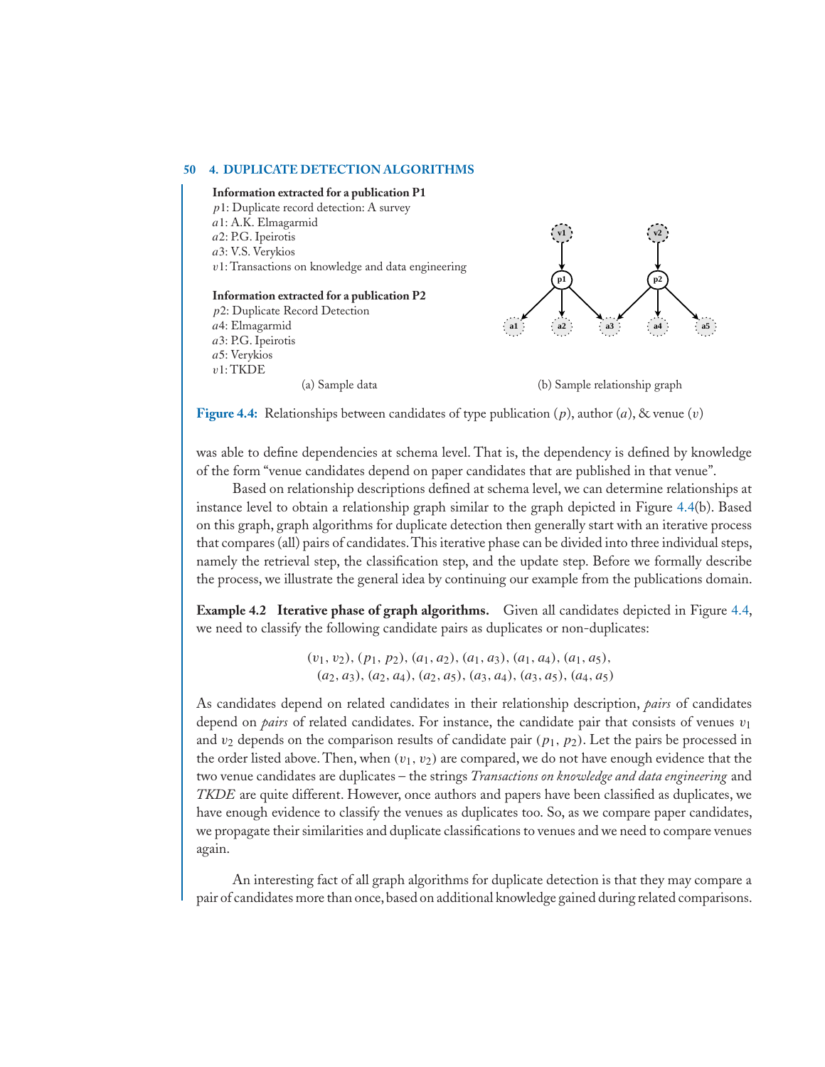**Information extracted for a publication P1**
$p1$: Duplicate record detection: A survey
$a1$: A.K. Elmagarmid
$a2$: P.G. Ipeirotis
$a3$: V.S. Verykios
$v1$: Transactions on knowledge and data engineering

**Information extracted for a publication P2**
$p2$: Duplicate Record Detection
$a4$: Elmagarmid
$a3$: P.G. Ipeirotis
$a5$: Verykios
$v1$: TKDE

(a) Sample data

(b) Sample relationship graph

**Figure 4.4:** Relationships between candidates of type publication ($p$), author ($a$), & venue ($v$)

was able to define dependencies at schema level. That is, the dependency is defined by knowledge of the form "venue candidates depend on paper candidates that are published in that venue".

Based on relationship descriptions defined at schema level, we can determine relationships at instance level to obtain a relationship graph similar to the graph depicted in Figure 4.4(b). Based on this graph, graph algorithms for duplicate detection then generally start with an iterative process that compares (all) pairs of candidates. This iterative phase can be divided into three individual steps, namely the retrieval step, the classification step, and the update step. Before we formally describe the process, we illustrate the general idea by continuing our example from the publications domain.

**Example 4.2 Iterative phase of graph algorithms.** Given all candidates depicted in Figure 4.4, we need to classify the following candidate pairs as duplicates or non-duplicates:

$$(v_1, v_2), (p_1, p_2), (a_1, a_2), (a_1, a_3), (a_1, a_4), (a_1, a_5),$$
$$(a_2, a_3), (a_2, a_4), (a_2, a_5), (a_3, a_4), (a_3, a_5), (a_4, a_5)$$

As candidates depend on related candidates in their relationship description, *pairs* of candidates depend on *pairs* of related candidates. For instance, the candidate pair that consists of venues $v_1$ and $v_2$ depends on the comparison results of candidate pair $(p_1, p_2)$. Let the pairs be processed in the order listed above. Then, when $(v_1, v_2)$ are compared, we do not have enough evidence that the two venue candidates are duplicates – the strings *Transactions on knowledge and data engineering* and *TKDE* are quite different. However, once authors and papers have been classified as duplicates, we have enough evidence to classify the venues as duplicates too. So, as we compare paper candidates, we propagate their similarities and duplicate classifications to venues and we need to compare venues again.

An interesting fact of all graph algorithms for duplicate detection is that they may compare a pair of candidates more than once, based on additional knowledge gained during related comparisons.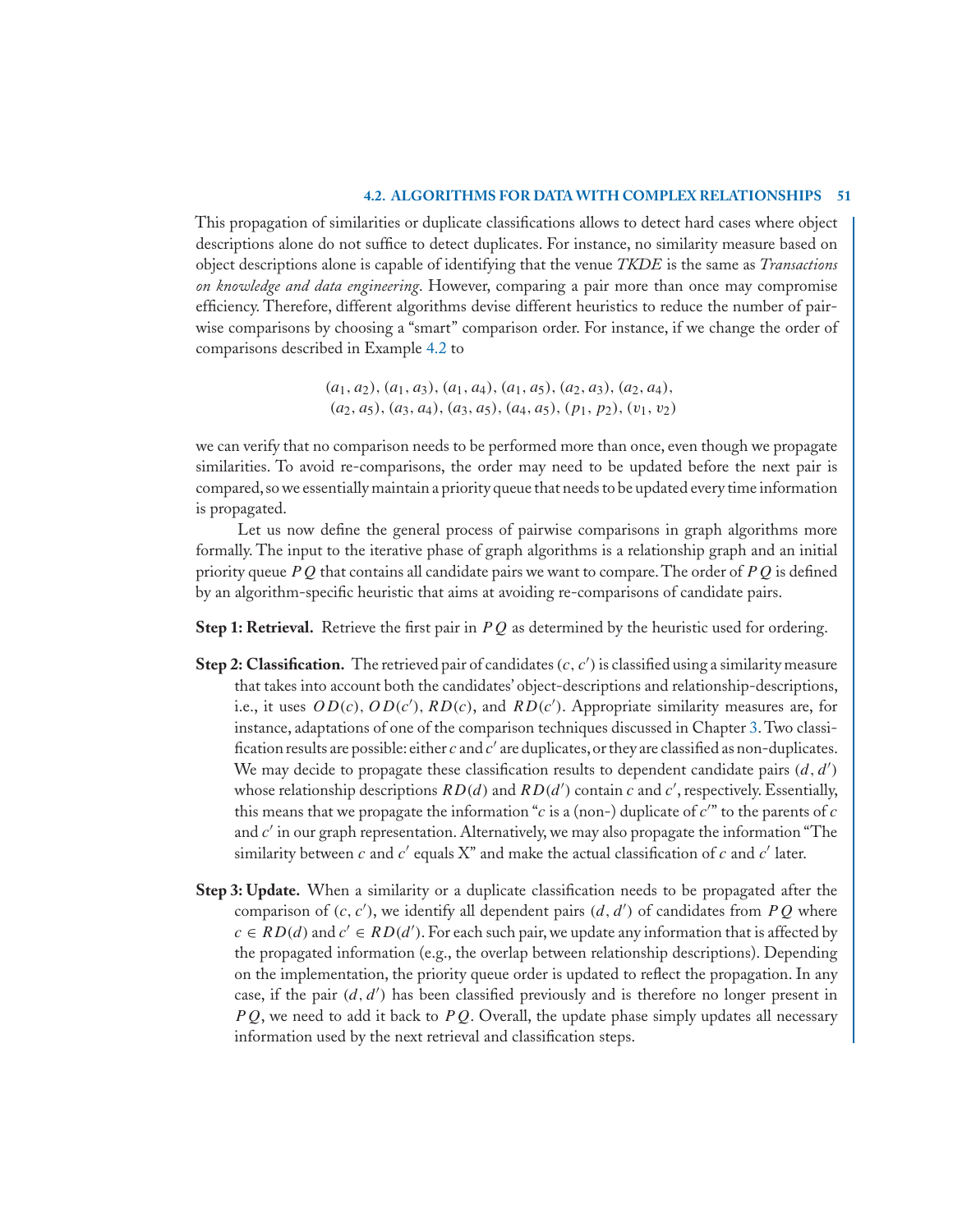This propagation of similarities or duplicate classifications allows to detect hard cases where object descriptions alone do not suffice to detect duplicates. For instance, no similarity measure based on object descriptions alone is capable of identifying that the venue *TKDE* is the same as *Transactions on knowledge and data engineering*. However, comparing a pair more than once may compromise efficiency. Therefore, different algorithms devise different heuristics to reduce the number of pairwise comparisons by choosing a "smart" comparison order. For instance, if we change the order of comparisons described in Example 4.2 to

$$(a_1, a_2), (a_1, a_3), (a_1, a_4), (a_1, a_5), (a_2, a_3), (a_2, a_4),$$
$$(a_2, a_5), (a_3, a_4), (a_3, a_5), (a_4, a_5), (p_1, p_2), (v_1, v_2)$$

we can verify that no comparison needs to be performed more than once, even though we propagate similarities. To avoid re-comparisons, the order may need to be updated before the next pair is compared, so we essentially maintain a priority queue that needs to be updated every time information is propagated.

Let us now define the general process of pairwise comparisons in graph algorithms more formally. The input to the iterative phase of graph algorithms is a relationship graph and an initial priority queue $PQ$ that contains all candidate pairs we want to compare. The order of $PQ$ is defined by an algorithm-specific heuristic that aims at avoiding re-comparisons of candidate pairs.

**Step 1: Retrieval.** Retrieve the first pair in $PQ$ as determined by the heuristic used for ordering.

**Step 2: Classification.** The retrieved pair of candidates $(c, c')$ is classified using a similarity measure that takes into account both the candidates' object-descriptions and relationship-descriptions, i.e., it uses $OD(c)$, $OD(c')$, $RD(c)$, and $RD(c')$. Appropriate similarity measures are, for instance, adaptations of one of the comparison techniques discussed in Chapter 3. Two classification results are possible: either $c$ and $c'$ are duplicates, or they are classified as non-duplicates. We may decide to propagate these classification results to dependent candidate pairs $(d, d')$ whose relationship descriptions $RD(d)$ and $RD(d')$ contain $c$ and $c'$, respectively. Essentially, this means that we propagate the information "$c$ is a (non-) duplicate of $c'$" to the parents of $c$ and $c'$ in our graph representation. Alternatively, we may also propagate the information "The similarity between $c$ and $c'$ equals X" and make the actual classification of $c$ and $c'$ later.

**Step 3: Update.** When a similarity or a duplicate classification needs to be propagated after the comparison of $(c, c')$, we identify all dependent pairs $(d, d')$ of candidates from $PQ$ where $c \in RD(d)$ and $c' \in RD(d')$. For each such pair, we update any information that is affected by the propagated information (e.g., the overlap between relationship descriptions). Depending on the implementation, the priority queue order is updated to reflect the propagation. In any case, if the pair $(d, d')$ has been classified previously and is therefore no longer present in $PQ$, we need to add it back to $PQ$. Overall, the update phase simply updates all necessary information used by the next retrieval and classification steps.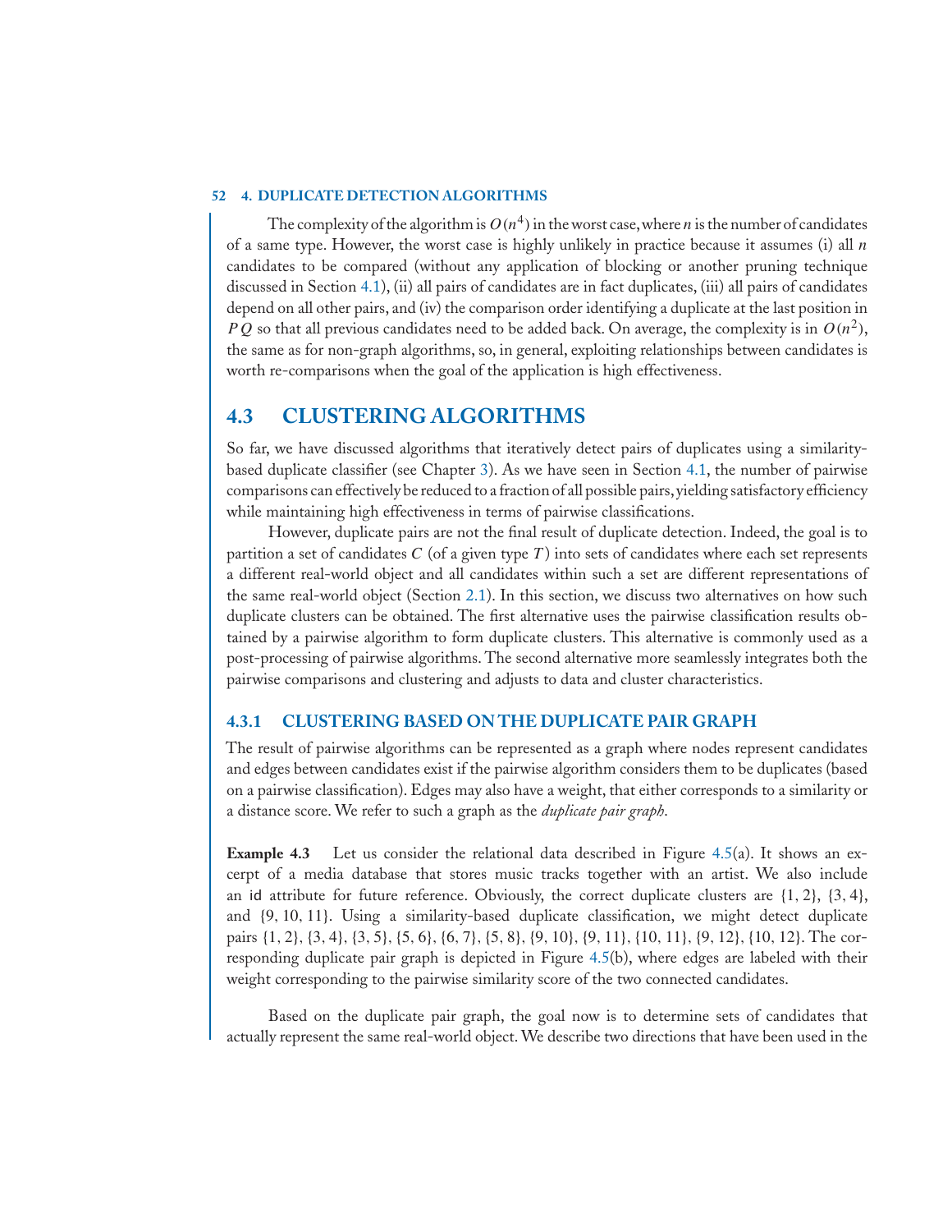The complexity of the algorithm is $O(n^4)$ in the worst case, where $n$ is the number of candidates of a same type. However, the worst case is highly unlikely in practice because it assumes (i) all $n$ candidates to be compared (without any application of blocking or another pruning technique discussed in Section 4.1), (ii) all pairs of candidates are in fact duplicates, (iii) all pairs of candidates depend on all other pairs, and (iv) the comparison order identifying a duplicate at the last position in $PQ$ so that all previous candidates need to be added back. On average, the complexity is in $O(n^2)$, the same as for non-graph algorithms, so, in general, exploiting relationships between candidates is worth re-comparisons when the goal of the application is high effectiveness.

## 4.3 CLUSTERING ALGORITHMS

So far, we have discussed algorithms that iteratively detect pairs of duplicates using a similarity-based duplicate classifier (see Chapter 3). As we have seen in Section 4.1, the number of pairwise comparisons can effectively be reduced to a fraction of all possible pairs, yielding satisfactory efficiency while maintaining high effectiveness in terms of pairwise classifications.

However, duplicate pairs are not the final result of duplicate detection. Indeed, the goal is to partition a set of candidates $C$ (of a given type $T$) into sets of candidates where each set represents a different real-world object and all candidates within such a set are different representations of the same real-world object (Section 2.1). In this section, we discuss two alternatives on how such duplicate clusters can be obtained. The first alternative uses the pairwise classification results obtained by a pairwise algorithm to form duplicate clusters. This alternative is commonly used as a post-processing of pairwise algorithms. The second alternative more seamlessly integrates both the pairwise comparisons and clustering and adjusts to data and cluster characteristics.

### 4.3.1 CLUSTERING BASED ON THE DUPLICATE PAIR GRAPH

The result of pairwise algorithms can be represented as a graph where nodes represent candidates and edges between candidates exist if the pairwise algorithm considers them to be duplicates (based on a pairwise classification). Edges may also have a weight, that either corresponds to a similarity or a distance score. We refer to such a graph as the *duplicate pair graph*.

**Example 4.3** Let us consider the relational data described in Figure 4.5(a). It shows an excerpt of a media database that stores music tracks together with an artist. We also include an id attribute for future reference. Obviously, the correct duplicate clusters are $\{1, 2\}$, $\{3, 4\}$, and $\{9, 10, 11\}$. Using a similarity-based duplicate classification, we might detect duplicate pairs $\{1, 2\}$, $\{3, 4\}$, $\{3, 5\}$, $\{5, 6\}$, $\{6, 7\}$, $\{5, 8\}$, $\{9, 10\}$, $\{9, 11\}$, $\{10, 11\}$, $\{9, 12\}$, $\{10, 12\}$. The corresponding duplicate pair graph is depicted in Figure 4.5(b), where edges are labeled with their weight corresponding to the pairwise similarity score of the two connected candidates.

Based on the duplicate pair graph, the goal now is to determine sets of candidates that actually represent the same real-world object. We describe two directions that have been used in the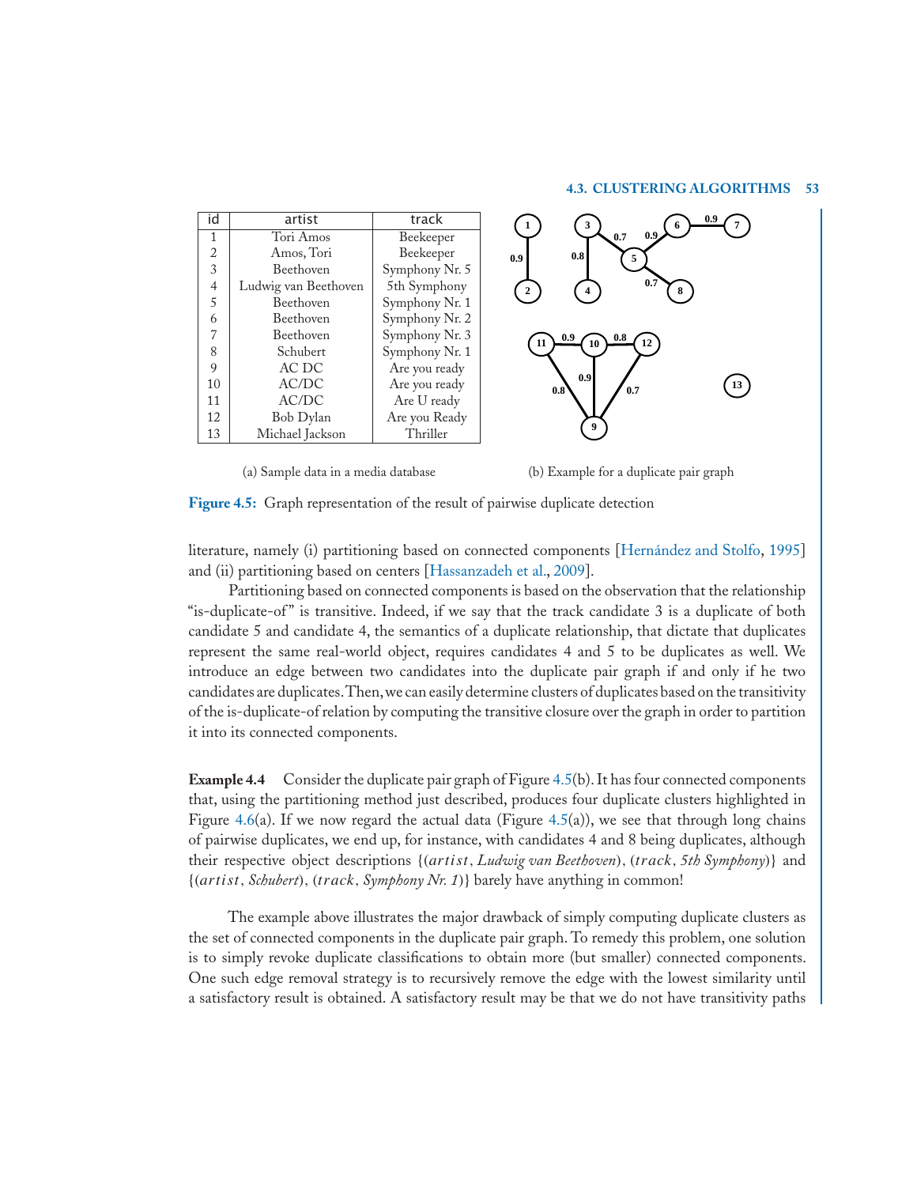| id | artist | track |
|---|---|---|
| 1 | Tori Amos | Beekeeper |
| 2 | Amos, Tori | Beekeeper |
| 3 | Beethoven | Symphony Nr. 5 |
| 4 | Ludwig van Beethoven | 5th Symphony |
| 5 | Beethoven | Symphony Nr. 1 |
| 6 | Beethoven | Symphony Nr. 2 |
| 7 | Beethoven | Symphony Nr. 3 |
| 8 | Schubert | Symphony Nr. 1 |
| 9 | AC DC | Are you ready |
| 10 | AC/DC | Are you ready |
| 11 | AC/DC | Are U ready |
| 12 | Bob Dylan | Are you Ready |
| 13 | Michael Jackson | Thriller |

(a) Sample data in a media database

(b) Example for a duplicate pair graph

**Figure 4.5:** Graph representation of the result of pairwise duplicate detection

literature, namely (i) partitioning based on connected components [Hernández and Stolfo, 1995] and (ii) partitioning based on centers [Hassanzadeh et al., 2009].

Partitioning based on connected components is based on the observation that the relationship "is-duplicate-of" is transitive. Indeed, if we say that the track candidate 3 is a duplicate of both candidate 5 and candidate 4, the semantics of a duplicate relationship, that dictate that duplicates represent the same real-world object, requires candidates 4 and 5 to be duplicates as well. We introduce an edge between two candidates into the duplicate pair graph if and only if he two candidates are duplicates. Then, we can easily determine clusters of duplicates based on the transitivity of the is-duplicate-of relation by computing the transitive closure over the graph in order to partition it into its connected components.

**Example 4.4** Consider the duplicate pair graph of Figure 4.5(b). It has four connected components that, using the partitioning method just described, produces four duplicate clusters highlighted in Figure 4.6(a). If we now regard the actual data (Figure 4.5(a)), we see that through long chains of pairwise duplicates, we end up, for instance, with candidates 4 and 8 being duplicates, although their respective object descriptions {($artist$, *Ludwig van Beethoven*), ($track$, *5th Symphony*)} and {($artist$, *Schubert*), ($track$, *Symphony Nr. 1*)} barely have anything in common!

The example above illustrates the major drawback of simply computing duplicate clusters as the set of connected components in the duplicate pair graph. To remedy this problem, one solution is to simply revoke duplicate classifications to obtain more (but smaller) connected components. One such edge removal strategy is to recursively remove the edge with the lowest similarity until a satisfactory result is obtained. A satisfactory result may be that we do not have transitivity paths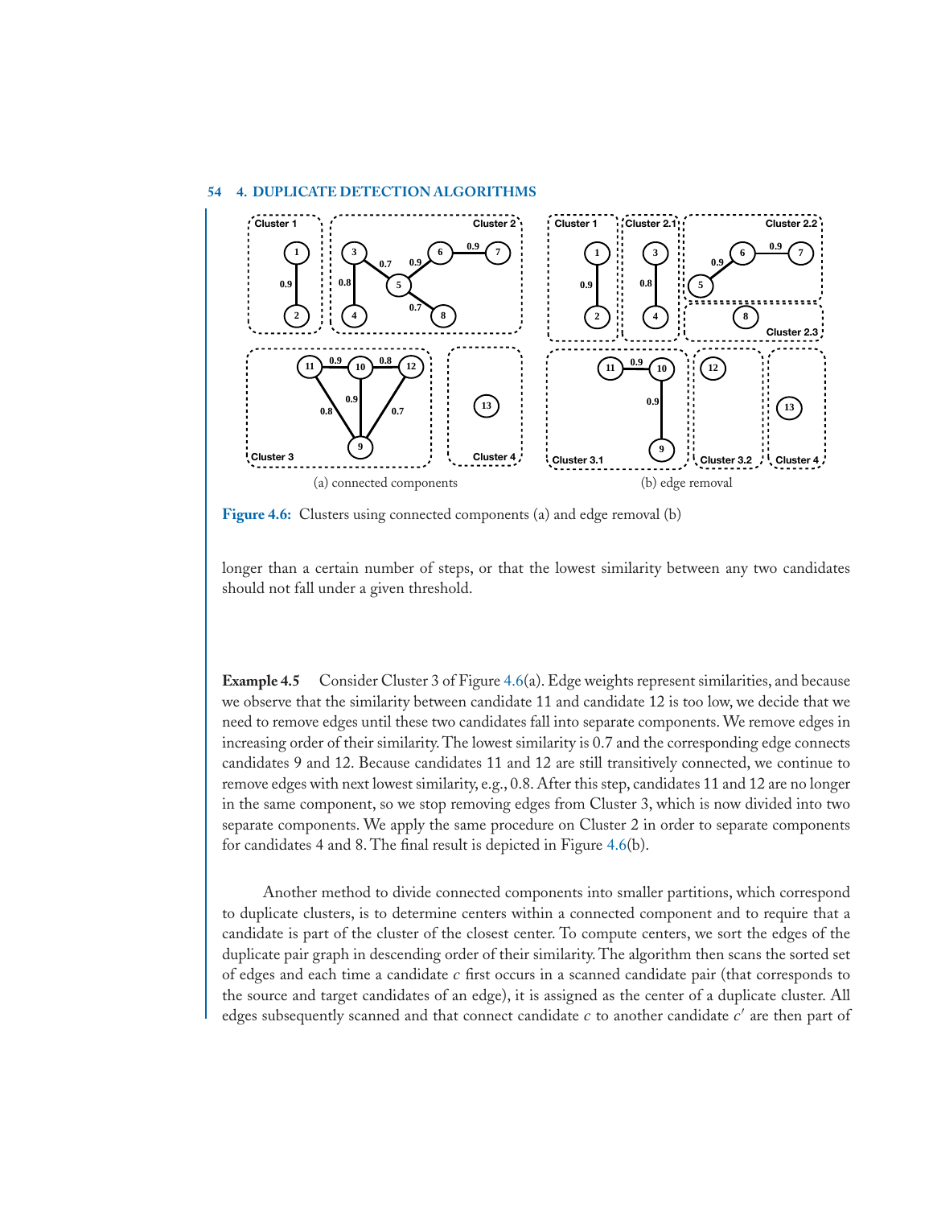(a) connected components

(b) edge removal

**Figure 4.6:** Clusters using connected components (a) and edge removal (b)

longer than a certain number of steps, or that the lowest similarity between any two candidates should not fall under a given threshold.

**Example 4.5** Consider Cluster 3 of Figure 4.6(a). Edge weights represent similarities, and because we observe that the similarity between candidate 11 and candidate 12 is too low, we decide that we need to remove edges until these two candidates fall into separate components. We remove edges in increasing order of their similarity. The lowest similarity is 0.7 and the corresponding edge connects candidates 9 and 12. Because candidates 11 and 12 are still transitively connected, we continue to remove edges with next lowest similarity, e.g., 0.8. After this step, candidates 11 and 12 are no longer in the same component, so we stop removing edges from Cluster 3, which is now divided into two separate components. We apply the same procedure on Cluster 2 in order to separate components for candidates 4 and 8. The final result is depicted in Figure 4.6(b).

Another method to divide connected components into smaller partitions, which correspond to duplicate clusters, is to determine centers within a connected component and to require that a candidate is part of the cluster of the closest center. To compute centers, we sort the edges of the duplicate pair graph in descending order of their similarity. The algorithm then scans the sorted set of edges and each time a candidate $c$ first occurs in a scanned candidate pair (that corresponds to the source and target candidates of an edge), it is assigned as the center of a duplicate cluster. All edges subsequently scanned and that connect candidate $c$ to another candidate $c'$ are then part of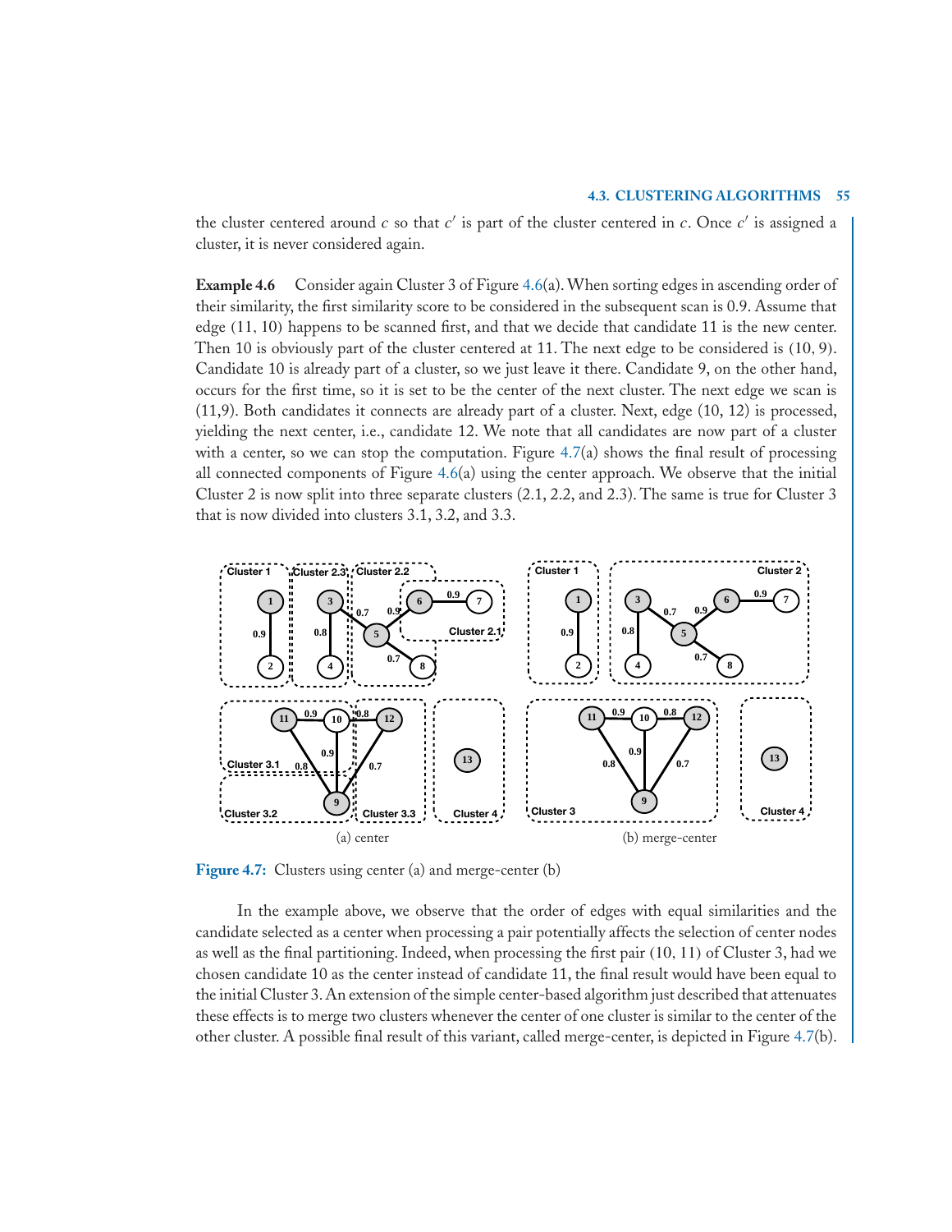the cluster centered around $c$ so that $c'$ is part of the cluster centered in $c$. Once $c'$ is assigned a cluster, it is never considered again.

**Example 4.6** Consider again Cluster 3 of Figure 4.6(a). When sorting edges in ascending order of their similarity, the first similarity score to be considered in the subsequent scan is 0.9. Assume that edge $(11, 10)$ happens to be scanned first, and that we decide that candidate 11 is the new center. Then 10 is obviously part of the cluster centered at 11. The next edge to be considered is $(10, 9)$. Candidate 10 is already part of a cluster, so we just leave it there. Candidate 9, on the other hand, occurs for the first time, so it is set to be the center of the next cluster. The next edge we scan is (11,9). Both candidates it connects are already part of a cluster. Next, edge $(10, 12)$ is processed, yielding the next center, i.e., candidate 12. We note that all candidates are now part of a cluster with a center, so we can stop the computation. Figure 4.7(a) shows the final result of processing all connected components of Figure 4.6(a) using the center approach. We observe that the initial Cluster 2 is now split into three separate clusters (2.1, 2.2, and 2.3). The same is true for Cluster 3 that is now divided into clusters 3.1, 3.2, and 3.3.

**Figure 4.7:** Clusters using center (a) and merge-center (b)

In the example above, we observe that the order of edges with equal similarities and the candidate selected as a center when processing a pair potentially affects the selection of center nodes as well as the final partitioning. Indeed, when processing the first pair $(10, 11)$ of Cluster 3, had we chosen candidate 10 as the center instead of candidate 11, the final result would have been equal to the initial Cluster 3. An extension of the simple center-based algorithm just described that attenuates these effects is to merge two clusters whenever the center of one cluster is similar to the center of the other cluster. A possible final result of this variant, called merge-center, is depicted in Figure 4.7(b).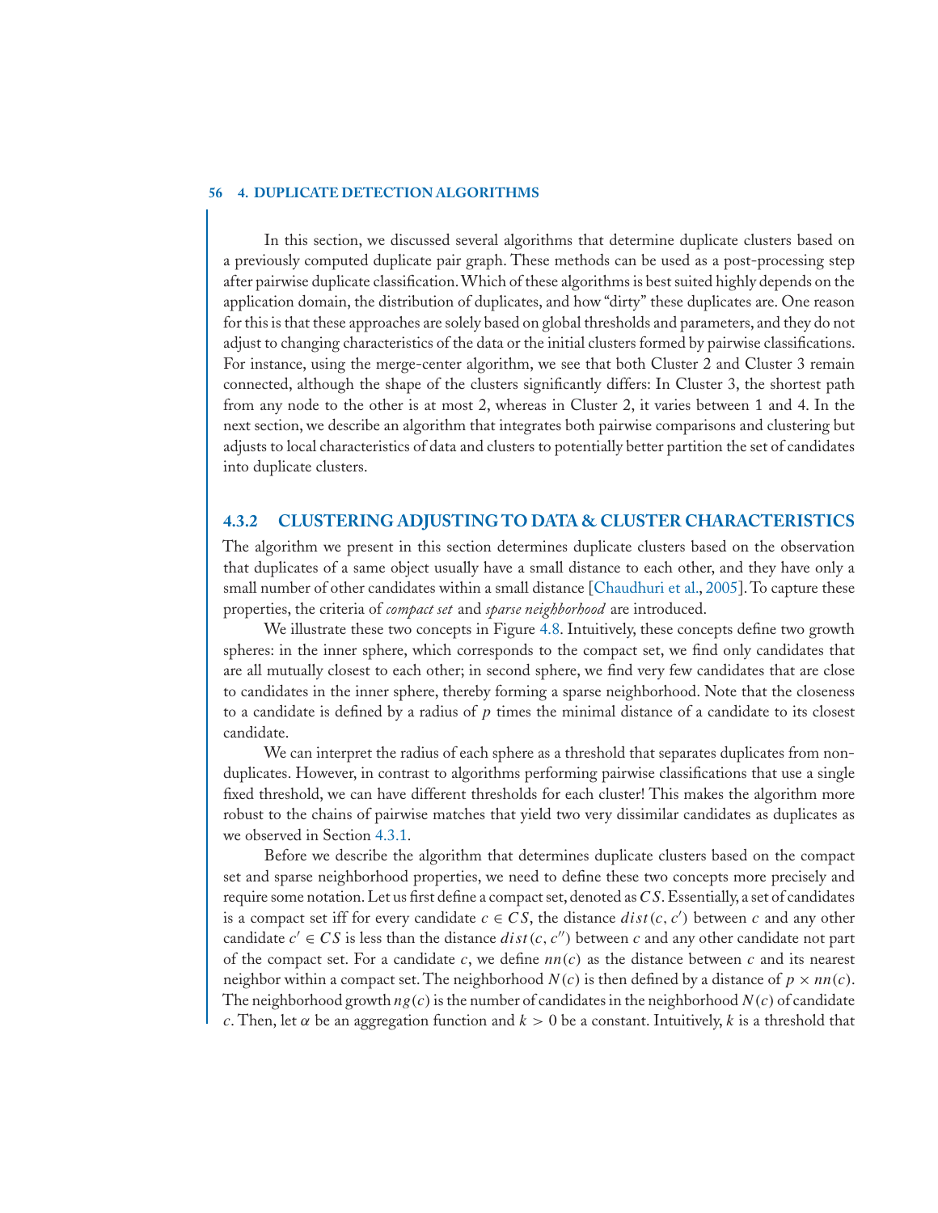In this section, we discussed several algorithms that determine duplicate clusters based on a previously computed duplicate pair graph. These methods can be used as a post-processing step after pairwise duplicate classification. Which of these algorithms is best suited highly depends on the application domain, the distribution of duplicates, and how "dirty" these duplicates are. One reason for this is that these approaches are solely based on global thresholds and parameters, and they do not adjust to changing characteristics of the data or the initial clusters formed by pairwise classifications. For instance, using the merge-center algorithm, we see that both Cluster 2 and Cluster 3 remain connected, although the shape of the clusters significantly differs: In Cluster 3, the shortest path from any node to the other is at most 2, whereas in Cluster 2, it varies between 1 and 4. In the next section, we describe an algorithm that integrates both pairwise comparisons and clustering but adjusts to local characteristics of data and clusters to potentially better partition the set of candidates into duplicate clusters.

### 4.3.2 CLUSTERING ADJUSTING TO DATA & CLUSTER CHARACTERISTICS

The algorithm we present in this section determines duplicate clusters based on the observation that duplicates of a same object usually have a small distance to each other, and they have only a small number of other candidates within a small distance [Chaudhuri et al., 2005]. To capture these properties, the criteria of *compact set* and *sparse neighborhood* are introduced.

We illustrate these two concepts in Figure 4.8. Intuitively, these concepts define two growth spheres: in the inner sphere, which corresponds to the compact set, we find only candidates that are all mutually closest to each other; in second sphere, we find very few candidates that are close to candidates in the inner sphere, thereby forming a sparse neighborhood. Note that the closeness to a candidate is defined by a radius of $p$ times the minimal distance of a candidate to its closest candidate.

We can interpret the radius of each sphere as a threshold that separates duplicates from non-duplicates. However, in contrast to algorithms performing pairwise classifications that use a single fixed threshold, we can have different thresholds for each cluster! This makes the algorithm more robust to the chains of pairwise matches that yield two very dissimilar candidates as duplicates as we observed in Section 4.3.1.

Before we describe the algorithm that determines duplicate clusters based on the compact set and sparse neighborhood properties, we need to define these two concepts more precisely and require some notation. Let us first define a compact set, denoted as $CS$. Essentially, a set of candidates is a compact set iff for every candidate $c \in CS$, the distance $dist(c, c')$ between $c$ and any other candidate $c' \in CS$ is less than the distance $dist(c, c'')$ between $c$ and any other candidate not part of the compact set. For a candidate $c$, we define $nn(c)$ as the distance between $c$ and its nearest neighbor within a compact set. The neighborhood $N(c)$ is then defined by a distance of $p \times nn(c)$. The neighborhood growth $ng(c)$ is the number of candidates in the neighborhood $N(c)$ of candidate $c$. Then, let $\alpha$ be an aggregation function and $k > 0$ be a constant. Intuitively, $k$ is a threshold that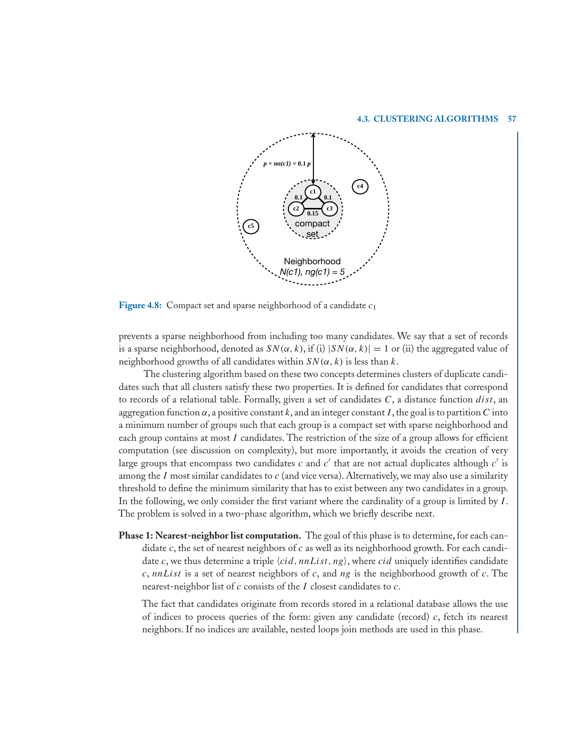$p \times nn(c1) = 0.1\ p$

c1

c2

c3

c4

c5

0.1

0.1

0.15

compact set

Neighborhood

N(c1), ng(c1) = 5

**Figure 4.8:** Compact set and sparse neighborhood of a candidate $c_1$

prevents a sparse neighborhood from including too many candidates. We say that a set of records is a sparse neighborhood, denoted as $SN(\alpha, k)$, if (i) $|SN(\alpha, k)| = 1$ or (ii) the aggregated value of neighborhood growths of all candidates within $SN(\alpha, k)$ is less than $k$.

The clustering algorithm based on these two concepts determines clusters of duplicate candidates such that all clusters satisfy these two properties. It is defined for candidates that correspond to records of a relational table. Formally, given a set of candidates $C$, a distance function $dist$, an aggregation function $\alpha$, a positive constant $k$, and an integer constant $I$, the goal is to partition $C$ into a minimum number of groups such that each group is a compact set with sparse neighborhood and each group contains at most $I$ candidates. The restriction of the size of a group allows for efficient computation (see discussion on complexity), but more importantly, it avoids the creation of very large groups that encompass two candidates $c$ and $c'$ that are not actual duplicates although $c'$ is among the $I$ most similar candidates to $c$ (and vice versa). Alternatively, we may also use a similarity threshold to define the minimum similarity that has to exist between any two candidates in a group. In the following, we only consider the first variant where the cardinality of a group is limited by $I$. The problem is solved in a two-phase algorithm, which we briefly describe next.

**Phase 1: Nearest-neighbor list computation.** The goal of this phase is to determine, for each candidate $c$, the set of nearest neighbors of $c$ as well as its neighborhood growth. For each candidate $c$, we thus determine a triple $\langle cid, nnList, ng\rangle$, where $cid$ uniquely identifies candidate $c$, $nnList$ is a set of nearest neighbors of $c$, and $ng$ is the neighborhood growth of $c$. The nearest-neighbor list of $c$ consists of the $I$ closest candidates to $c$.

The fact that candidates originate from records stored in a relational database allows the use of indices to process queries of the form: given any candidate (record) $c$, fetch its nearest neighbors. If no indices are available, nested loops join methods are used in this phase.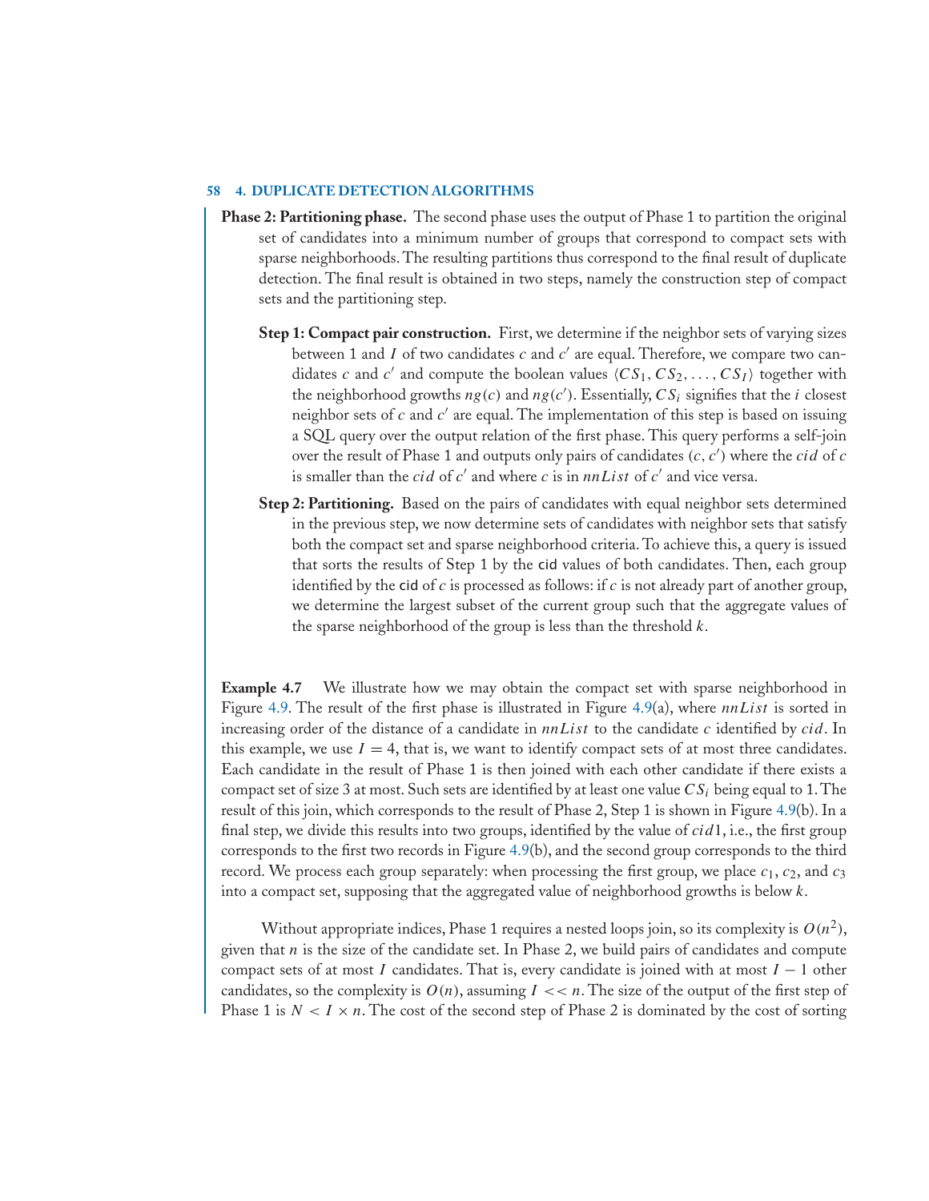**Phase 2: Partitioning phase.** The second phase uses the output of Phase 1 to partition the original set of candidates into a minimum number of groups that correspond to compact sets with sparse neighborhoods. The resulting partitions thus correspond to the final result of duplicate detection. The final result is obtained in two steps, namely the construction step of compact sets and the partitioning step.

**Step 1: Compact pair construction.** First, we determine if the neighbor sets of varying sizes between 1 and $I$ of two candidates $c$ and $c'$ are equal. Therefore, we compare two candidates $c$ and $c'$ and compute the boolean values $\langle CS_1, CS_2, \ldots, CS_I \rangle$ together with the neighborhood growths $ng(c)$ and $ng(c')$. Essentially, $CS_i$ signifies that the $i$ closest neighbor sets of $c$ and $c'$ are equal. The implementation of this step is based on issuing a SQL query over the output relation of the first phase. This query performs a self-join over the result of Phase 1 and outputs only pairs of candidates $(c, c')$ where the $cid$ of $c$ is smaller than the $cid$ of $c'$ and where $c$ is in $nnList$ of $c'$ and vice versa.

**Step 2: Partitioning.** Based on the pairs of candidates with equal neighbor sets determined in the previous step, we now determine sets of candidates with neighbor sets that satisfy both the compact set and sparse neighborhood criteria. To achieve this, a query is issued that sorts the results of Step 1 by the cid values of both candidates. Then, each group identified by the cid of $c$ is processed as follows: if $c$ is not already part of another group, we determine the largest subset of the current group such that the aggregate values of the sparse neighborhood of the group is less than the threshold $k$.

**Example 4.7** We illustrate how we may obtain the compact set with sparse neighborhood in Figure 4.9. The result of the first phase is illustrated in Figure 4.9(a), where $nnList$ is sorted in increasing order of the distance of a candidate in $nnList$ to the candidate $c$ identified by $cid$. In this example, we use $I = 4$, that is, we want to identify compact sets of at most three candidates. Each candidate in the result of Phase 1 is then joined with each other candidate if there exists a compact set of size 3 at most. Such sets are identified by at least one value $CS_i$ being equal to 1. The result of this join, which corresponds to the result of Phase 2, Step 1 is shown in Figure 4.9(b). In a final step, we divide this results into two groups, identified by the value of $cid1$, i.e., the first group corresponds to the first two records in Figure 4.9(b), and the second group corresponds to the third record. We process each group separately: when processing the first group, we place $c_1$, $c_2$, and $c_3$ into a compact set, supposing that the aggregated value of neighborhood growths is below $k$.

Without appropriate indices, Phase 1 requires a nested loops join, so its complexity is $O(n^2)$, given that $n$ is the size of the candidate set. In Phase 2, we build pairs of candidates and compute compact sets of at most $I$ candidates. That is, every candidate is joined with at most $I - 1$ other candidates, so the complexity is $O(n)$, assuming $I << n$. The size of the output of the first step of Phase 1 is $N < I \times n$. The cost of the second step of Phase 2 is dominated by the cost of sorting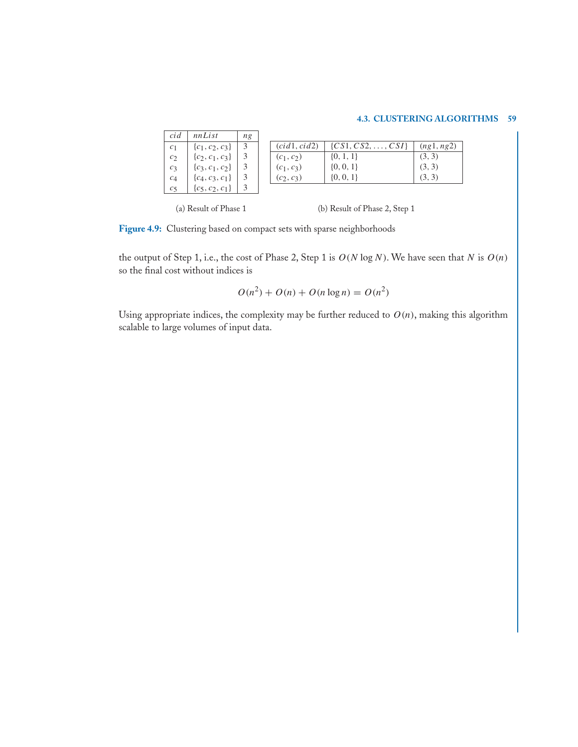| $cid$ | $nnList$ | $ng$ |
|---|---|---|
| $c_1$ | $\{c_1, c_2, c_3\}$ | 3 |
| $c_2$ | $\{c_2, c_1, c_3\}$ | 3 |
| $c_3$ | $\{c_3, c_1, c_2\}$ | 3 |
| $c_4$ | $\{c_4, c_3, c_1\}$ | 3 |
| $c_5$ | $\{c_5, c_2, c_1\}$ | 3 |

(a) Result of Phase 1

| $(cid1, cid2)$ | $\{CS1, CS2, \ldots, CSI\}$ | $(ng1, ng2)$ |
|---|---|---|
| $(c_1, c_2)$ | $\{0, 1, 1\}$ | (3, 3) |
| $(c_1, c_3)$ | $\{0, 0, 1\}$ | (3, 3) |
| $(c_2, c_3)$ | $\{0, 0, 1\}$ | (3, 3) |

(b) Result of Phase 2, Step 1

**Figure 4.9:** Clustering based on compact sets with sparse neighborhoods

the output of Step 1, i.e., the cost of Phase 2, Step 1 is $O(N \log N)$. We have seen that $N$ is $O(n)$ so the final cost without indices is

$$O(n^2) + O(n) + O(n \log n) = O(n^2)$$

Using appropriate indices, the complexity may be further reduced to $O(n)$, making this algorithm scalable to large volumes of input data.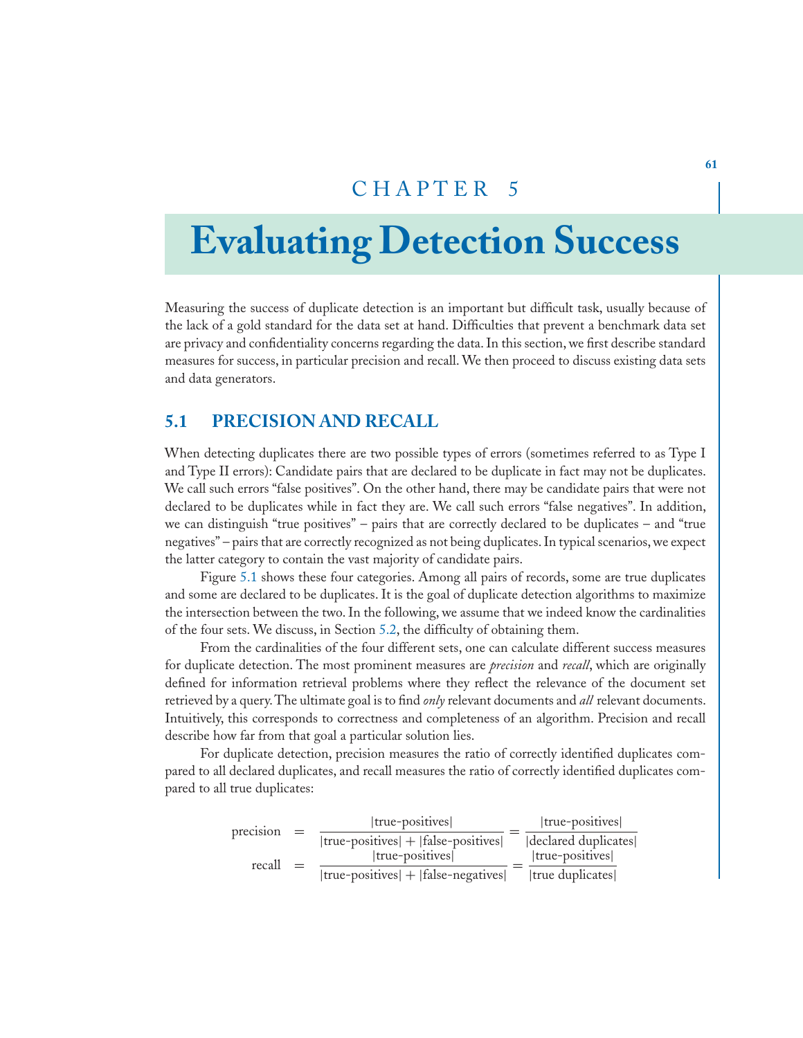# CHAPTER 5

# Evaluating Detection Success

Measuring the success of duplicate detection is an important but difficult task, usually because of the lack of a gold standard for the data set at hand. Difficulties that prevent a benchmark data set are privacy and confidentiality concerns regarding the data. In this section, we first describe standard measures for success, in particular precision and recall. We then proceed to discuss existing data sets and data generators.

## 5.1 PRECISION AND RECALL

When detecting duplicates there are two possible types of errors (sometimes referred to as Type I and Type II errors): Candidate pairs that are declared to be duplicate in fact may not be duplicates. We call such errors "false positives". On the other hand, there may be candidate pairs that were not declared to be duplicates while in fact they are. We call such errors "false negatives". In addition, we can distinguish "true positives" – pairs that are correctly declared to be duplicates – and "true negatives" – pairs that are correctly recognized as not being duplicates. In typical scenarios, we expect the latter category to contain the vast majority of candidate pairs.

Figure 5.1 shows these four categories. Among all pairs of records, some are true duplicates and some are declared to be duplicates. It is the goal of duplicate detection algorithms to maximize the intersection between the two. In the following, we assume that we indeed know the cardinalities of the four sets. We discuss, in Section 5.2, the difficulty of obtaining them.

From the cardinalities of the four different sets, one can calculate different success measures for duplicate detection. The most prominent measures are *precision* and *recall*, which are originally defined for information retrieval problems where they reflect the relevance of the document set retrieved by a query. The ultimate goal is to find *only* relevant documents and *all* relevant documents. Intuitively, this corresponds to correctness and completeness of an algorithm. Precision and recall describe how far from that goal a particular solution lies.

For duplicate detection, precision measures the ratio of correctly identified duplicates compared to all declared duplicates, and recall measures the ratio of correctly identified duplicates compared to all true duplicates:

$$
\begin{aligned}
\text{precision} &= \frac{|\text{true-positives}|}{|\text{true-positives}| + |\text{false-positives}|} = \frac{|\text{true-positives}|}{|\text{declared duplicates}|} \\
\text{recall} &= \frac{|\text{true-positives}|}{|\text{true-positives}| + |\text{false-negatives}|} = \frac{|\text{true-positives}|}{|\text{true duplicates}|}
\end{aligned}
$$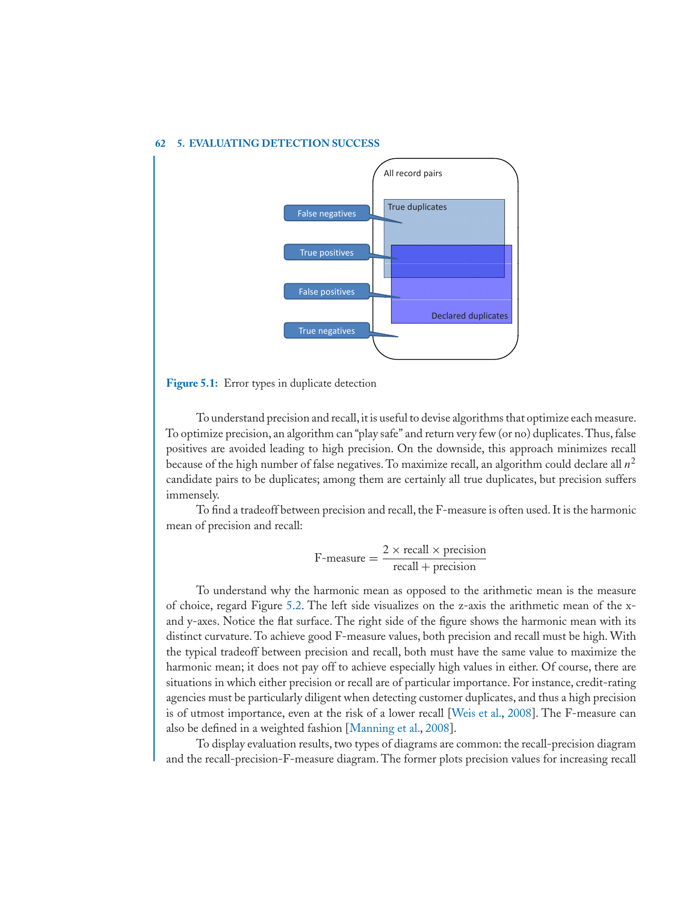Figure 5.1: Error types in duplicate detection

To understand precision and recall, it is useful to devise algorithms that optimize each measure. To optimize precision, an algorithm can "play safe" and return very few (or no) duplicates. Thus, false positives are avoided leading to high precision. On the downside, this approach minimizes recall because of the high number of false negatives. To maximize recall, an algorithm could declare all $n^2$ candidate pairs to be duplicates; among them are certainly all true duplicates, but precision suffers immensely.

To find a tradeoff between precision and recall, the F-measure is often used. It is the harmonic mean of precision and recall:

$$\text{F-measure} = \frac{2 \times \text{recall} \times \text{precision}}{\text{recall} + \text{precision}}$$

To understand why the harmonic mean as opposed to the arithmetic mean is the measure of choice, regard Figure 5.2. The left side visualizes on the z-axis the arithmetic mean of the x- and y-axes. Notice the flat surface. The right side of the figure shows the harmonic mean with its distinct curvature. To achieve good F-measure values, both precision and recall must be high. With the typical tradeoff between precision and recall, both must have the same value to maximize the harmonic mean; it does not pay off to achieve especially high values in either. Of course, there are situations in which either precision or recall are of particular importance. For instance, credit-rating agencies must be particularly diligent when detecting customer duplicates, and thus a high precision is of utmost importance, even at the risk of a lower recall [Weis et al., 2008]. The F-measure can also be defined in a weighted fashion [Manning et al., 2008].

To display evaluation results, two types of diagrams are common: the recall-precision diagram and the recall-precision-F-measure diagram. The former plots precision values for increasing recall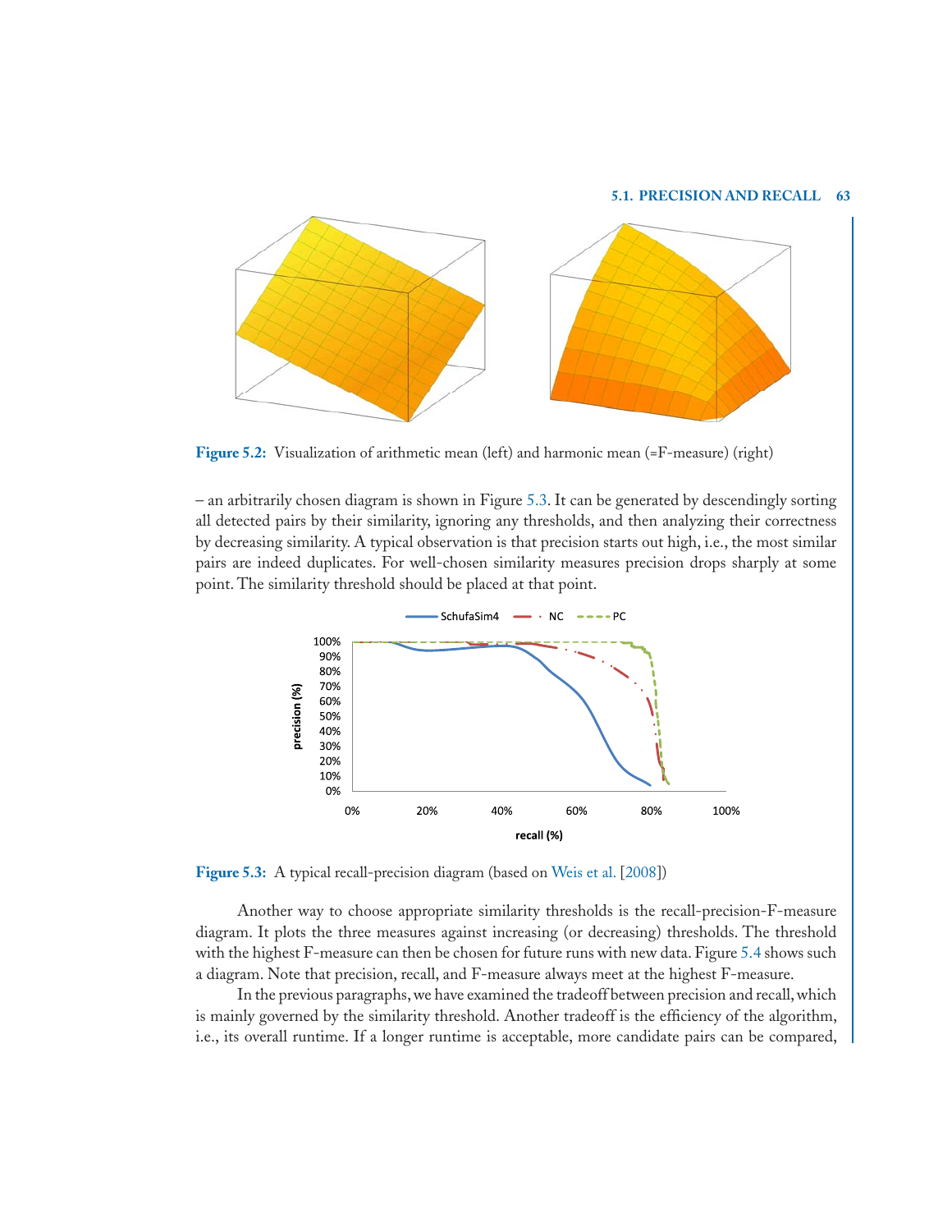Figure 5.2: Visualization of arithmetic mean (left) and harmonic mean (=F-measure) (right)

– an arbitrarily chosen diagram is shown in Figure 5.3. It can be generated by descendingly sorting all detected pairs by their similarity, ignoring any thresholds, and then analyzing their correctness by decreasing similarity. A typical observation is that precision starts out high, i.e., the most similar pairs are indeed duplicates. For well-chosen similarity measures precision drops sharply at some point. The similarity threshold should be placed at that point.

Figure 5.3: A typical recall-precision diagram (based on Weis et al. [2008])

Another way to choose appropriate similarity thresholds is the recall-precision-F-measure diagram. It plots the three measures against increasing (or decreasing) thresholds. The threshold with the highest F-measure can then be chosen for future runs with new data. Figure 5.4 shows such a diagram. Note that precision, recall, and F-measure always meet at the highest F-measure.

In the previous paragraphs, we have examined the tradeoff between precision and recall, which is mainly governed by the similarity threshold. Another tradeoff is the efficiency of the algorithm, i.e., its overall runtime. If a longer runtime is acceptable, more candidate pairs can be compared,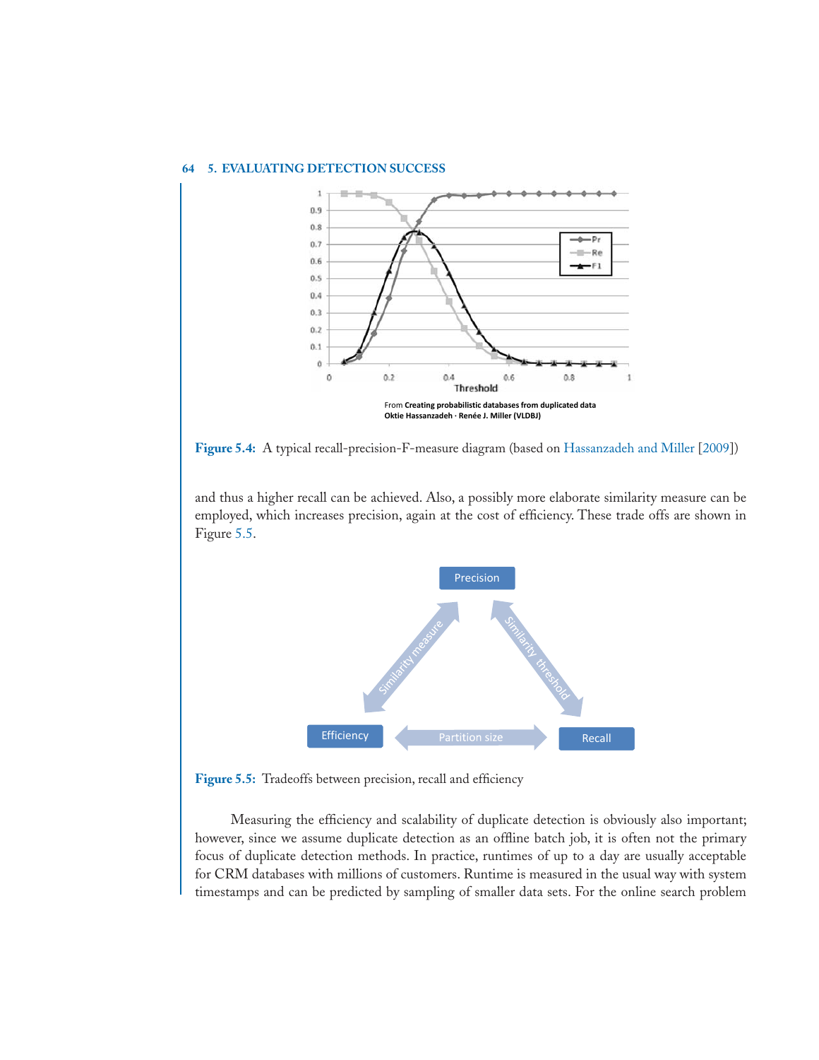Figure 5.4: A typical recall-precision-F-measure diagram (based on Hassanzadeh and Miller [2009])

and thus a higher recall can be achieved. Also, a possibly more elaborate similarity measure can be employed, which increases precision, again at the cost of efficiency. These trade offs are shown in Figure 5.5.

Figure 5.5: Tradeoffs between precision, recall and efficiency

Measuring the efficiency and scalability of duplicate detection is obviously also important; however, since we assume duplicate detection as an offline batch job, it is often not the primary focus of duplicate detection methods. In practice, runtimes of up to a day are usually acceptable for CRM databases with millions of customers. Runtime is measured in the usual way with system timestamps and can be predicted by sampling of smaller data sets. For the online search problem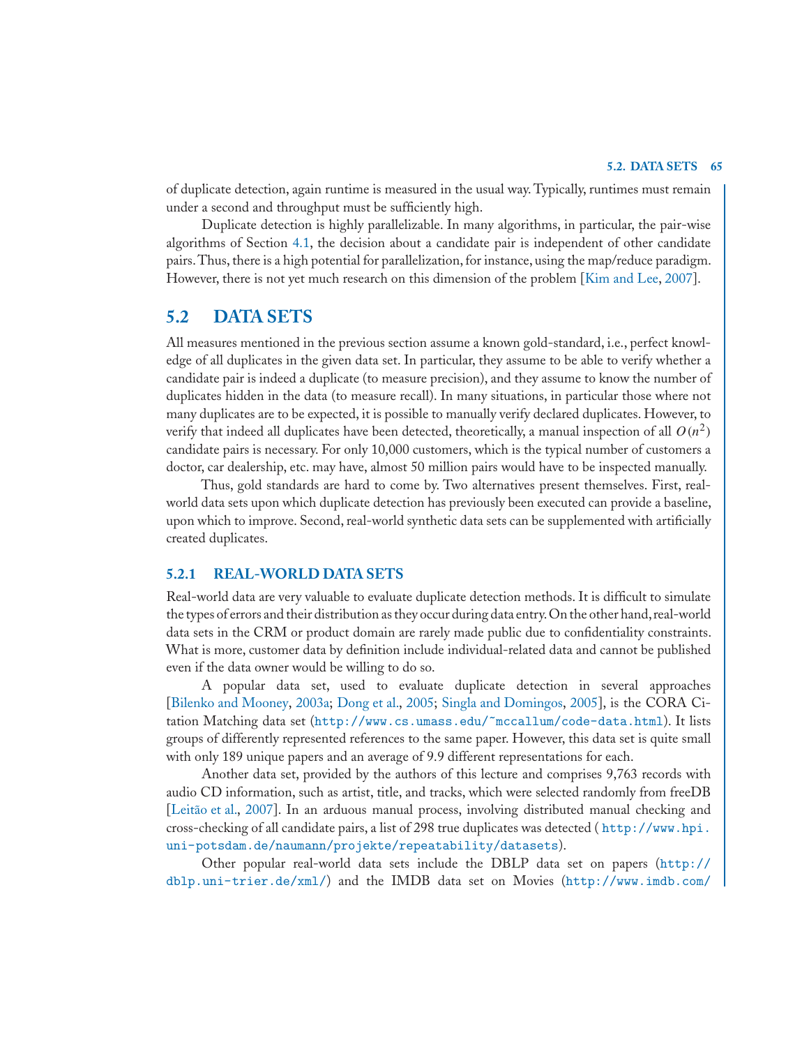of duplicate detection, again runtime is measured in the usual way. Typically, runtimes must remain under a second and throughput must be sufficiently high.

Duplicate detection is highly parallelizable. In many algorithms, in particular, the pair-wise algorithms of Section 4.1, the decision about a candidate pair is independent of other candidate pairs. Thus, there is a high potential for parallelization, for instance, using the map/reduce paradigm. However, there is not yet much research on this dimension of the problem [Kim and Lee, 2007].

## 5.2 DATA SETS

All measures mentioned in the previous section assume a known gold-standard, i.e., perfect knowledge of all duplicates in the given data set. In particular, they assume to be able to verify whether a candidate pair is indeed a duplicate (to measure precision), and they assume to know the number of duplicates hidden in the data (to measure recall). In many situations, in particular those where not many duplicates are to be expected, it is possible to manually verify declared duplicates. However, to verify that indeed all duplicates have been detected, theoretically, a manual inspection of all $O(n^2)$ candidate pairs is necessary. For only 10,000 customers, which is the typical number of customers a doctor, car dealership, etc. may have, almost 50 million pairs would have to be inspected manually.

Thus, gold standards are hard to come by. Two alternatives present themselves. First, real-world data sets upon which duplicate detection has previously been executed can provide a baseline, upon which to improve. Second, real-world synthetic data sets can be supplemented with artificially created duplicates.

### 5.2.1 REAL-WORLD DATA SETS

Real-world data are very valuable to evaluate duplicate detection methods. It is difficult to simulate the types of errors and their distribution as they occur during data entry. On the other hand, real-world data sets in the CRM or product domain are rarely made public due to confidentiality constraints. What is more, customer data by definition include individual-related data and cannot be published even if the data owner would be willing to do so.

A popular data set, used to evaluate duplicate detection in several approaches [Bilenko and Mooney, 2003a; Dong et al., 2005; Singla and Domingos, 2005], is the CORA Citation Matching data set (http://www.cs.umass.edu/~mccallum/code-data.html). It lists groups of differently represented references to the same paper. However, this data set is quite small with only 189 unique papers and an average of 9.9 different representations for each.

Another data set, provided by the authors of this lecture and comprises 9,763 records with audio CD information, such as artist, title, and tracks, which were selected randomly from freeDB [Leitão et al., 2007]. In an arduous manual process, involving distributed manual checking and cross-checking of all candidate pairs, a list of 298 true duplicates was detected ( http://www.hpi.uni-potsdam.de/naumann/projekte/repeatability/datasets).

Other popular real-world data sets include the DBLP data set on papers (http://dblp.uni-trier.de/xml/) and the IMDB data set on Movies (http://www.imdb.com/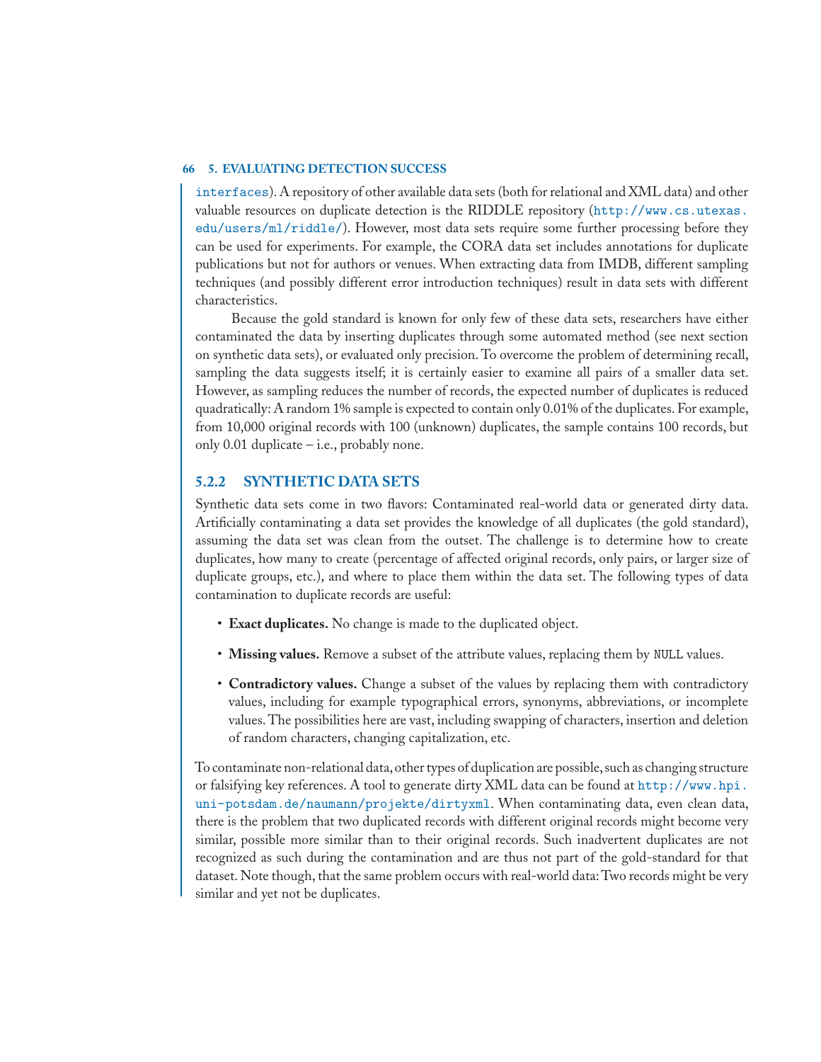interfaces). A repository of other available data sets (both for relational and XML data) and other valuable resources on duplicate detection is the RIDDLE repository (http://www.cs.utexas.edu/users/ml/riddle/). However, most data sets require some further processing before they can be used for experiments. For example, the CORA data set includes annotations for duplicate publications but not for authors or venues. When extracting data from IMDB, different sampling techniques (and possibly different error introduction techniques) result in data sets with different characteristics.

Because the gold standard is known for only few of these data sets, researchers have either contaminated the data by inserting duplicates through some automated method (see next section on synthetic data sets), or evaluated only precision. To overcome the problem of determining recall, sampling the data suggests itself; it is certainly easier to examine all pairs of a smaller data set. However, as sampling reduces the number of records, the expected number of duplicates is reduced quadratically: A random 1% sample is expected to contain only 0.01% of the duplicates. For example, from 10,000 original records with 100 (unknown) duplicates, the sample contains 100 records, but only 0.01 duplicate – i.e., probably none.

### 5.2.2 SYNTHETIC DATA SETS

Synthetic data sets come in two flavors: Contaminated real-world data or generated dirty data. Artificially contaminating a data set provides the knowledge of all duplicates (the gold standard), assuming the data set was clean from the outset. The challenge is to determine how to create duplicates, how many to create (percentage of affected original records, only pairs, or larger size of duplicate groups, etc.), and where to place them within the data set. The following types of data contamination to duplicate records are useful:

- **Exact duplicates.** No change is made to the duplicated object.
- **Missing values.** Remove a subset of the attribute values, replacing them by `NULL` values.
- **Contradictory values.** Change a subset of the values by replacing them with contradictory values, including for example typographical errors, synonyms, abbreviations, or incomplete values. The possibilities here are vast, including swapping of characters, insertion and deletion of random characters, changing capitalization, etc.

To contaminate non-relational data, other types of duplication are possible, such as changing structure or falsifying key references. A tool to generate dirty XML data can be found at http://www.hpi.uni-potsdam.de/naumann/projekte/dirtyxml. When contaminating data, even clean data, there is the problem that two duplicated records with different original records might become very similar, possible more similar than to their original records. Such inadvertent duplicates are not recognized as such during the contamination and are thus not part of the gold-standard for that dataset. Note though, that the same problem occurs with real-world data: Two records might be very similar and yet not be duplicates.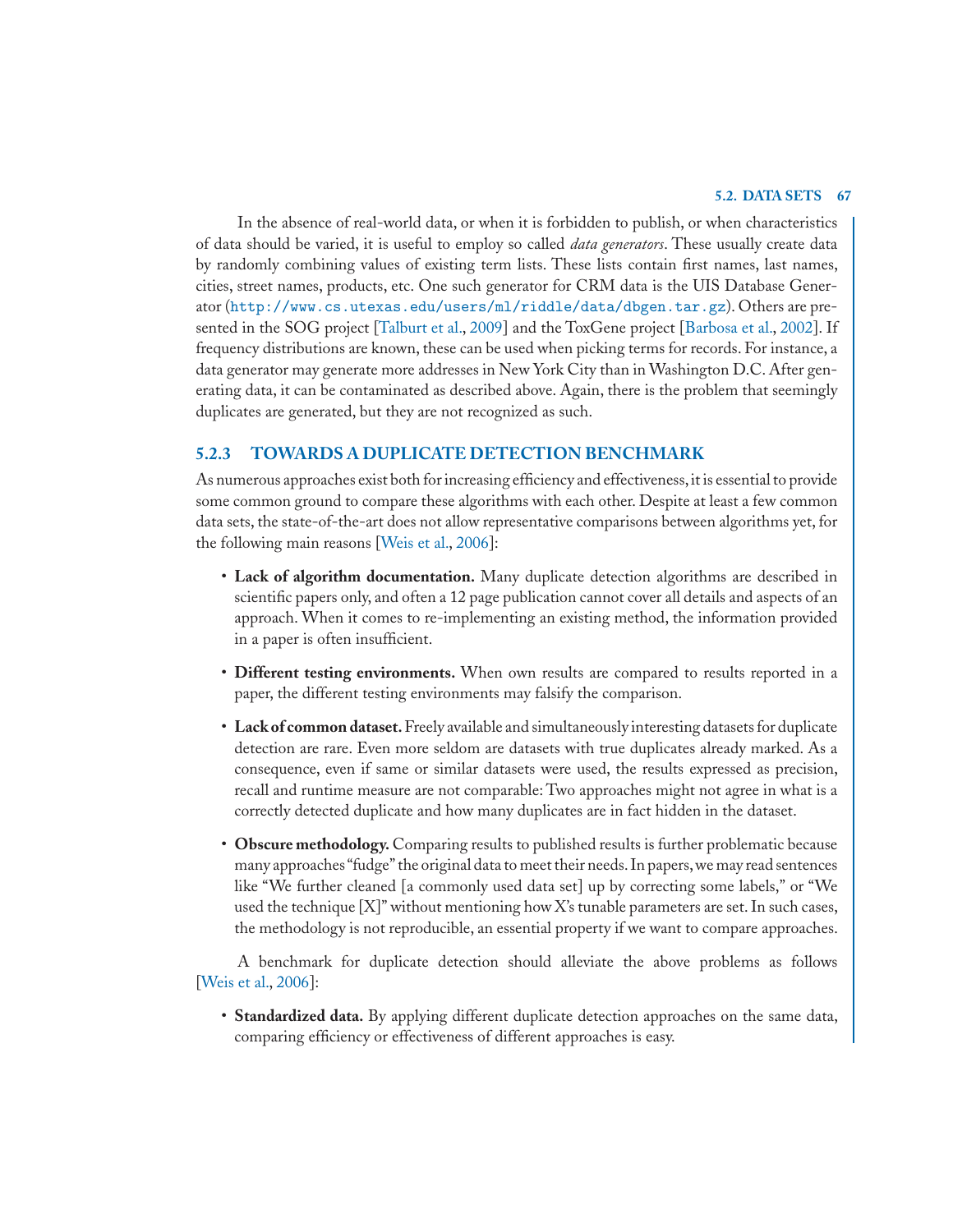In the absence of real-world data, or when it is forbidden to publish, or when characteristics of data should be varied, it is useful to employ so called *data generators*. These usually create data by randomly combining values of existing term lists. These lists contain first names, last names, cities, street names, products, etc. One such generator for CRM data is the UIS Database Generator (`http://www.cs.utexas.edu/users/ml/riddle/data/dbgen.tar.gz`). Others are presented in the SOG project [Talburt et al., 2009] and the ToxGene project [Barbosa et al., 2002]. If frequency distributions are known, these can be used when picking terms for records. For instance, a data generator may generate more addresses in New York City than in Washington D.C. After generating data, it can be contaminated as described above. Again, there is the problem that seemingly duplicates are generated, but they are not recognized as such.

### 5.2.3 TOWARDS A DUPLICATE DETECTION BENCHMARK

As numerous approaches exist both for increasing efficiency and effectiveness, it is essential to provide some common ground to compare these algorithms with each other. Despite at least a few common data sets, the state-of-the-art does not allow representative comparisons between algorithms yet, for the following main reasons [Weis et al., 2006]:

- **Lack of algorithm documentation.** Many duplicate detection algorithms are described in scientific papers only, and often a 12 page publication cannot cover all details and aspects of an approach. When it comes to re-implementing an existing method, the information provided in a paper is often insufficient.
- **Different testing environments.** When own results are compared to results reported in a paper, the different testing environments may falsify the comparison.
- **Lack of common dataset.** Freely available and simultaneously interesting datasets for duplicate detection are rare. Even more seldom are datasets with true duplicates already marked. As a consequence, even if same or similar datasets were used, the results expressed as precision, recall and runtime measure are not comparable: Two approaches might not agree in what is a correctly detected duplicate and how many duplicates are in fact hidden in the dataset.
- **Obscure methodology.** Comparing results to published results is further problematic because many approaches "fudge" the original data to meet their needs. In papers, we may read sentences like "We further cleaned [a commonly used data set] up by correcting some labels," or "We used the technique [X]" without mentioning how X's tunable parameters are set. In such cases, the methodology is not reproducible, an essential property if we want to compare approaches.

A benchmark for duplicate detection should alleviate the above problems as follows [Weis et al., 2006]:

- **Standardized data.** By applying different duplicate detection approaches on the same data, comparing efficiency or effectiveness of different approaches is easy.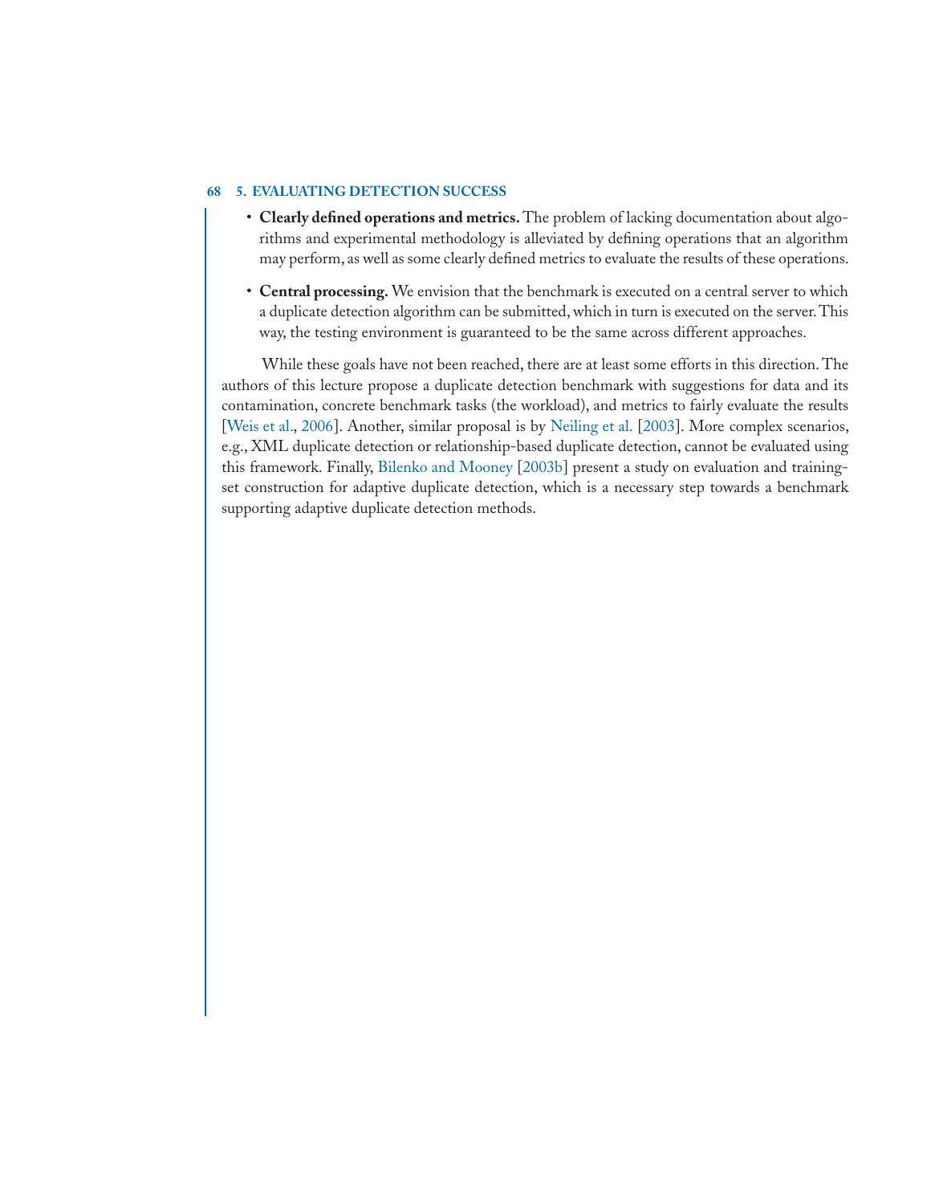- **Clearly defined operations and metrics.** The problem of lacking documentation about algorithms and experimental methodology is alleviated by defining operations that an algorithm may perform, as well as some clearly defined metrics to evaluate the results of these operations.
- **Central processing.** We envision that the benchmark is executed on a central server to which a duplicate detection algorithm can be submitted, which in turn is executed on the server. This way, the testing environment is guaranteed to be the same across different approaches.

While these goals have not been reached, there are at least some efforts in this direction. The authors of this lecture propose a duplicate detection benchmark with suggestions for data and its contamination, concrete benchmark tasks (the workload), and metrics to fairly evaluate the results [Weis et al., 2006]. Another, similar proposal is by Neiling et al. [2003]. More complex scenarios, e.g., XML duplicate detection or relationship-based duplicate detection, cannot be evaluated using this framework. Finally, Bilenko and Mooney [2003b] present a study on evaluation and training-set construction for adaptive duplicate detection, which is a necessary step towards a benchmark supporting adaptive duplicate detection methods.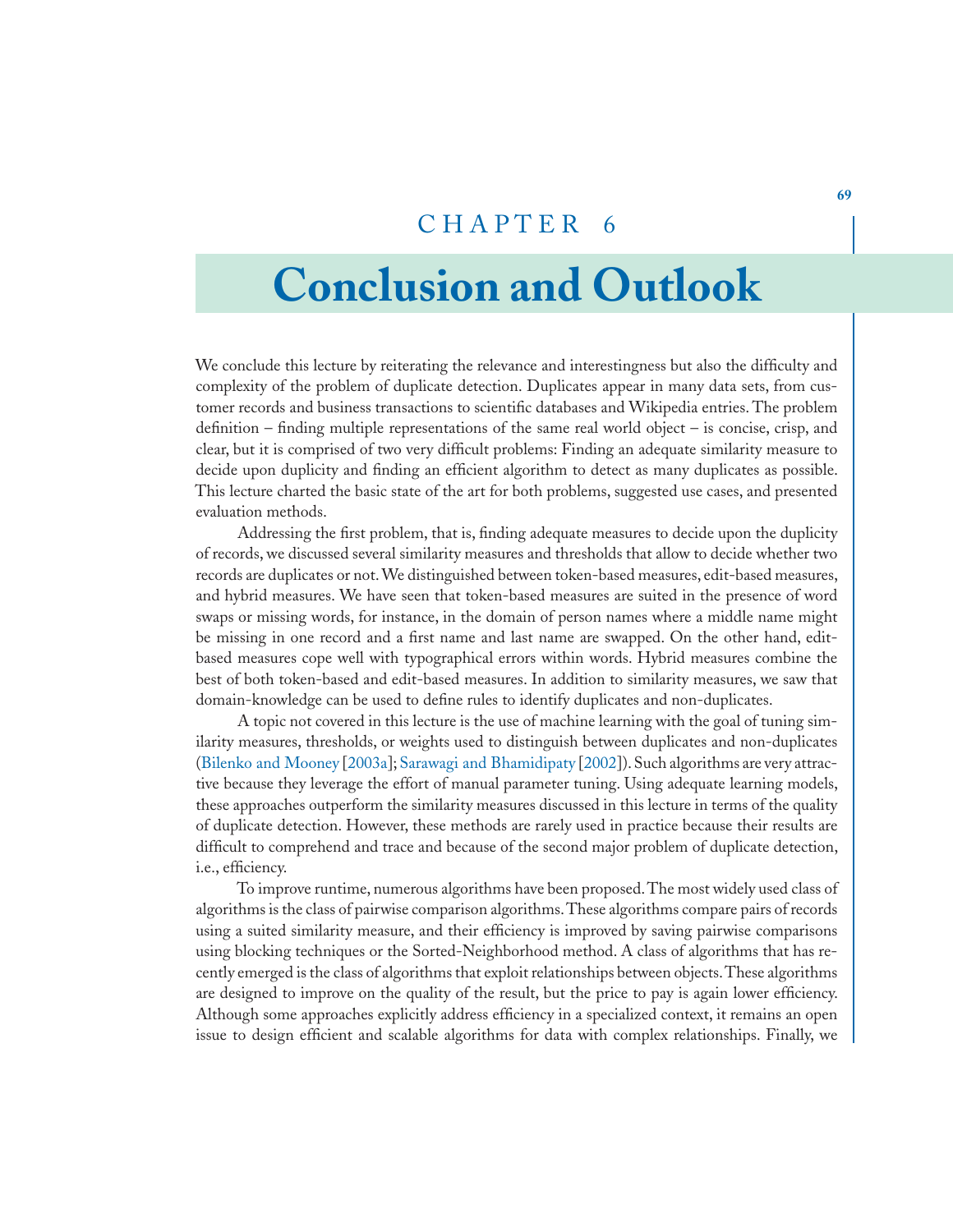# CHAPTER 6

# Conclusion and Outlook

We conclude this lecture by reiterating the relevance and interestingness but also the difficulty and complexity of the problem of duplicate detection. Duplicates appear in many data sets, from customer records and business transactions to scientific databases and Wikipedia entries. The problem definition – finding multiple representations of the same real world object – is concise, crisp, and clear, but it is comprised of two very difficult problems: Finding an adequate similarity measure to decide upon duplicity and finding an efficient algorithm to detect as many duplicates as possible. This lecture charted the basic state of the art for both problems, suggested use cases, and presented evaluation methods.

Addressing the first problem, that is, finding adequate measures to decide upon the duplicity of records, we discussed several similarity measures and thresholds that allow to decide whether two records are duplicates or not. We distinguished between token-based measures, edit-based measures, and hybrid measures. We have seen that token-based measures are suited in the presence of word swaps or missing words, for instance, in the domain of person names where a middle name might be missing in one record and a first name and last name are swapped. On the other hand, edit-based measures cope well with typographical errors within words. Hybrid measures combine the best of both token-based and edit-based measures. In addition to similarity measures, we saw that domain-knowledge can be used to define rules to identify duplicates and non-duplicates.

A topic not covered in this lecture is the use of machine learning with the goal of tuning similarity measures, thresholds, or weights used to distinguish between duplicates and non-duplicates (Bilenko and Mooney [2003a]; Sarawagi and Bhamidipaty [2002]). Such algorithms are very attractive because they leverage the effort of manual parameter tuning. Using adequate learning models, these approaches outperform the similarity measures discussed in this lecture in terms of the quality of duplicate detection. However, these methods are rarely used in practice because their results are difficult to comprehend and trace and because of the second major problem of duplicate detection, i.e., efficiency.

To improve runtime, numerous algorithms have been proposed. The most widely used class of algorithms is the class of pairwise comparison algorithms. These algorithms compare pairs of records using a suited similarity measure, and their efficiency is improved by saving pairwise comparisons using blocking techniques or the Sorted-Neighborhood method. A class of algorithms that has recently emerged is the class of algorithms that exploit relationships between objects. These algorithms are designed to improve on the quality of the result, but the price to pay is again lower efficiency. Although some approaches explicitly address efficiency in a specialized context, it remains an open issue to design efficient and scalable algorithms for data with complex relationships. Finally, we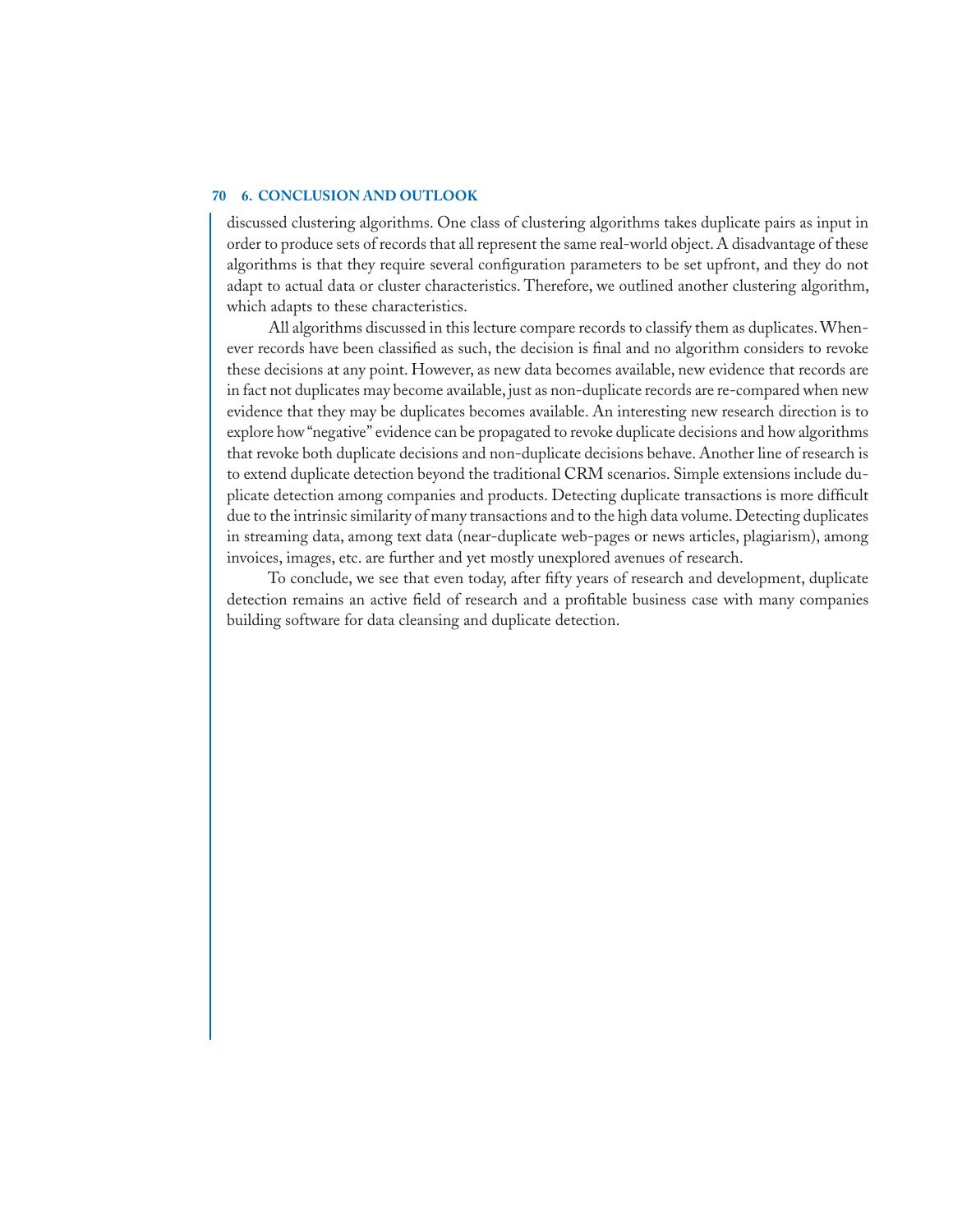discussed clustering algorithms. One class of clustering algorithms takes duplicate pairs as input in order to produce sets of records that all represent the same real-world object. A disadvantage of these algorithms is that they require several configuration parameters to be set upfront, and they do not adapt to actual data or cluster characteristics. Therefore, we outlined another clustering algorithm, which adapts to these characteristics.

All algorithms discussed in this lecture compare records to classify them as duplicates. Whenever records have been classified as such, the decision is final and no algorithm considers to revoke these decisions at any point. However, as new data becomes available, new evidence that records are in fact not duplicates may become available, just as non-duplicate records are re-compared when new evidence that they may be duplicates becomes available. An interesting new research direction is to explore how "negative" evidence can be propagated to revoke duplicate decisions and how algorithms that revoke both duplicate decisions and non-duplicate decisions behave. Another line of research is to extend duplicate detection beyond the traditional CRM scenarios. Simple extensions include duplicate detection among companies and products. Detecting duplicate transactions is more difficult due to the intrinsic similarity of many transactions and to the high data volume. Detecting duplicates in streaming data, among text data (near-duplicate web-pages or news articles, plagiarism), among invoices, images, etc. are further and yet mostly unexplored avenues of research.

To conclude, we see that even today, after fifty years of research and development, duplicate detection remains an active field of research and a profitable business case with many companies building software for data cleansing and duplicate detection.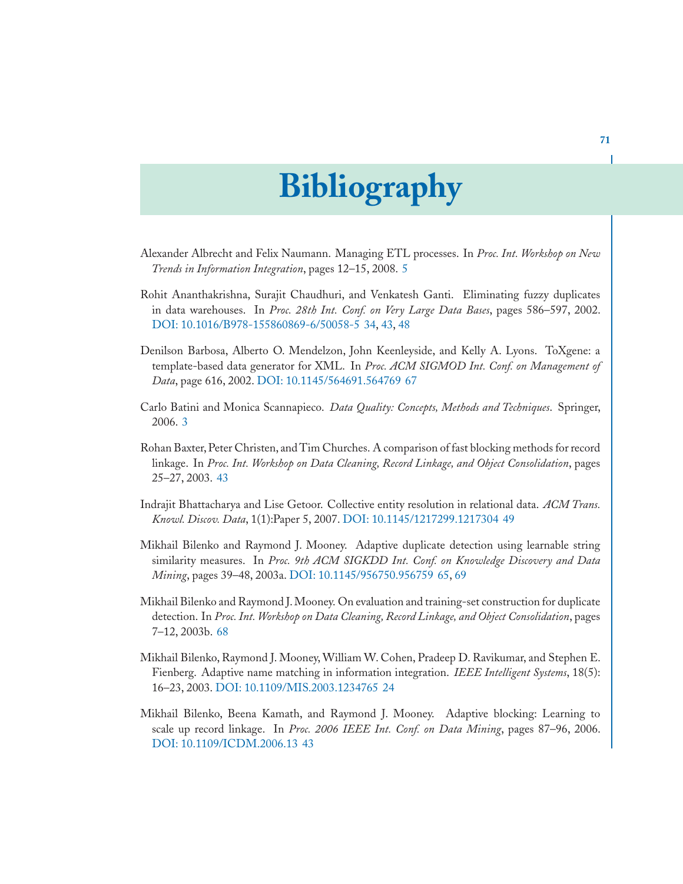# Bibliography

Alexander Albrecht and Felix Naumann. Managing ETL processes. In *Proc. Int. Workshop on New Trends in Information Integration*, pages 12–15, 2008. 5

Rohit Ananthakrishna, Surajit Chaudhuri, and Venkatesh Ganti. Eliminating fuzzy duplicates in data warehouses. In *Proc. 28th Int. Conf. on Very Large Data Bases*, pages 586–597, 2002. DOI: 10.1016/B978-155860869-6/50058-5 34, 43, 48

Denilson Barbosa, Alberto O. Mendelzon, John Keenleyside, and Kelly A. Lyons. ToXgene: a template-based data generator for XML. In *Proc. ACM SIGMOD Int. Conf. on Management of Data*, page 616, 2002. DOI: 10.1145/564691.564769 67

Carlo Batini and Monica Scannapieco. *Data Quality: Concepts, Methods and Techniques*. Springer, 2006. 3

Rohan Baxter, Peter Christen, and Tim Churches. A comparison of fast blocking methods for record linkage. In *Proc. Int. Workshop on Data Cleaning, Record Linkage, and Object Consolidation*, pages 25–27, 2003. 43

Indrajit Bhattacharya and Lise Getoor. Collective entity resolution in relational data. *ACM Trans. Knowl. Discov. Data*, 1(1):Paper 5, 2007. DOI: 10.1145/1217299.1217304 49

Mikhail Bilenko and Raymond J. Mooney. Adaptive duplicate detection using learnable string similarity measures. In *Proc. 9th ACM SIGKDD Int. Conf. on Knowledge Discovery and Data Mining*, pages 39–48, 2003a. DOI: 10.1145/956750.956759 65, 69

Mikhail Bilenko and Raymond J. Mooney. On evaluation and training-set construction for duplicate detection. In *Proc. Int. Workshop on Data Cleaning, Record Linkage, and Object Consolidation*, pages 7–12, 2003b. 68

Mikhail Bilenko, Raymond J. Mooney, William W. Cohen, Pradeep D. Ravikumar, and Stephen E. Fienberg. Adaptive name matching in information integration. *IEEE Intelligent Systems*, 18(5): 16–23, 2003. DOI: 10.1109/MIS.2003.1234765 24

Mikhail Bilenko, Beena Kamath, and Raymond J. Mooney. Adaptive blocking: Learning to scale up record linkage. In *Proc. 2006 IEEE Int. Conf. on Data Mining*, pages 87–96, 2006. DOI: 10.1109/ICDM.2006.13 43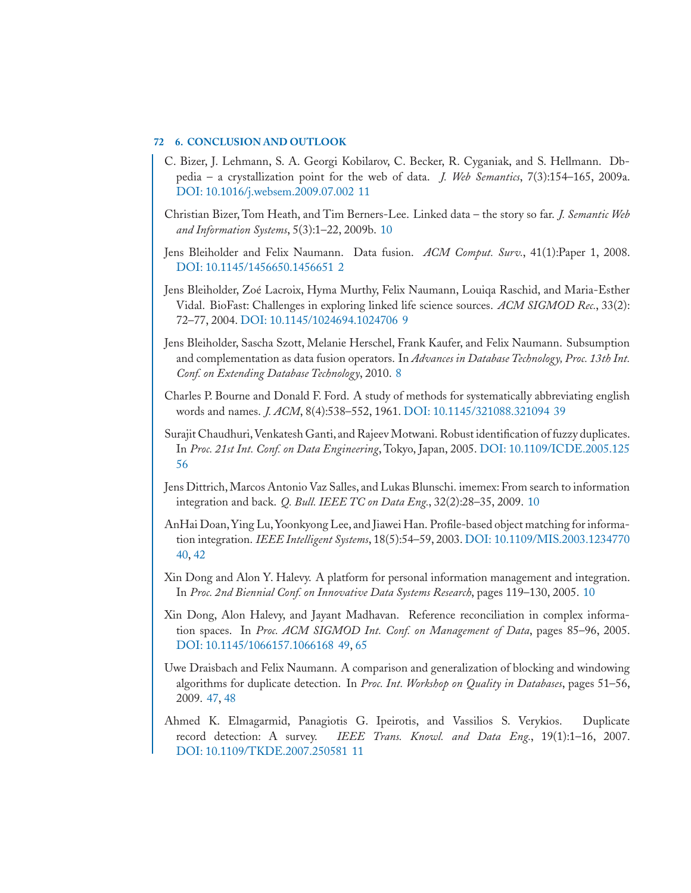C. Bizer, J. Lehmann, S. A. Georgi Kobilarov, C. Becker, R. Cyganiak, and S. Hellmann. Dbpedia – a crystallization point for the web of data. *J. Web Semantics*, 7(3):154–165, 2009a. DOI: 10.1016/j.websem.2009.07.002 11

Christian Bizer, Tom Heath, and Tim Berners-Lee. Linked data – the story so far. *J. Semantic Web and Information Systems*, 5(3):1–22, 2009b. 10

Jens Bleiholder and Felix Naumann. Data fusion. *ACM Comput. Surv.*, 41(1):Paper 1, 2008. DOI: 10.1145/1456650.1456651 2

Jens Bleiholder, Zoé Lacroix, Hyma Murthy, Felix Naumann, Louiqa Raschid, and Maria-Esther Vidal. BioFast: Challenges in exploring linked life science sources. *ACM SIGMOD Rec.*, 33(2): 72–77, 2004. DOI: 10.1145/1024694.1024706 9

Jens Bleiholder, Sascha Szott, Melanie Herschel, Frank Kaufer, and Felix Naumann. Subsumption and complementation as data fusion operators. In *Advances in Database Technology, Proc. 13th Int. Conf. on Extending Database Technology*, 2010. 8

Charles P. Bourne and Donald F. Ford. A study of methods for systematically abbreviating english words and names. *J. ACM*, 8(4):538–552, 1961. DOI: 10.1145/321088.321094 39

Surajit Chaudhuri, Venkatesh Ganti, and Rajeev Motwani. Robust identification of fuzzy duplicates. In *Proc. 21st Int. Conf. on Data Engineering*, Tokyo, Japan, 2005. DOI: 10.1109/ICDE.2005.125 56

Jens Dittrich, Marcos Antonio Vaz Salles, and Lukas Blunschi. imemex: From search to information integration and back. *Q. Bull. IEEE TC on Data Eng.*, 32(2):28–35, 2009. 10

AnHai Doan, Ying Lu, Yoonkyong Lee, and Jiawei Han. Profile-based object matching for information integration. *IEEE Intelligent Systems*, 18(5):54–59, 2003. DOI: 10.1109/MIS.2003.1234770 40, 42

Xin Dong and Alon Y. Halevy. A platform for personal information management and integration. In *Proc. 2nd Biennial Conf. on Innovative Data Systems Research*, pages 119–130, 2005. 10

Xin Dong, Alon Halevy, and Jayant Madhavan. Reference reconciliation in complex information spaces. In *Proc. ACM SIGMOD Int. Conf. on Management of Data*, pages 85–96, 2005. DOI: 10.1145/1066157.1066168 49, 65

Uwe Draisbach and Felix Naumann. A comparison and generalization of blocking and windowing algorithms for duplicate detection. In *Proc. Int. Workshop on Quality in Databases*, pages 51–56, 2009. 47, 48

Ahmed K. Elmagarmid, Panagiotis G. Ipeirotis, and Vassilios S. Verykios. Duplicate record detection: A survey. *IEEE Trans. Knowl. and Data Eng.*, 19(1):1–16, 2007. DOI: 10.1109/TKDE.2007.250581 11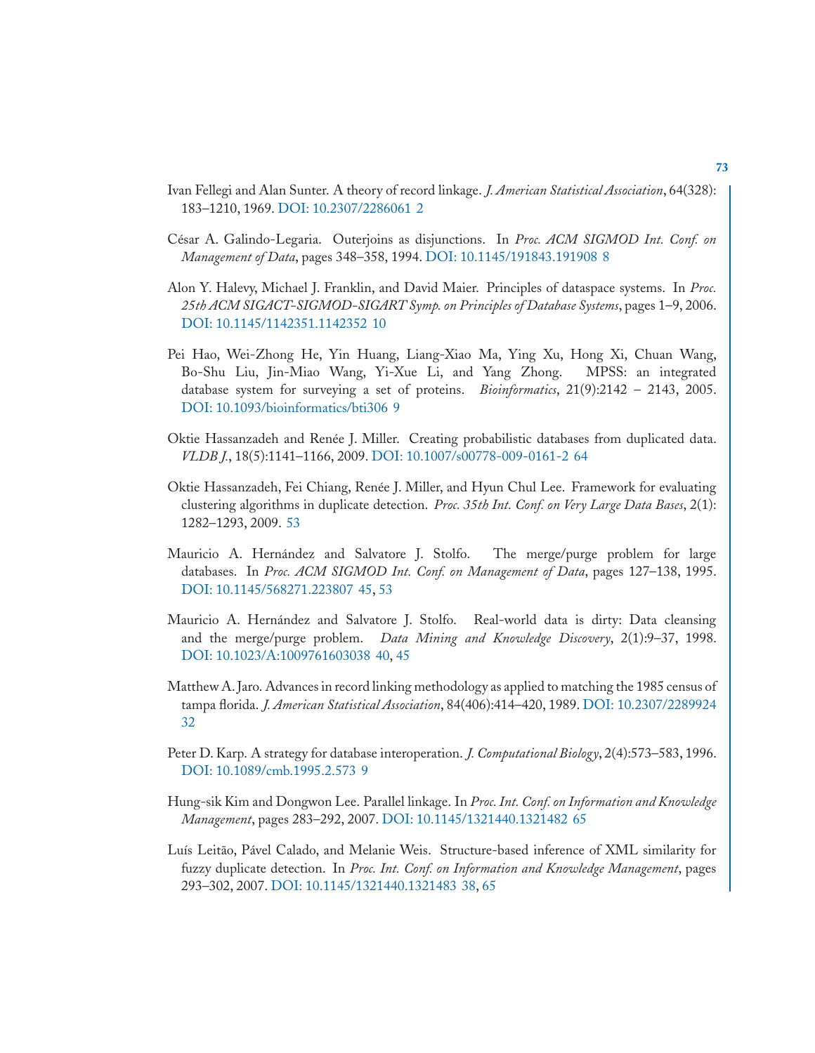Ivan Fellegi and Alan Sunter. A theory of record linkage. *J. American Statistical Association*, 64(328): 183–1210, 1969. DOI: 10.2307/2286061 2

César A. Galindo-Legaria. Outerjoins as disjunctions. In *Proc. ACM SIGMOD Int. Conf. on Management of Data*, pages 348–358, 1994. DOI: 10.1145/191843.191908 8

Alon Y. Halevy, Michael J. Franklin, and David Maier. Principles of dataspace systems. In *Proc. 25th ACM SIGACT-SIGMOD-SIGART Symp. on Principles of Database Systems*, pages 1–9, 2006. DOI: 10.1145/1142351.1142352 10

Pei Hao, Wei-Zhong He, Yin Huang, Liang-Xiao Ma, Ying Xu, Hong Xi, Chuan Wang, Bo-Shu Liu, Jin-Miao Wang, Yi-Xue Li, and Yang Zhong. MPSS: an integrated database system for surveying a set of proteins. *Bioinformatics*, 21(9):2142 – 2143, 2005. DOI: 10.1093/bioinformatics/bti306 9

Oktie Hassanzadeh and Renée J. Miller. Creating probabilistic databases from duplicated data. *VLDB J.*, 18(5):1141–1166, 2009. DOI: 10.1007/s00778-009-0161-2 64

Oktie Hassanzadeh, Fei Chiang, Renée J. Miller, and Hyun Chul Lee. Framework for evaluating clustering algorithms in duplicate detection. *Proc. 35th Int. Conf. on Very Large Data Bases*, 2(1): 1282–1293, 2009. 53

Mauricio A. Hernández and Salvatore J. Stolfo. The merge/purge problem for large databases. In *Proc. ACM SIGMOD Int. Conf. on Management of Data*, pages 127–138, 1995. DOI: 10.1145/568271.223807 45, 53

Mauricio A. Hernández and Salvatore J. Stolfo. Real-world data is dirty: Data cleansing and the merge/purge problem. *Data Mining and Knowledge Discovery*, 2(1):9–37, 1998. DOI: 10.1023/A:1009761603038 40, 45

Matthew A. Jaro. Advances in record linking methodology as applied to matching the 1985 census of tampa florida. *J. American Statistical Association*, 84(406):414–420, 1989. DOI: 10.2307/2289924 32

Peter D. Karp. A strategy for database interoperation. *J. Computational Biology*, 2(4):573–583, 1996. DOI: 10.1089/cmb.1995.2.573 9

Hung-sik Kim and Dongwon Lee. Parallel linkage. In *Proc. Int. Conf. on Information and Knowledge Management*, pages 283–292, 2007. DOI: 10.1145/1321440.1321482 65

Luís Leitão, Pável Calado, and Melanie Weis. Structure-based inference of XML similarity for fuzzy duplicate detection. In *Proc. Int. Conf. on Information and Knowledge Management*, pages 293–302, 2007. DOI: 10.1145/1321440.1321483 38, 65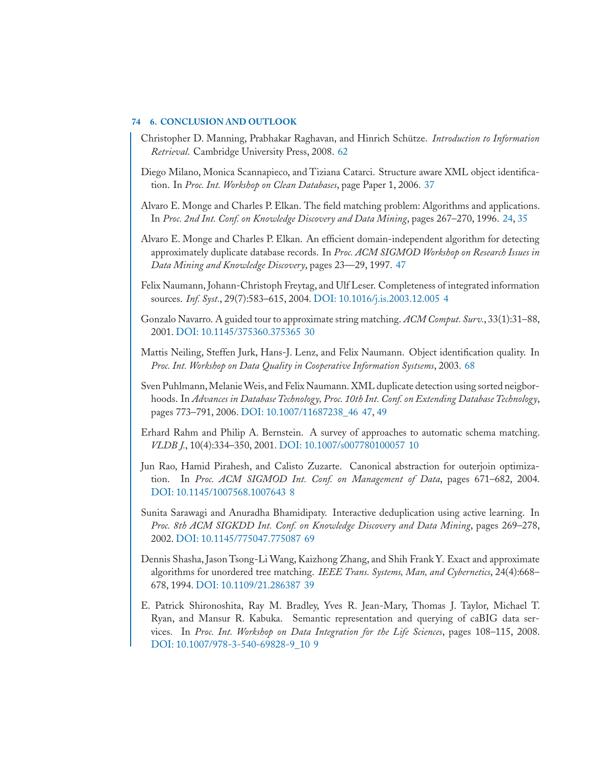Christopher D. Manning, Prabhakar Raghavan, and Hinrich Schütze. *Introduction to Information Retrieval*. Cambridge University Press, 2008. 62

Diego Milano, Monica Scannapieco, and Tiziana Catarci. Structure aware XML object identification. In *Proc. Int. Workshop on Clean Databases*, page Paper 1, 2006. 37

Alvaro E. Monge and Charles P. Elkan. The field matching problem: Algorithms and applications. In *Proc. 2nd Int. Conf. on Knowledge Discovery and Data Mining*, pages 267–270, 1996. 24, 35

Alvaro E. Monge and Charles P. Elkan. An efficient domain-independent algorithm for detecting approximately duplicate database records. In *Proc. ACM SIGMOD Workshop on Research Issues in Data Mining and Knowledge Discovery*, pages 23—29, 1997. 47

Felix Naumann, Johann-Christoph Freytag, and Ulf Leser. Completeness of integrated information sources. *Inf. Syst.*, 29(7):583–615, 2004. DOI: 10.1016/j.is.2003.12.005 4

Gonzalo Navarro. A guided tour to approximate string matching. *ACM Comput. Surv.*, 33(1):31–88, 2001. DOI: 10.1145/375360.375365 30

Mattis Neiling, Steffen Jurk, Hans-J. Lenz, and Felix Naumann. Object identification quality. In *Proc. Int. Workshop on Data Quality in Cooperative Information Systsems*, 2003. 68

Sven Puhlmann, Melanie Weis, and Felix Naumann. XML duplicate detection using sorted neigborhoods. In *Advances in Database Technology, Proc. 10th Int. Conf. on Extending Database Technology*, pages 773–791, 2006. DOI: 10.1007/11687238_46 47, 49

Erhard Rahm and Philip A. Bernstein. A survey of approaches to automatic schema matching. *VLDB J.*, 10(4):334–350, 2001. DOI: 10.1007/s007780100057 10

Jun Rao, Hamid Pirahesh, and Calisto Zuzarte. Canonical abstraction for outerjoin optimization. In *Proc. ACM SIGMOD Int. Conf. on Management of Data*, pages 671–682, 2004. DOI: 10.1145/1007568.1007643 8

Sunita Sarawagi and Anuradha Bhamidipaty. Interactive deduplication using active learning. In *Proc. 8th ACM SIGKDD Int. Conf. on Knowledge Discovery and Data Mining*, pages 269–278, 2002. DOI: 10.1145/775047.775087 69

Dennis Shasha, Jason Tsong-Li Wang, Kaizhong Zhang, and Shih Frank Y. Exact and approximate algorithms for unordered tree matching. *IEEE Trans. Systems, Man, and Cybernetics*, 24(4):668–678, 1994. DOI: 10.1109/21.286387 39

E. Patrick Shironoshita, Ray M. Bradley, Yves R. Jean-Mary, Thomas J. Taylor, Michael T. Ryan, and Mansur R. Kabuka. Semantic representation and querying of caBIG data services. In *Proc. Int. Workshop on Data Integration for the Life Sciences*, pages 108–115, 2008. DOI: 10.1007/978-3-540-69828-9_10 9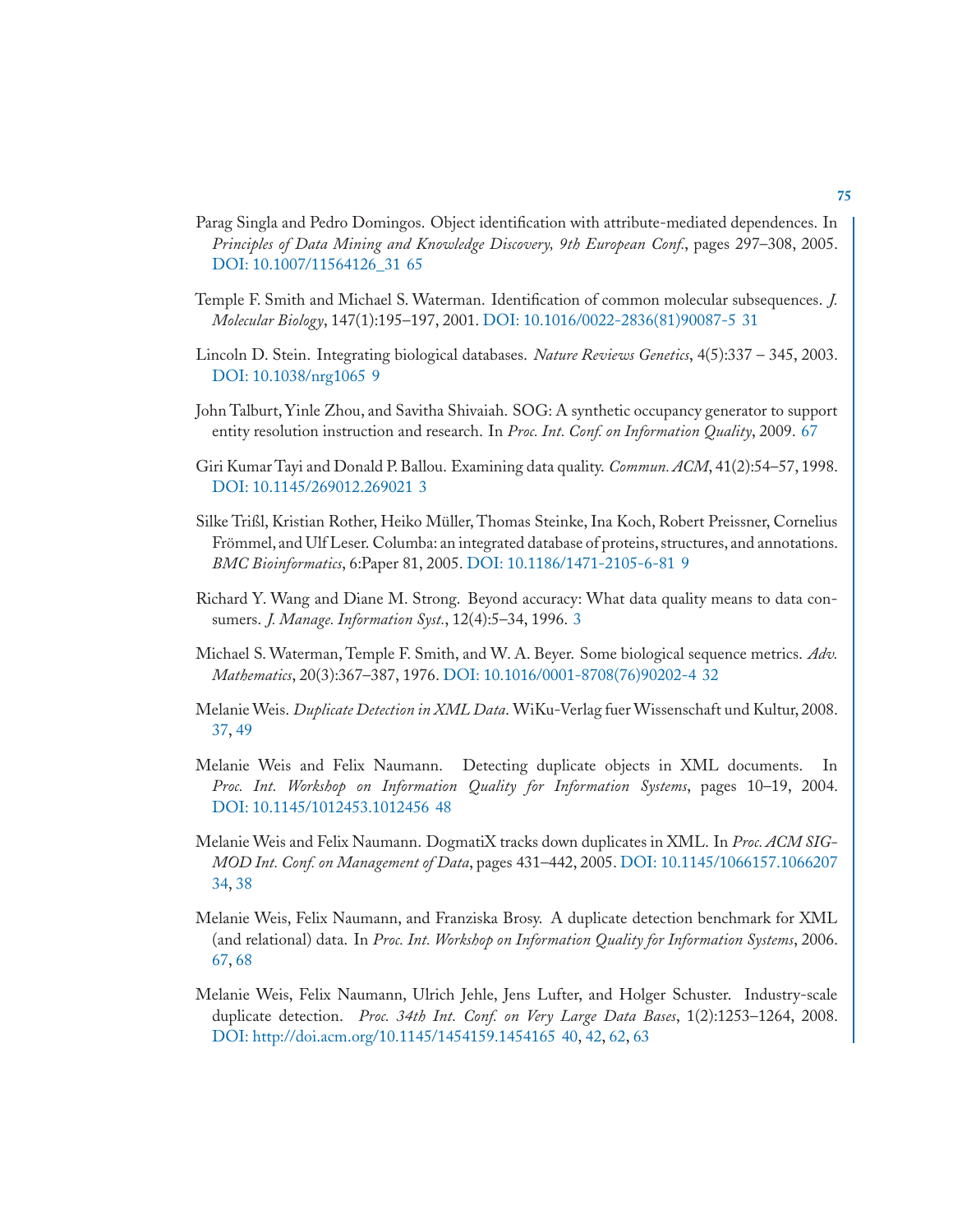Parag Singla and Pedro Domingos. Object identification with attribute-mediated dependences. In *Principles of Data Mining and Knowledge Discovery, 9th European Conf.*, pages 297–308, 2005. DOI: 10.1007/11564126_31 65

Temple F. Smith and Michael S. Waterman. Identification of common molecular subsequences. *J. Molecular Biology*, 147(1):195–197, 2001. DOI: 10.1016/0022-2836(81)90087-5 31

Lincoln D. Stein. Integrating biological databases. *Nature Reviews Genetics*, 4(5):337 – 345, 2003. DOI: 10.1038/nrg1065 9

John Talburt, Yinle Zhou, and Savitha Shivaiah. SOG: A synthetic occupancy generator to support entity resolution instruction and research. In *Proc. Int. Conf. on Information Quality*, 2009. 67

Giri Kumar Tayi and Donald P. Ballou. Examining data quality. *Commun. ACM*, 41(2):54–57, 1998. DOI: 10.1145/269012.269021 3

Silke Trißl, Kristian Rother, Heiko Müller, Thomas Steinke, Ina Koch, Robert Preissner, Cornelius Frömmel, and Ulf Leser. Columba: an integrated database of proteins, structures, and annotations. *BMC Bioinformatics*, 6:Paper 81, 2005. DOI: 10.1186/1471-2105-6-81 9

Richard Y. Wang and Diane M. Strong. Beyond accuracy: What data quality means to data consumers. *J. Manage. Information Syst.*, 12(4):5–34, 1996. 3

Michael S. Waterman, Temple F. Smith, and W. A. Beyer. Some biological sequence metrics. *Adv. Mathematics*, 20(3):367–387, 1976. DOI: 10.1016/0001-8708(76)90202-4 32

Melanie Weis. *Duplicate Detection in XML Data*. WiKu-Verlag fuer Wissenschaft und Kultur, 2008. 37, 49

Melanie Weis and Felix Naumann. Detecting duplicate objects in XML documents. In *Proc. Int. Workshop on Information Quality for Information Systems*, pages 10–19, 2004. DOI: 10.1145/1012453.1012456 48

Melanie Weis and Felix Naumann. DogmatiX tracks down duplicates in XML. In *Proc. ACM SIGMOD Int. Conf. on Management of Data*, pages 431–442, 2005. DOI: 10.1145/1066157.1066207 34, 38

Melanie Weis, Felix Naumann, and Franziska Brosy. A duplicate detection benchmark for XML (and relational) data. In *Proc. Int. Workshop on Information Quality for Information Systems*, 2006. 67, 68

Melanie Weis, Felix Naumann, Ulrich Jehle, Jens Lufter, and Holger Schuster. Industry-scale duplicate detection. *Proc. 34th Int. Conf. on Very Large Data Bases*, 1(2):1253–1264, 2008. DOI: http://doi.acm.org/10.1145/1454159.1454165 40, 42, 62, 63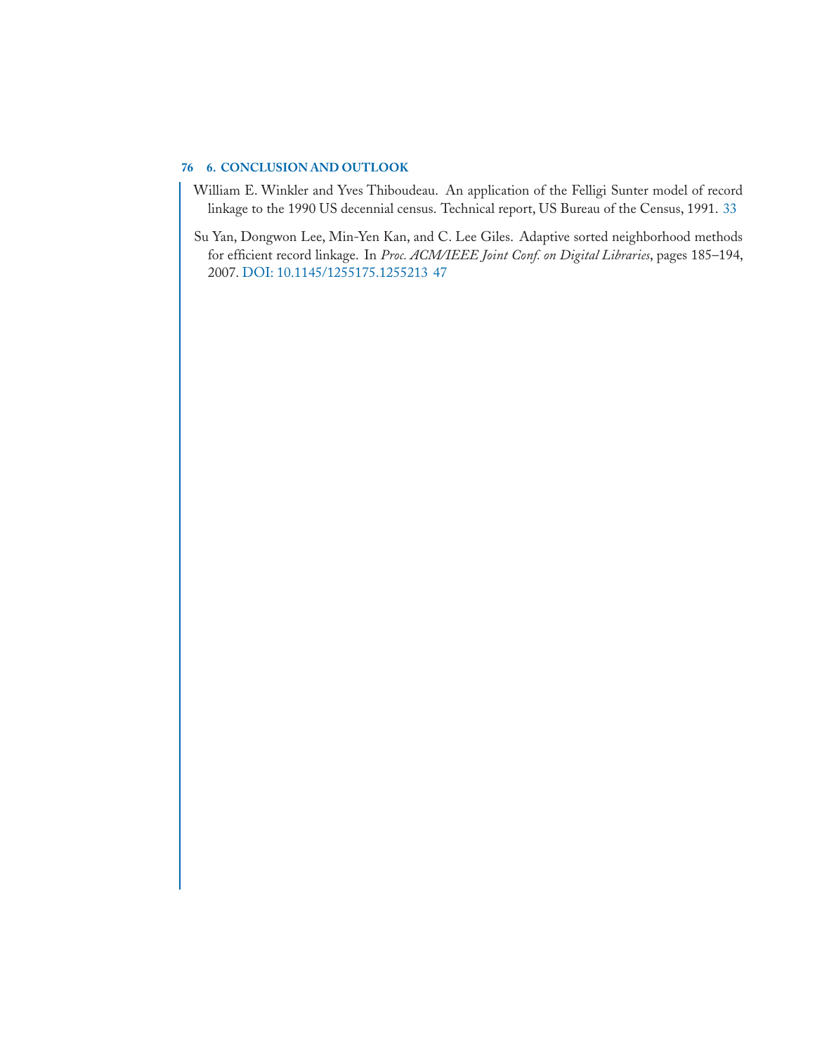William E. Winkler and Yves Thiboudeau. An application of the Felligi Sunter model of record linkage to the 1990 US decennial census. Technical report, US Bureau of the Census, 1991. 33

Su Yan, Dongwon Lee, Min-Yen Kan, and C. Lee Giles. Adaptive sorted neighborhood methods for efficient record linkage. In *Proc. ACM/IEEE Joint Conf. on Digital Libraries*, pages 185–194, 2007. DOI: 10.1145/1255175.1255213 47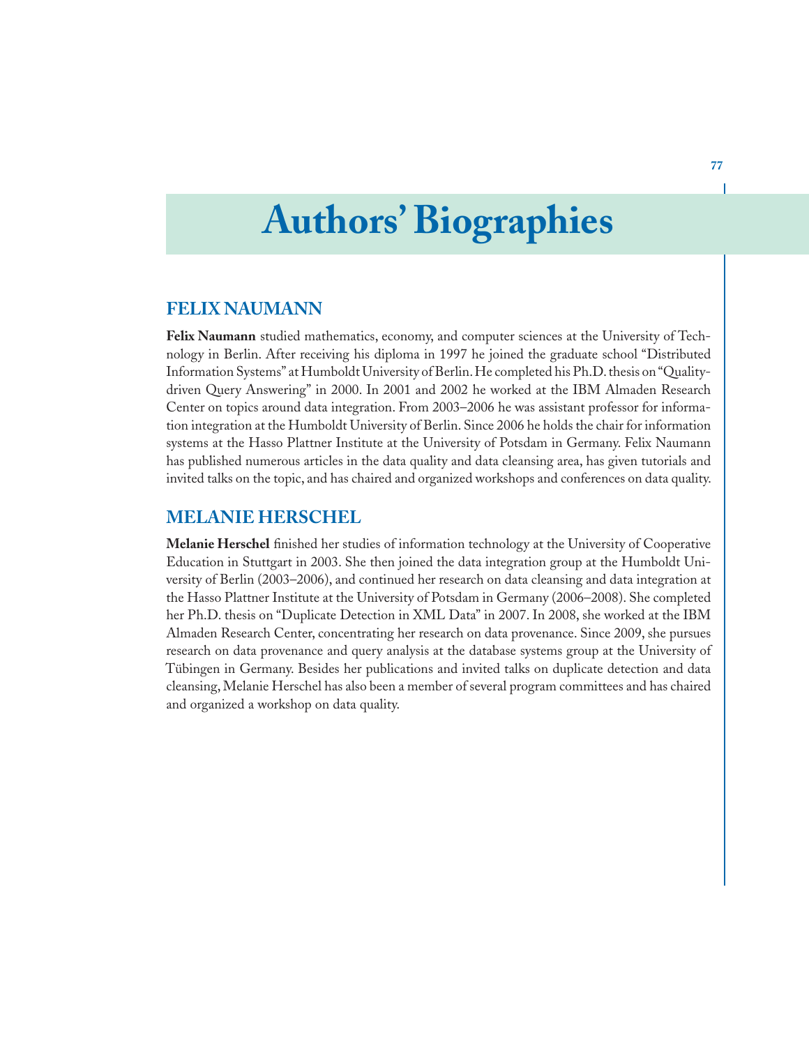# Authors' Biographies

## FELIX NAUMANN

**Felix Naumann** studied mathematics, economy, and computer sciences at the University of Technology in Berlin. After receiving his diploma in 1997 he joined the graduate school "Distributed Information Systems" at Humboldt University of Berlin. He completed his Ph.D. thesis on "Quality-driven Query Answering" in 2000. In 2001 and 2002 he worked at the IBM Almaden Research Center on topics around data integration. From 2003–2006 he was assistant professor for information integration at the Humboldt University of Berlin. Since 2006 he holds the chair for information systems at the Hasso Plattner Institute at the University of Potsdam in Germany. Felix Naumann has published numerous articles in the data quality and data cleansing area, has given tutorials and invited talks on the topic, and has chaired and organized workshops and conferences on data quality.

## MELANIE HERSCHEL

**Melanie Herschel** finished her studies of information technology at the University of Cooperative Education in Stuttgart in 2003. She then joined the data integration group at the Humboldt University of Berlin (2003–2006), and continued her research on data cleansing and data integration at the Hasso Plattner Institute at the University of Potsdam in Germany (2006–2008). She completed her Ph.D. thesis on "Duplicate Detection in XML Data" in 2007. In 2008, she worked at the IBM Almaden Research Center, concentrating her research on data provenance. Since 2009, she pursues research on data provenance and query analysis at the database systems group at the University of Tübingen in Germany. Besides her publications and invited talks on duplicate detection and data cleansing, Melanie Herschel has also been a member of several program committees and has chaired and organized a workshop on data quality.